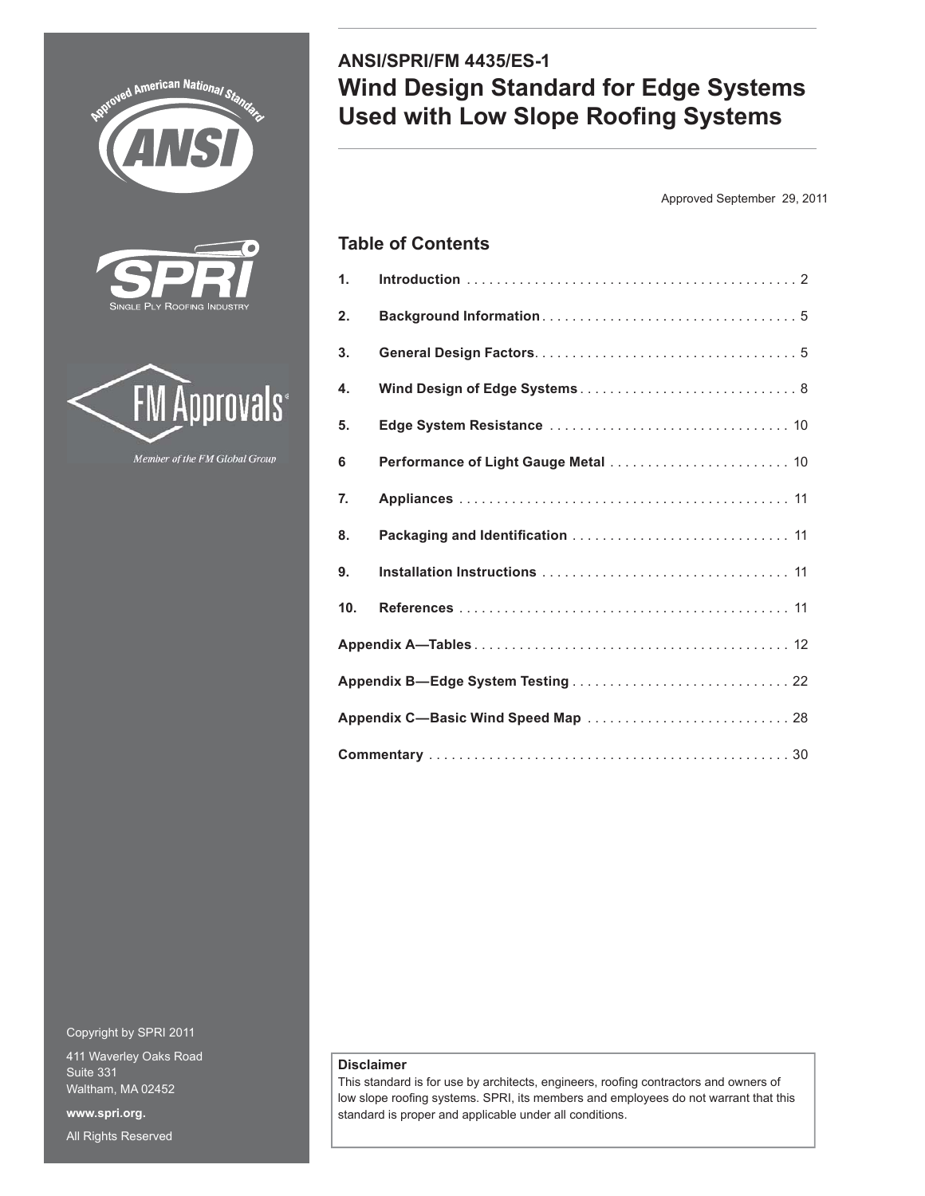# ANSI/SPRI/FM 4435/ES-1

# Wind Design Standard for Edge Systems Used with Low Slope Roofing Systems

Approved September 29, 2011

## Table of Contents

| | | |
|---|---|---|
| **1.** | **Introduction** | 2 |
| **2.** | **Background Information** | 5 |
| **3.** | **General Design Factors** | 5 |
| **4.** | **Wind Design of Edge Systems** | 8 |
| **5.** | **Edge System Resistance** | 10 |
| **6** | **Performance of Light Gauge Metal** | 10 |
| **7.** | **Appliances** | 11 |
| **8.** | **Packaging and Identification** | 11 |
| **9.** | **Installation Instructions** | 11 |
| **10.** | **References** | 11 |
| | **Appendix A—Tables** | 12 |
| | **Appendix B—Edge System Testing** | 22 |
| | **Appendix C—Basic Wind Speed Map** | 28 |
| | **Commentary** | 30 |

Copyright by SPRI 2011

411 Waverley Oaks Road
Suite 331
Waltham, MA 02452

**www.spri.org.**

All Rights Reserved

**Disclaimer**

This standard is for use by architects, engineers, roofing contractors and owners of low slope roofing systems. SPRI, its members and employees do not warrant that this standard is proper and applicable under all conditions.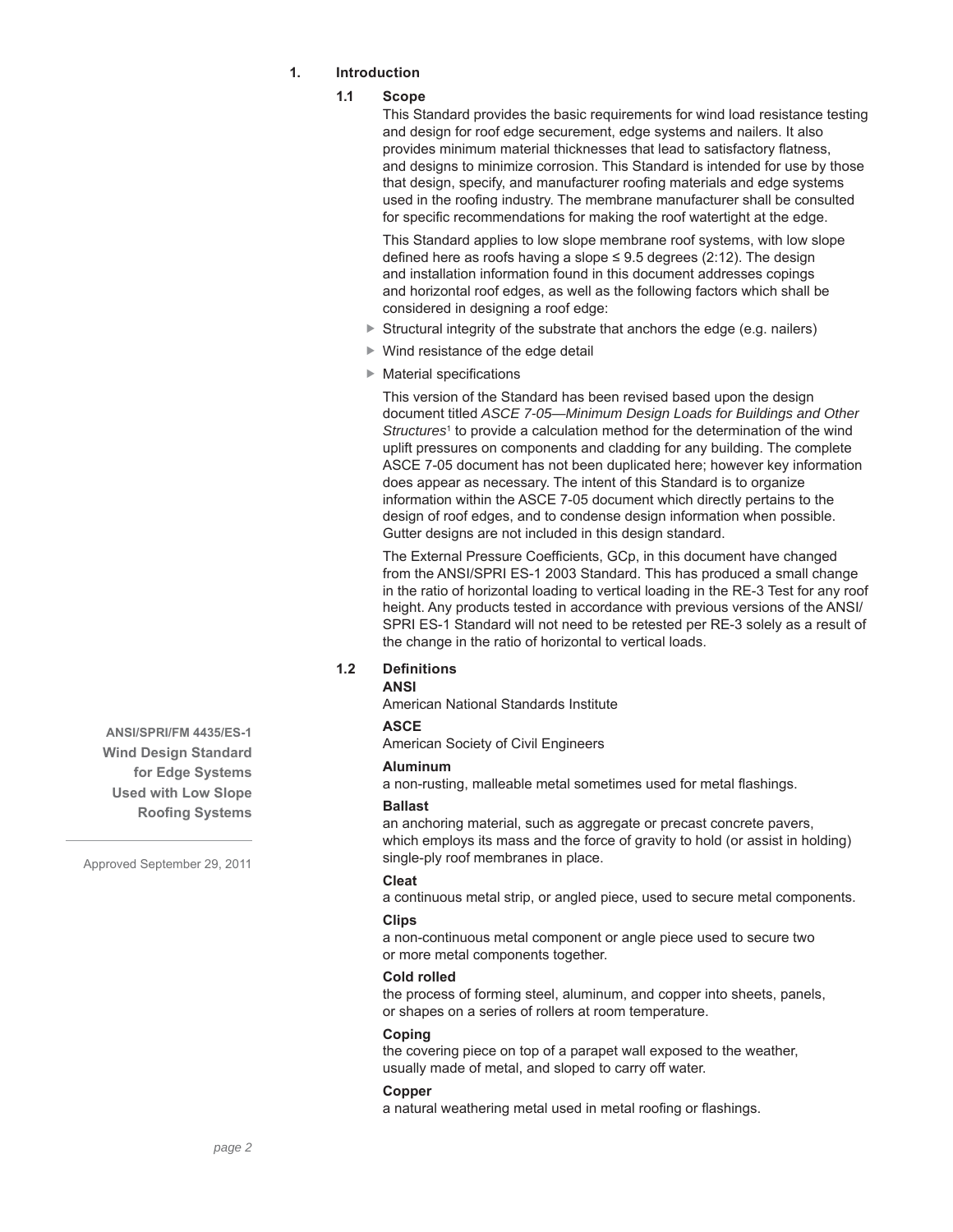# 1. Introduction

## 1.1 Scope

This Standard provides the basic requirements for wind load resistance testing and design for roof edge securement, edge systems and nailers. It also provides minimum material thicknesses that lead to satisfactory flatness, and designs to minimize corrosion. This Standard is intended for use by those that design, specify, and manufacturer roofing materials and edge systems used in the roofing industry. The membrane manufacturer shall be consulted for specific recommendations for making the roof watertight at the edge.

This Standard applies to low slope membrane roof systems, with low slope defined here as roofs having a slope ≤ 9.5 degrees (2:12). The design and installation information found in this document addresses copings and horizontal roof edges, as well as the following factors which shall be considered in designing a roof edge:

- Structural integrity of the substrate that anchors the edge (e.g. nailers)
- Wind resistance of the edge detail
- Material specifications

This version of the Standard has been revised based upon the design document titled *ASCE 7-05—Minimum Design Loads for Buildings and Other Structures*[1] to provide a calculation method for the determination of the wind uplift pressures on components and cladding for any building. The complete ASCE 7-05 document has not been duplicated here; however key information does appear as necessary. The intent of this Standard is to organize information within the ASCE 7-05 document which directly pertains to the design of roof edges, and to condense design information when possible. Gutter designs are not included in this design standard.

The External Pressure Coefficients, GCp, in this document have changed from the ANSI/SPRI ES-1 2003 Standard. This has produced a small change in the ratio of horizontal loading to vertical loading in the RE-3 Test for any roof height. Any products tested in accordance with previous versions of the ANSI/SPRI ES-1 Standard will not need to be retested per RE-3 solely as a result of the change in the ratio of horizontal to vertical loads.

## 1.2 Definitions

**ANSI**
American National Standards Institute

**ASCE**
American Society of Civil Engineers

**Aluminum**
a non-rusting, malleable metal sometimes used for metal flashings.

**Ballast**
an anchoring material, such as aggregate or precast concrete pavers, which employs its mass and the force of gravity to hold (or assist in holding) single-ply roof membranes in place.

**Cleat**
a continuous metal strip, or angled piece, used to secure metal components.

**Clips**
a non-continuous metal component or angle piece used to secure two or more metal components together.

**Cold rolled**
the process of forming steel, aluminum, and copper into sheets, panels, or shapes on a series of rollers at room temperature.

**Coping**
the covering piece on top of a parapet wall exposed to the weather, usually made of metal, and sloped to carry off water.

**Copper**
a natural weathering metal used in metal roofing or flashings.

ANSI/SPRI/FM 4435/ES-1
**Wind Design Standard for Edge Systems Used with Low Slope Roofing Systems**

Approved September 29, 2011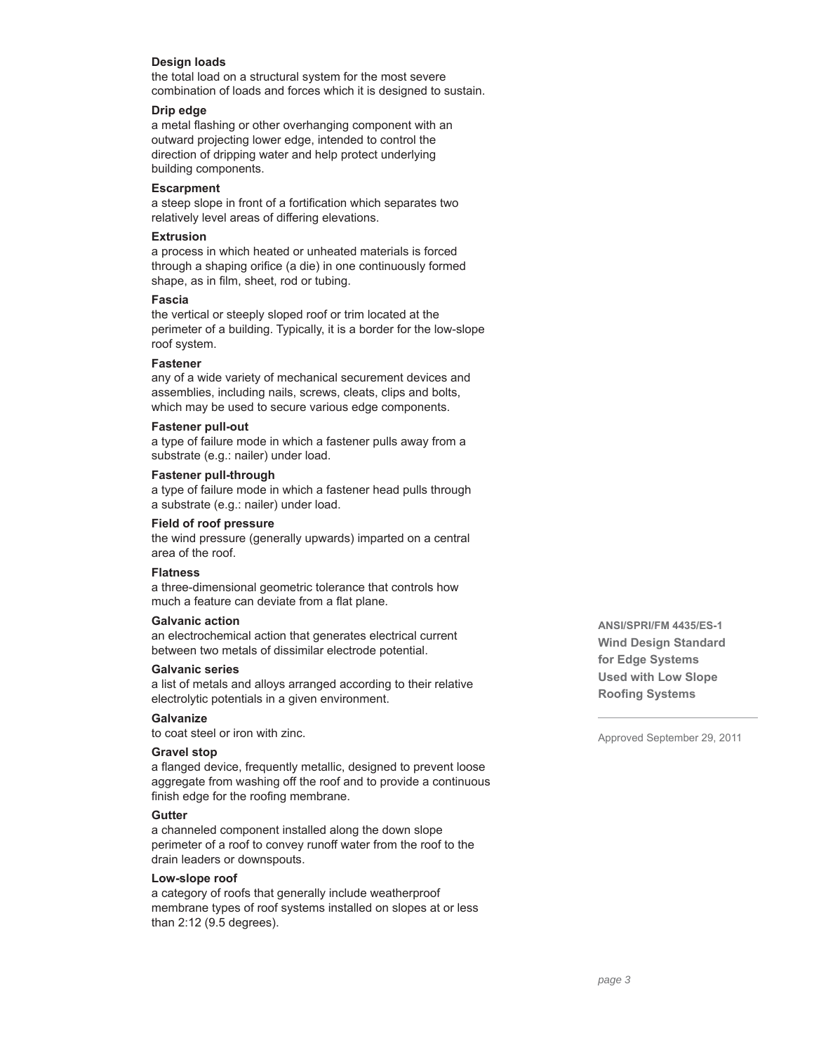**Design loads**
the total load on a structural system for the most severe combination of loads and forces which it is designed to sustain.

**Drip edge**
a metal flashing or other overhanging component with an outward projecting lower edge, intended to control the direction of dripping water and help protect underlying building components.

**Escarpment**
a steep slope in front of a fortification which separates two relatively level areas of differing elevations.

**Extrusion**
a process in which heated or unheated materials is forced through a shaping orifice (a die) in one continuously formed shape, as in film, sheet, rod or tubing.

**Fascia**
the vertical or steeply sloped roof or trim located at the perimeter of a building. Typically, it is a border for the low-slope roof system.

**Fastener**
any of a wide variety of mechanical securement devices and assemblies, including nails, screws, cleats, clips and bolts, which may be used to secure various edge components.

**Fastener pull-out**
a type of failure mode in which a fastener pulls away from a substrate (e.g.: nailer) under load.

**Fastener pull-through**
a type of failure mode in which a fastener head pulls through a substrate (e.g.: nailer) under load.

**Field of roof pressure**
the wind pressure (generally upwards) imparted on a central area of the roof.

**Flatness**
a three-dimensional geometric tolerance that controls how much a feature can deviate from a flat plane.

**Galvanic action**
an electrochemical action that generates electrical current between two metals of dissimilar electrode potential.

**Galvanic series**
a list of metals and alloys arranged according to their relative electrolytic potentials in a given environment.

**Galvanize**
to coat steel or iron with zinc.

**Gravel stop**
a flanged device, frequently metallic, designed to prevent loose aggregate from washing off the roof and to provide a continuous finish edge for the roofing membrane.

**Gutter**
a channeled component installed along the down slope perimeter of a roof to convey runoff water from the roof to the drain leaders or downspouts.

**Low-slope roof**
a category of roofs that generally include weatherproof membrane types of roof systems installed on slopes at or less than 2:12 (9.5 degrees).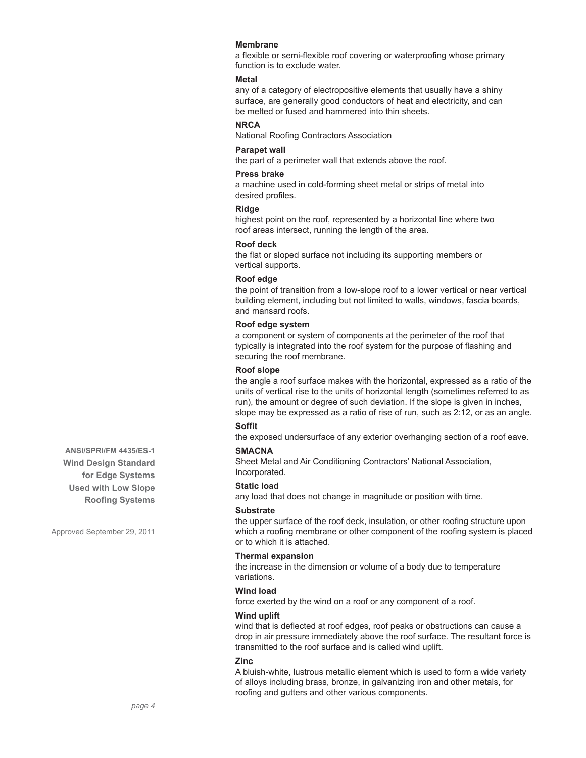**Membrane**
a flexible or semi-flexible roof covering or waterproofing whose primary function is to exclude water.

**Metal**
any of a category of electropositive elements that usually have a shiny surface, are generally good conductors of heat and electricity, and can be melted or fused and hammered into thin sheets.

**NRCA**
National Roofing Contractors Association

**Parapet wall**
the part of a perimeter wall that extends above the roof.

**Press brake**
a machine used in cold-forming sheet metal or strips of metal into desired profiles.

**Ridge**
highest point on the roof, represented by a horizontal line where two roof areas intersect, running the length of the area.

**Roof deck**
the flat or sloped surface not including its supporting members or vertical supports.

**Roof edge**
the point of transition from a low-slope roof to a lower vertical or near vertical building element, including but not limited to walls, windows, fascia boards, and mansard roofs.

**Roof edge system**
a component or system of components at the perimeter of the roof that typically is integrated into the roof system for the purpose of flashing and securing the roof membrane.

**Roof slope**
the angle a roof surface makes with the horizontal, expressed as a ratio of the units of vertical rise to the units of horizontal length (sometimes referred to as run), the amount or degree of such deviation. If the slope is given in inches, slope may be expressed as a ratio of rise of run, such as 2:12, or as an angle.

**Soffit**
the exposed undersurface of any exterior overhanging section of a roof eave.

**SMACNA**
Sheet Metal and Air Conditioning Contractors' National Association, Incorporated.

**Static load**
any load that does not change in magnitude or position with time.

**Substrate**
the upper surface of the roof deck, insulation, or other roofing structure upon which a roofing membrane or other component of the roofing system is placed or to which it is attached.

**Thermal expansion**
the increase in the dimension or volume of a body due to temperature variations.

**Wind load**
force exerted by the wind on a roof or any component of a roof.

**Wind uplift**
wind that is deflected at roof edges, roof peaks or obstructions can cause a drop in air pressure immediately above the roof surface. The resultant force is transmitted to the roof surface and is called wind uplift.

**Zinc**
A bluish-white, lustrous metallic element which is used to form a wide variety of alloys including brass, bronze, in galvanizing iron and other metals, for roofing and gutters and other various components.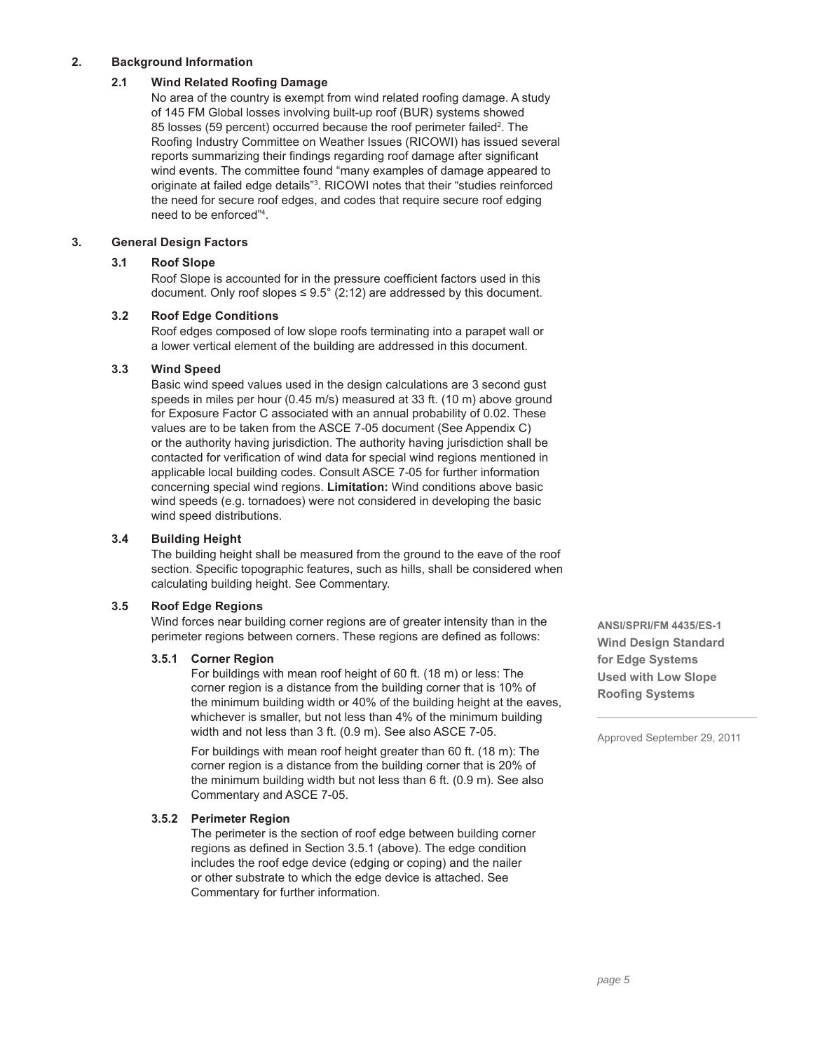## 2. Background Information

### 2.1 Wind Related Roofing Damage

No area of the country is exempt from wind related roofing damage. A study of 145 FM Global losses involving built-up roof (BUR) systems showed 85 losses (59 percent) occurred because the roof perimeter failed[2]. The Roofing Industry Committee on Weather Issues (RICOWI) has issued several reports summarizing their findings regarding roof damage after significant wind events. The committee found "many examples of damage appeared to originate at failed edge details"[3]. RICOWI notes that their "studies reinforced the need for secure roof edges, and codes that require secure roof edging need to be enforced"[4].

## 3. General Design Factors

### 3.1 Roof Slope

Roof Slope is accounted for in the pressure coefficient factors used in this document. Only roof slopes ≤ 9.5° (2:12) are addressed by this document.

### 3.2 Roof Edge Conditions

Roof edges composed of low slope roofs terminating into a parapet wall or a lower vertical element of the building are addressed in this document.

### 3.3 Wind Speed

Basic wind speed values used in the design calculations are 3 second gust speeds in miles per hour (0.45 m/s) measured at 33 ft. (10 m) above ground for Exposure Factor C associated with an annual probability of 0.02. These values are to be taken from the ASCE 7-05 document (See Appendix C) or the authority having jurisdiction. The authority having jurisdiction shall be contacted for verification of wind data for special wind regions mentioned in applicable local building codes. Consult ASCE 7-05 for further information concerning special wind regions. **Limitation:** Wind conditions above basic wind speeds (e.g. tornadoes) were not considered in developing the basic wind speed distributions.

### 3.4 Building Height

The building height shall be measured from the ground to the eave of the roof section. Specific topographic features, such as hills, shall be considered when calculating building height. See Commentary.

### 3.5 Roof Edge Regions

Wind forces near building corner regions are of greater intensity than in the perimeter regions between corners. These regions are defined as follows:

#### 3.5.1 Corner Region

For buildings with mean roof height of 60 ft. (18 m) or less: The corner region is a distance from the building corner that is 10% of the minimum building width or 40% of the building height at the eaves, whichever is smaller, but not less than 4% of the minimum building width and not less than 3 ft. (0.9 m). See also ASCE 7-05.

For buildings with mean roof height greater than 60 ft. (18 m): The corner region is a distance from the building corner that is 20% of the minimum building width but not less than 6 ft. (0.9 m). See also Commentary and ASCE 7-05.

#### 3.5.2 Perimeter Region

The perimeter is the section of roof edge between building corner regions as defined in Section 3.5.1 (above). The edge condition includes the roof edge device (edging or coping) and the nailer or other substrate to which the edge device is attached. See Commentary for further information.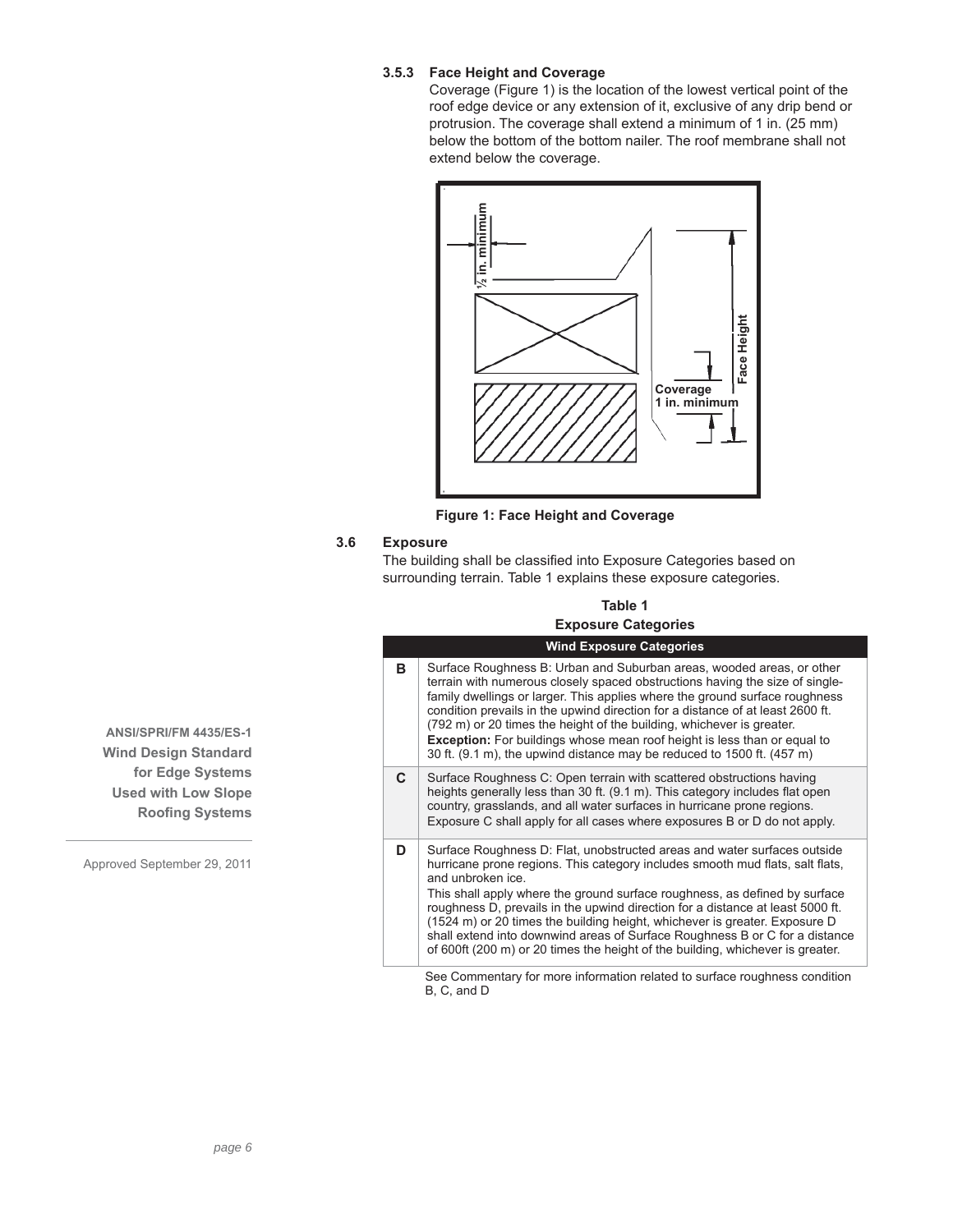### 3.5.3 Face Height and Coverage

Coverage (Figure 1) is the location of the lowest vertical point of the roof edge device or any extension of it, exclusive of any drip bend or protrusion. The coverage shall extend a minimum of 1 in. (25 mm) below the bottom of the bottom nailer. The roof membrane shall not extend below the coverage.

**Figure 1: Face Height and Coverage**

## 3.6 Exposure

The building shall be classified into Exposure Categories based on surrounding terrain. Table 1 explains these exposure categories.

**Table 1**
**Exposure Categories**

| Wind Exposure Categories | |
|---|---|
| **B** | Surface Roughness B: Urban and Suburban areas, wooded areas, or other terrain with numerous closely spaced obstructions having the size of single-family dwellings or larger. This applies where the ground surface roughness condition prevails in the upwind direction for a distance of at least 2600 ft. (792 m) or 20 times the height of the building, whichever is greater. **Exception:** For buildings whose mean roof height is less than or equal to 30 ft. (9.1 m), the upwind distance may be reduced to 1500 ft. (457 m) |
| **C** | Surface Roughness C: Open terrain with scattered obstructions having heights generally less than 30 ft. (9.1 m). This category includes flat open country, grasslands, and all water surfaces in hurricane prone regions. Exposure C shall apply for all cases where exposures B or D do not apply. |
| **D** | Surface Roughness D: Flat, unobstructed areas and water surfaces outside hurricane prone regions. This category includes smooth mud flats, salt flats, and unbroken ice. This shall apply where the ground surface roughness, as defined by surface roughness D, prevails in the upwind direction for a distance at least 5000 ft. (1524 m) or 20 times the building height, whichever is greater. Exposure D shall extend into downwind areas of Surface Roughness B or C for a distance of 600ft (200 m) or 20 times the height of the building, whichever is greater. |

See Commentary for more information related to surface roughness condition B, C, and D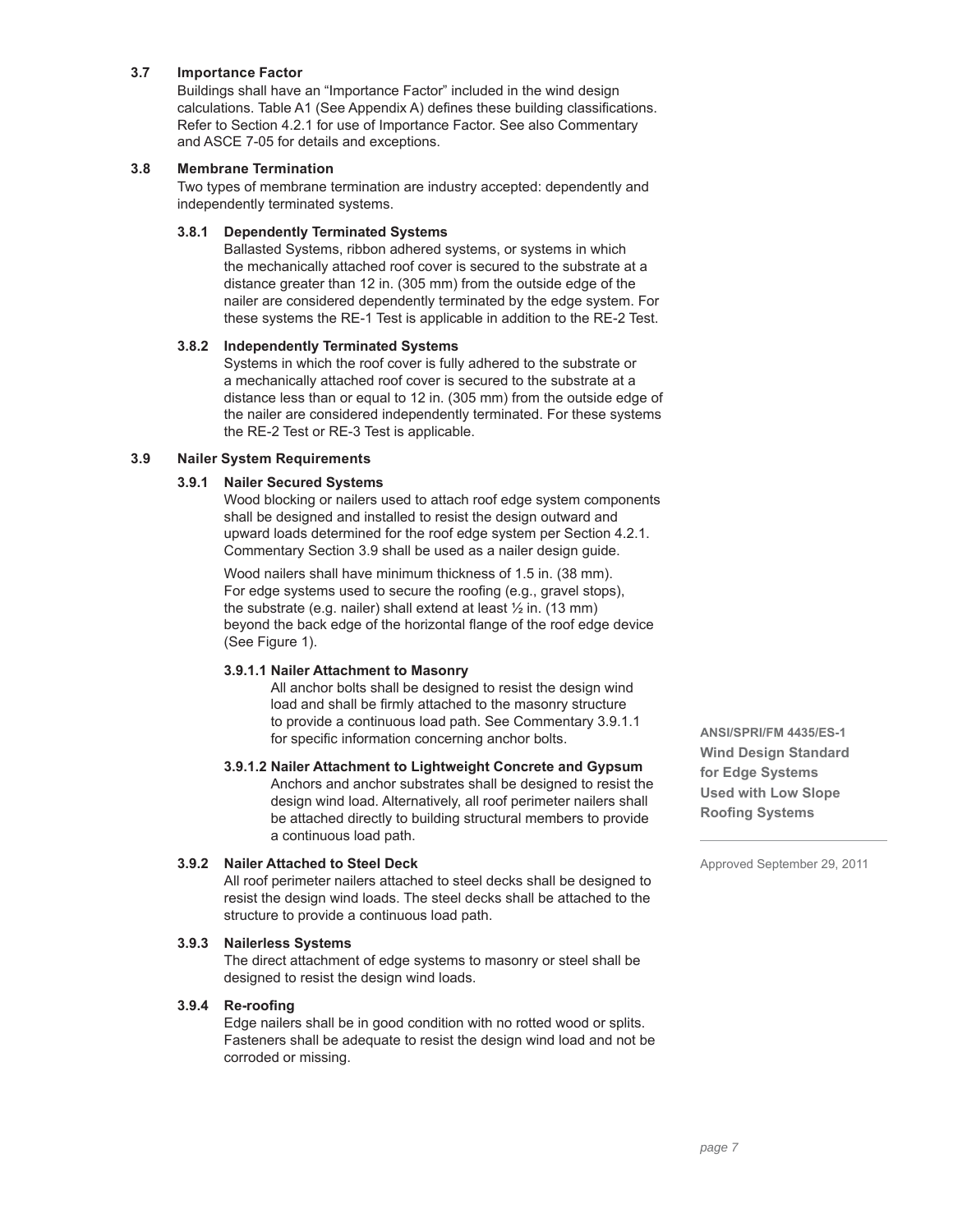### 3.7 Importance Factor

Buildings shall have an "Importance Factor" included in the wind design calculations. Table A1 (See Appendix A) defines these building classifications. Refer to Section 4.2.1 for use of Importance Factor. See also Commentary and ASCE 7-05 for details and exceptions.

### 3.8 Membrane Termination

Two types of membrane termination are industry accepted: dependently and independently terminated systems.

#### 3.8.1 Dependently Terminated Systems

Ballasted Systems, ribbon adhered systems, or systems in which the mechanically attached roof cover is secured to the substrate at a distance greater than 12 in. (305 mm) from the outside edge of the nailer are considered dependently terminated by the edge system. For these systems the RE-1 Test is applicable in addition to the RE-2 Test.

#### 3.8.2 Independently Terminated Systems

Systems in which the roof cover is fully adhered to the substrate or a mechanically attached roof cover is secured to the substrate at a distance less than or equal to 12 in. (305 mm) from the outside edge of the nailer are considered independently terminated. For these systems the RE-2 Test or RE-3 Test is applicable.

### 3.9 Nailer System Requirements

#### 3.9.1 Nailer Secured Systems

Wood blocking or nailers used to attach roof edge system components shall be designed and installed to resist the design outward and upward loads determined for the roof edge system per Section 4.2.1. Commentary Section 3.9 shall be used as a nailer design guide.

Wood nailers shall have minimum thickness of 1.5 in. (38 mm). For edge systems used to secure the roofing (e.g., gravel stops), the substrate (e.g. nailer) shall extend at least ½ in. (13 mm) beyond the back edge of the horizontal flange of the roof edge device (See Figure 1).

##### 3.9.1.1 Nailer Attachment to Masonry

All anchor bolts shall be designed to resist the design wind load and shall be firmly attached to the masonry structure to provide a continuous load path. See Commentary 3.9.1.1 for specific information concerning anchor bolts.

##### 3.9.1.2 Nailer Attachment to Lightweight Concrete and Gypsum

Anchors and anchor substrates shall be designed to resist the design wind load. Alternatively, all roof perimeter nailers shall be attached directly to building structural members to provide a continuous load path.

#### 3.9.2 Nailer Attached to Steel Deck

All roof perimeter nailers attached to steel decks shall be designed to resist the design wind loads. The steel decks shall be attached to the structure to provide a continuous load path.

#### 3.9.3 Nailerless Systems

The direct attachment of edge systems to masonry or steel shall be designed to resist the design wind loads.

#### 3.9.4 Re-roofing

Edge nailers shall be in good condition with no rotted wood or splits. Fasteners shall be adequate to resist the design wind load and not be corroded or missing.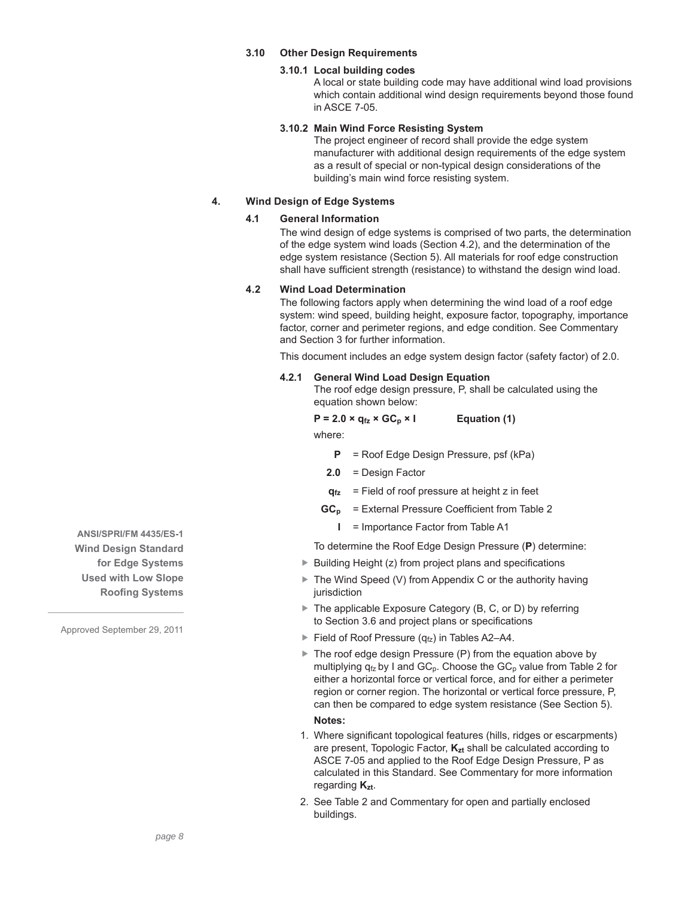### 3.10 Other Design Requirements

#### 3.10.1 Local building codes

A local or state building code may have additional wind load provisions which contain additional wind design requirements beyond those found in ASCE 7-05.

#### 3.10.2 Main Wind Force Resisting System

The project engineer of record shall provide the edge system manufacturer with additional design requirements of the edge system as a result of special or non-typical design considerations of the building's main wind force resisting system.

## 4. Wind Design of Edge Systems

### 4.1 General Information

The wind design of edge systems is comprised of two parts, the determination of the edge system wind loads (Section 4.2), and the determination of the edge system resistance (Section 5). All materials for roof edge construction shall have sufficient strength (resistance) to withstand the design wind load.

### 4.2 Wind Load Determination

The following factors apply when determining the wind load of a roof edge system: wind speed, building height, exposure factor, topography, importance factor, corner and perimeter regions, and edge condition. See Commentary and Section 3 for further information.

This document includes an edge system design factor (safety factor) of 2.0.

#### 4.2.1 General Wind Load Design Equation

The roof edge design pressure, P, shall be calculated using the equation shown below:

$$P = 2.0 \times q_{fz} \times GC_p \times I \qquad \textbf{Equation (1)}$$

where:

- **P** = Roof Edge Design Pressure, psf (kPa)
- **2.0** = Design Factor
- $q_{fz}$ = Field of roof pressure at height z in feet
- $GC_p$ = External Pressure Coefficient from Table 2
- **I** = Importance Factor from Table A1

To determine the Roof Edge Design Pressure (**P**) determine:

- Building Height (z) from project plans and specifications
- The Wind Speed (V) from Appendix C or the authority having jurisdiction
- The applicable Exposure Category (B, C, or D) by referring to Section 3.6 and project plans or specifications
- Field of Roof Pressure ($q_{fz}$) in Tables A2–A4.
- The roof edge design Pressure (P) from the equation above by multiplying $q_{fz}$ by I and $GC_p$. Choose the $GC_p$ value from Table 2 for either a horizontal force or vertical force, and for either a perimeter region or corner region. The horizontal or vertical force pressure, P, can then be compared to edge system resistance (See Section 5).

**Notes:**

1. Where significant topological features (hills, ridges or escarpments) are present, Topologic Factor, $\mathbf{K_{zt}}$ shall be calculated according to ASCE 7-05 and applied to the Roof Edge Design Pressure, P as calculated in this Standard. See Commentary for more information regarding $\mathbf{K_{zt}}$.
2. See Table 2 and Commentary for open and partially enclosed buildings.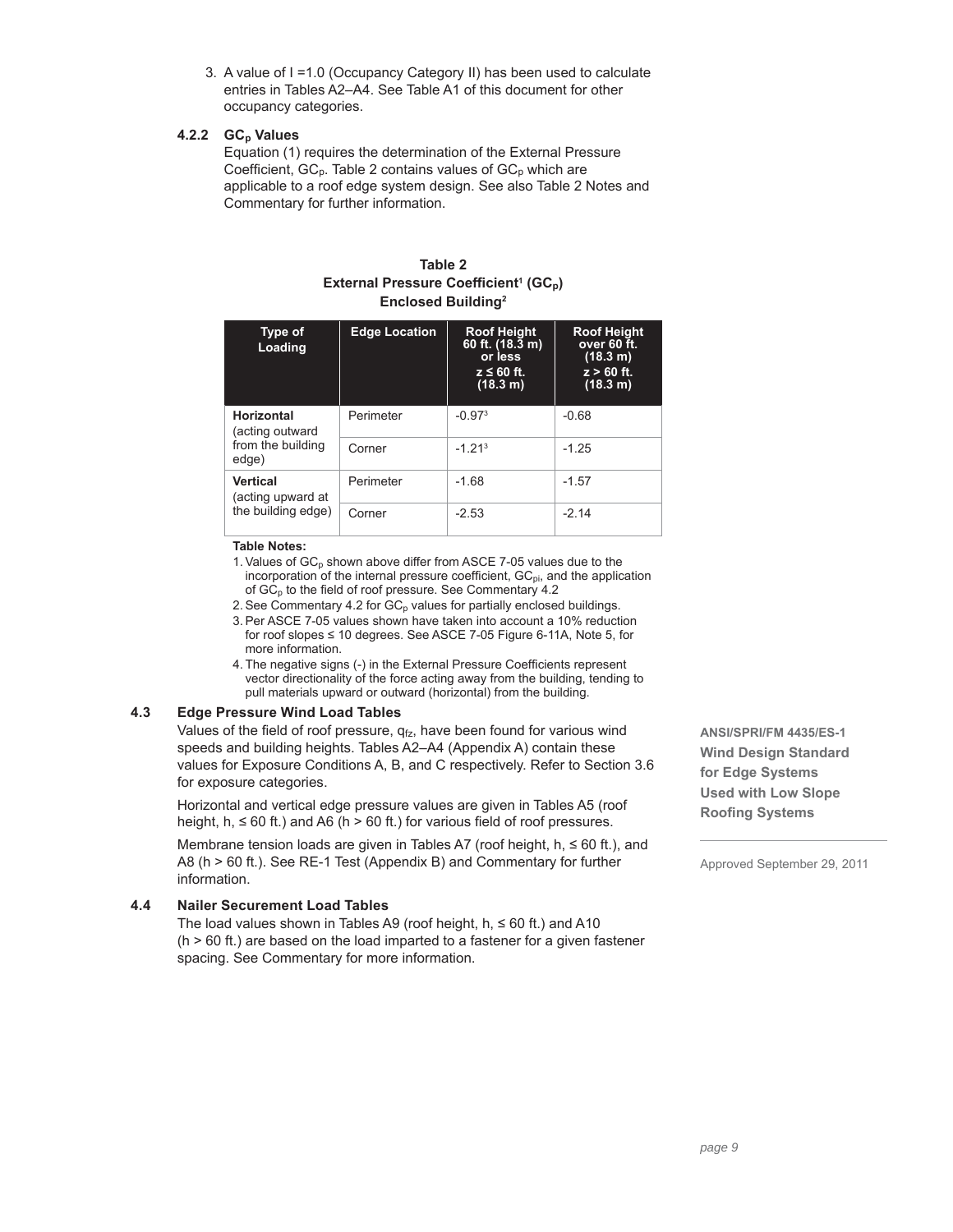3. A value of I =1.0 (Occupancy Category II) has been used to calculate entries in Tables A2–A4. See Table A1 of this document for other occupancy categories.

#### 4.2.2 $GC_p$ Values

Equation (1) requires the determination of the External Pressure Coefficient, $GC_p$. Table 2 contains values of $GC_p$ which are applicable to a roof edge system design. See also Table 2 Notes and Commentary for further information.

**Table 2**
**External Pressure Coefficient[1] ($GC_p$)**
**Enclosed Building[2]**

| Type of Loading | Edge Location | Roof Height 60 ft. (18.3 m) or less $z \leq 60$ ft. (18.3 m) | Roof Height over 60 ft. (18.3 m) $z > 60$ ft. (18.3 m) |
|---|---|---|---|
| **Horizontal** (acting outward from the building edge) | Perimeter | -0.97[3] | -0.68 |
| | Corner | -1.21[3] | -1.25 |
| **Vertical** (acting upward at the building edge) | Perimeter | -1.68 | -1.57 |
| | Corner | -2.53 | -2.14 |

**Table Notes:**

1. Values of $GC_p$ shown above differ from ASCE 7-05 values due to the incorporation of the internal pressure coefficient, $GC_{pi}$, and the application of $GC_p$ to the field of roof pressure. See Commentary 4.2
2. See Commentary 4.2 for $GC_p$ values for partially enclosed buildings.
3. Per ASCE 7-05 values shown have taken into account a 10% reduction for roof slopes ≤ 10 degrees. See ASCE 7-05 Figure 6-11A, Note 5, for more information.
4. The negative signs (-) in the External Pressure Coefficients represent vector directionality of the force acting away from the building, tending to pull materials upward or outward (horizontal) from the building.

### 4.3 Edge Pressure Wind Load Tables

Values of the field of roof pressure, $q_{fz}$, have been found for various wind speeds and building heights. Tables A2–A4 (Appendix A) contain these values for Exposure Conditions A, B, and C respectively. Refer to Section 3.6 for exposure categories.

Horizontal and vertical edge pressure values are given in Tables A5 (roof height, h, ≤ 60 ft.) and A6 (h > 60 ft.) for various field of roof pressures.

Membrane tension loads are given in Tables A7 (roof height, h, ≤ 60 ft.), and A8 (h > 60 ft.). See RE-1 Test (Appendix B) and Commentary for further information.

### 4.4 Nailer Securement Load Tables

The load values shown in Tables A9 (roof height, h, ≤ 60 ft.) and A10 (h > 60 ft.) are based on the load imparted to a fastener for a given fastener spacing. See Commentary for more information.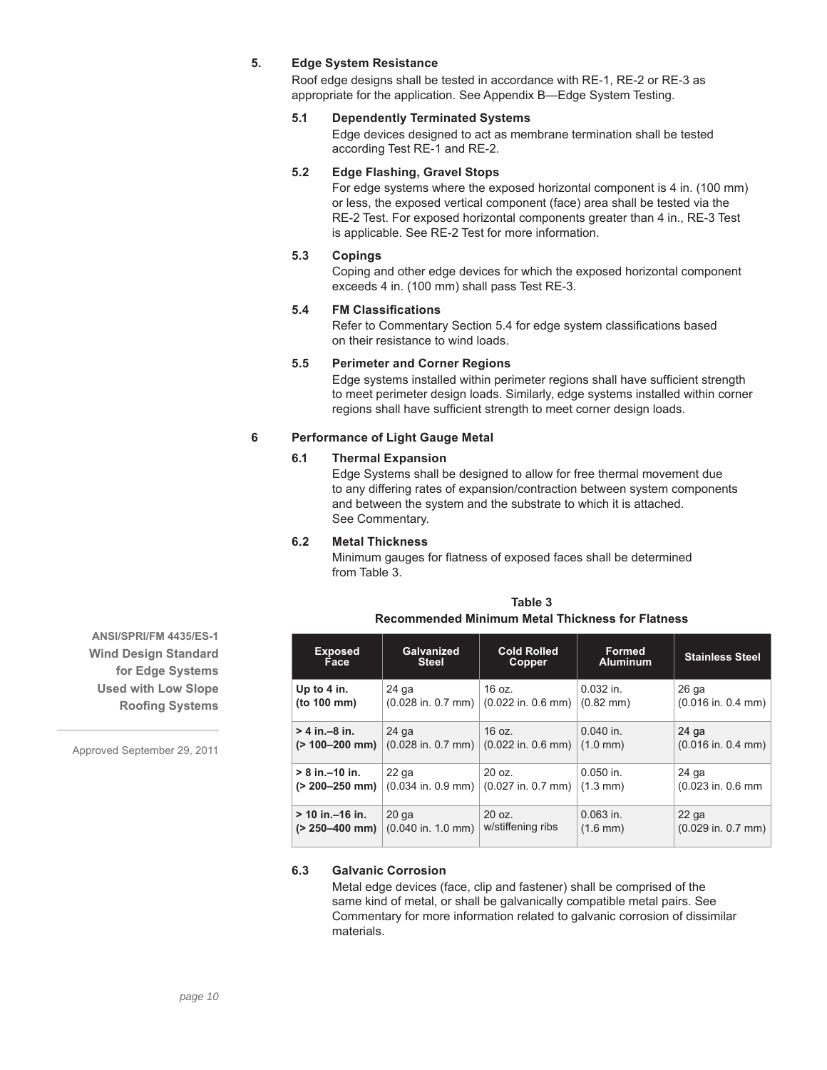## 5. Edge System Resistance

Roof edge designs shall be tested in accordance with RE-1, RE-2 or RE-3 as appropriate for the application. See Appendix B—Edge System Testing.

### 5.1 Dependently Terminated Systems

Edge devices designed to act as membrane termination shall be tested according Test RE-1 and RE-2.

### 5.2 Edge Flashing, Gravel Stops

For edge systems where the exposed horizontal component is 4 in. (100 mm) or less, the exposed vertical component (face) area shall be tested via the RE-2 Test. For exposed horizontal components greater than 4 in., RE-3 Test is applicable. See RE-2 Test for more information.

### 5.3 Copings

Coping and other edge devices for which the exposed horizontal component exceeds 4 in. (100 mm) shall pass Test RE-3.

### 5.4 FM Classifications

Refer to Commentary Section 5.4 for edge system classifications based on their resistance to wind loads.

### 5.5 Perimeter and Corner Regions

Edge systems installed within perimeter regions shall have sufficient strength to meet perimeter design loads. Similarly, edge systems installed within corner regions shall have sufficient strength to meet corner design loads.

## 6 Performance of Light Gauge Metal

### 6.1 Thermal Expansion

Edge Systems shall be designed to allow for free thermal movement due to any differing rates of expansion/contraction between system components and between the system and the substrate to which it is attached. See Commentary.

### 6.2 Metal Thickness

Minimum gauges for flatness of exposed faces shall be determined from Table 3.

**Table 3**
**Recommended Minimum Metal Thickness for Flatness**

| Exposed Face | Galvanized Steel | Cold Rolled Copper | Formed Aluminum | Stainless Steel |
|---|---|---|---|---|
| **Up to 4 in. (to 100 mm)** | 24 ga (0.028 in. 0.7 mm) | 16 oz. (0.022 in. 0.6 mm) | 0.032 in. (0.82 mm) | 26 ga (0.016 in. 0.4 mm) |
| **> 4 in.–8 in. (> 100–200 mm)** | 24 ga (0.028 in. 0.7 mm) | 16 oz. (0.022 in. 0.6 mm) | 0.040 in. (1.0 mm) | 24 ga (0.016 in. 0.4 mm) |
| **> 8 in.–10 in. (> 200–250 mm)** | 22 ga (0.034 in. 0.9 mm) | 20 oz. (0.027 in. 0.7 mm) | 0.050 in. (1.3 mm) | 24 ga (0.023 in. 0.6 mm |
| **> 10 in.–16 in. (> 250–400 mm)** | 20 ga (0.040 in. 1.0 mm) | 20 oz. w/stiffening ribs | 0.063 in. (1.6 mm) | 22 ga (0.029 in. 0.7 mm) |

### 6.3 Galvanic Corrosion

Metal edge devices (face, clip and fastener) shall be comprised of the same kind of metal, or shall be galvanically compatible metal pairs. See Commentary for more information related to galvanic corrosion of dissimilar materials.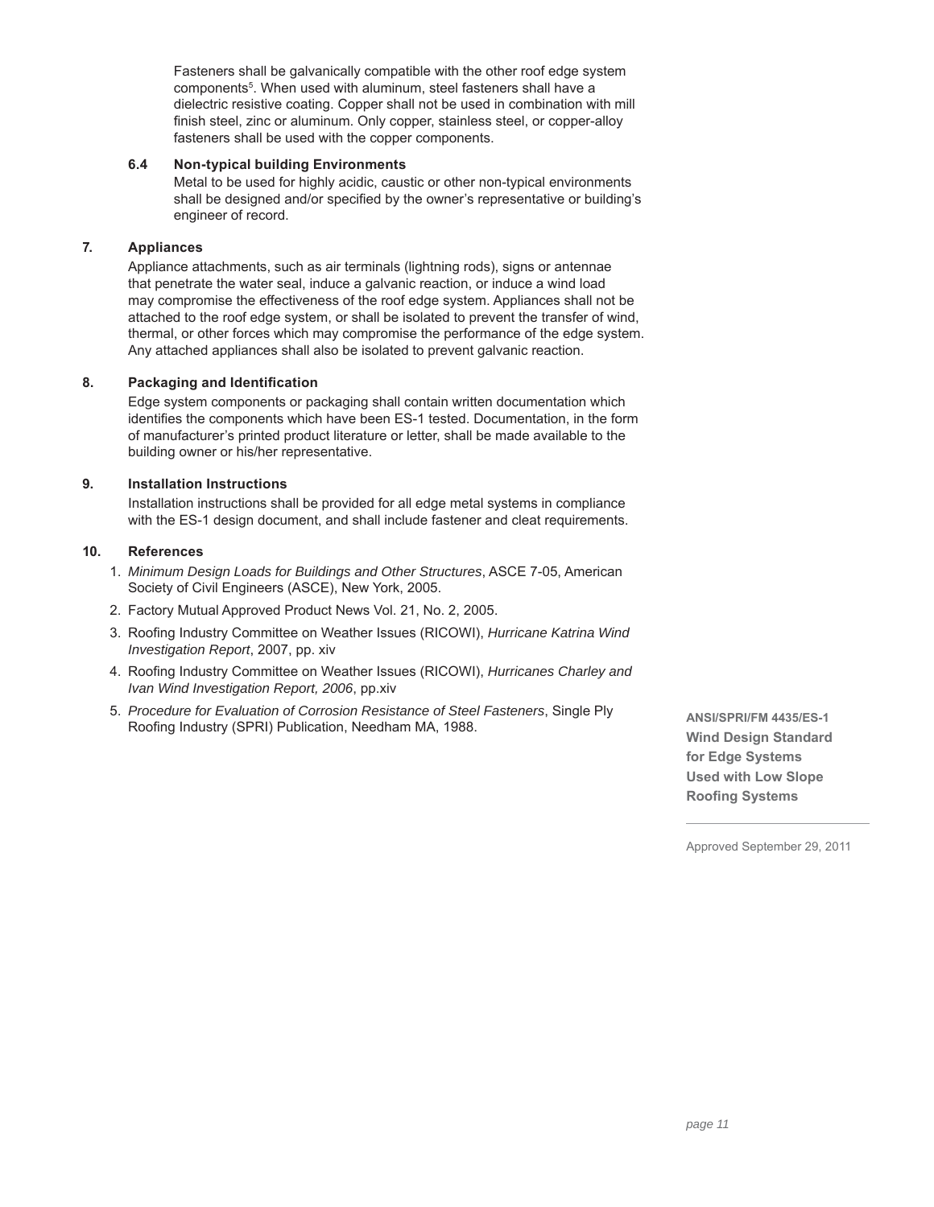Fasteners shall be galvanically compatible with the other roof edge system components[5]. When used with aluminum, steel fasteners shall have a dielectric resistive coating. Copper shall not be used in combination with mill finish steel, zinc or aluminum. Only copper, stainless steel, or copper-alloy fasteners shall be used with the copper components.

### 6.4 Non-typical building Environments

Metal to be used for highly acidic, caustic or other non-typical environments shall be designed and/or specified by the owner's representative or building's engineer of record.

## 7. Appliances

Appliance attachments, such as air terminals (lightning rods), signs or antennae that penetrate the water seal, induce a galvanic reaction, or induce a wind load may compromise the effectiveness of the roof edge system. Appliances shall not be attached to the roof edge system, or shall be isolated to prevent the transfer of wind, thermal, or other forces which may compromise the performance of the edge system. Any attached appliances shall also be isolated to prevent galvanic reaction.

## 8. Packaging and Identification

Edge system components or packaging shall contain written documentation which identifies the components which have been ES-1 tested. Documentation, in the form of manufacturer's printed product literature or letter, shall be made available to the building owner or his/her representative.

## 9. Installation Instructions

Installation instructions shall be provided for all edge metal systems in compliance with the ES-1 design document, and shall include fastener and cleat requirements.

## 10. References

1. *Minimum Design Loads for Buildings and Other Structures*, ASCE 7-05, American Society of Civil Engineers (ASCE), New York, 2005.
2. Factory Mutual Approved Product News Vol. 21, No. 2, 2005.
3. Roofing Industry Committee on Weather Issues (RICOWI), *Hurricane Katrina Wind Investigation Report*, 2007, pp. xiv
4. Roofing Industry Committee on Weather Issues (RICOWI), *Hurricanes Charley and Ivan Wind Investigation Report, 2006*, pp.xiv
5. *Procedure for Evaluation of Corrosion Resistance of Steel Fasteners*, Single Ply Roofing Industry (SPRI) Publication, Needham MA, 1988.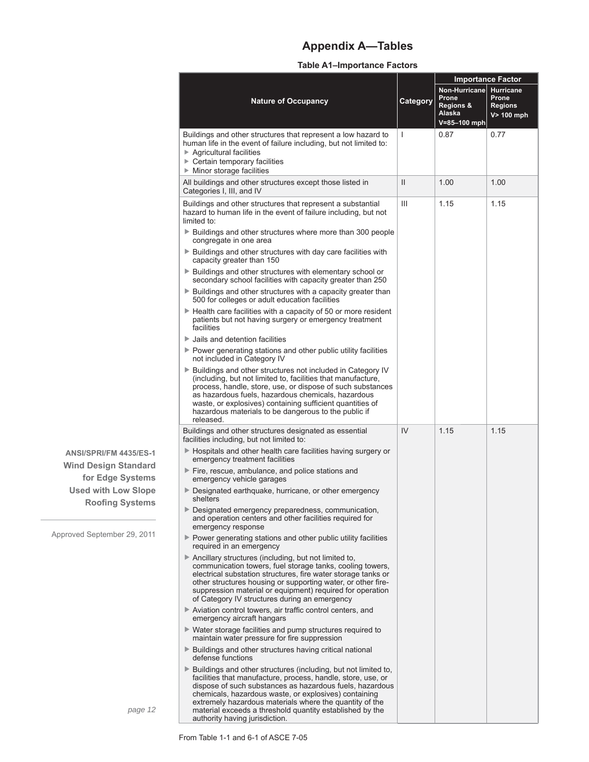# Appendix A—Tables

**Table A1–Importance Factors**

| Nature of Occupancy | Category | Importance Factor | |
|---|---|---|---|
| | | Non-Hurricane Prone Regions & Alaska V=85–100 mph | Hurricane Prone Regions V> 100 mph |
| Buildings and other structures that represent a low hazard to human life in the event of failure including, but not limited to:<br>▶ Agricultural facilities<br>▶ Certain temporary facilities<br>▶ Minor storage facilities | I | 0.87 | 0.77 |
| All buildings and other structures except those listed in Categories I, III, and IV | II | 1.00 | 1.00 |
| Buildings and other structures that represent a substantial hazard to human life in the event of failure including, but not limited to:<br>▶ Buildings and other structures where more than 300 people congregate in one area<br>▶ Buildings and other structures with day care facilities with capacity greater than 150<br>▶ Buildings and other structures with elementary school or secondary school facilities with capacity greater than 250<br>▶ Buildings and other structures with a capacity greater than 500 for colleges or adult education facilities<br>▶ Health care facilities with a capacity of 50 or more resident patients but not having surgery or emergency treatment facilities<br>▶ Jails and detention facilities<br>▶ Power generating stations and other public utility facilities not included in Category IV<br>▶ Buildings and other structures not included in Category IV (including, but not limited to, facilities that manufacture, process, handle, store, use, or dispose of such substances as hazardous fuels, hazardous chemicals, hazardous waste, or explosives) containing sufficient quantities of hazardous materials to be dangerous to the public if released. | III | 1.15 | 1.15 |
| Buildings and other structures designated as essential facilities including, but not limited to:<br>▶ Hospitals and other health care facilities having surgery or emergency treatment facilities<br>▶ Fire, rescue, ambulance, and police stations and emergency vehicle garages<br>▶ Designated earthquake, hurricane, or other emergency shelters<br>▶ Designated emergency preparedness, communication, and operation centers and other facilities required for emergency response<br>▶ Power generating stations and other public utility facilities required in an emergency<br>▶ Ancillary structures (including, but not limited to, communication towers, fuel storage tanks, cooling towers, electrical substation structures, fire water storage tanks or other structures housing or supporting water, or other fire-suppression material or equipment) required for operation of Category IV structures during an emergency<br>▶ Aviation control towers, air traffic control centers, and emergency aircraft hangars<br>▶ Water storage facilities and pump structures required to maintain water pressure for fire suppression<br>▶ Buildings and other structures having critical national defense functions<br>▶ Buildings and other structures (including, but not limited to, facilities that manufacture, process, handle, store, use, or dispose of such substances as hazardous fuels, hazardous chemicals, hazardous waste, or explosives) containing extremely hazardous materials where the quantity of the material exceeds a threshold quantity established by the authority having jurisdiction. | IV | 1.15 | 1.15 |

From Table 1-1 and 6-1 of ASCE 7-05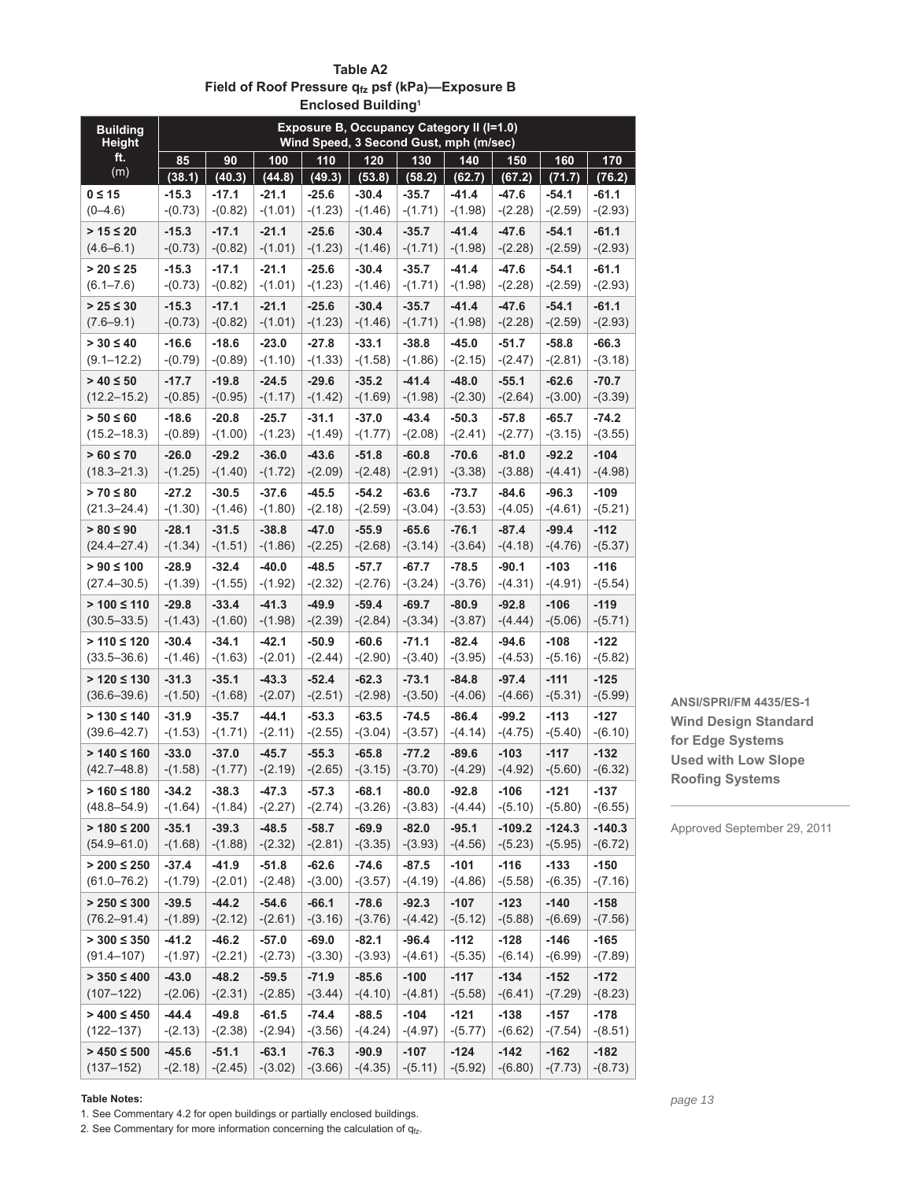**Table A2**
**Field of Roof Pressure $q_{fz}$ psf (kPa)—Exposure B**
**Enclosed Building[1]**

| Building Height ft. (m) | Exposure B, Occupancy Category II (I=1.0) Wind Speed, 3 Second Gust, mph (m/sec) | | | | | | | | | |
|---|---|---|---|---|---|---|---|---|---|---|
| | 85 (38.1) | 90 (40.3) | 100 (44.8) | 110 (49.3) | 120 (53.8) | 130 (58.2) | 140 (62.7) | 150 (67.2) | 160 (71.7) | 170 (76.2) |
| 0 ≤ 15 (0–4.6) | -15.3 -(0.73) | -17.1 -(0.82) | -21.1 -(1.01) | -25.6 -(1.23) | -30.4 -(1.46) | -35.7 -(1.71) | -41.4 -(1.98) | -47.6 -(2.28) | -54.1 -(2.59) | -61.1 -(2.93) |
| > 15 ≤ 20 (4.6–6.1) | -15.3 -(0.73) | -17.1 -(0.82) | -21.1 -(1.01) | -25.6 -(1.23) | -30.4 -(1.46) | -35.7 -(1.71) | -41.4 -(1.98) | -47.6 -(2.28) | -54.1 -(2.59) | -61.1 -(2.93) |
| > 20 ≤ 25 (6.1–7.6) | -15.3 -(0.73) | -17.1 -(0.82) | -21.1 -(1.01) | -25.6 -(1.23) | -30.4 -(1.46) | -35.7 -(1.71) | -41.4 -(1.98) | -47.6 -(2.28) | -54.1 -(2.59) | -61.1 -(2.93) |
| > 25 ≤ 30 (7.6–9.1) | -15.3 -(0.73) | -17.1 -(0.82) | -21.1 -(1.01) | -25.6 -(1.23) | -30.4 -(1.46) | -35.7 -(1.71) | -41.4 -(1.98) | -47.6 -(2.28) | -54.1 -(2.59) | -61.1 -(2.93) |
| > 30 ≤ 40 (9.1–12.2) | -16.6 -(0.79) | -18.6 -(0.89) | -23.0 -(1.10) | -27.8 -(1.33) | -33.1 -(1.58) | -38.8 -(1.86) | -45.0 -(2.15) | -51.7 -(2.47) | -58.8 -(2.81) | -66.3 -(3.18) |
| > 40 ≤ 50 (12.2–15.2) | -17.7 -(0.85) | -19.8 -(0.95) | -24.5 -(1.17) | -29.6 -(1.42) | -35.2 -(1.69) | -41.4 -(1.98) | -48.0 -(2.30) | -55.1 -(2.64) | -62.6 -(3.00) | -70.7 -(3.39) |
| > 50 ≤ 60 (15.2–18.3) | -18.6 -(0.89) | -20.8 -(1.00) | -25.7 -(1.23) | -31.1 -(1.49) | -37.0 -(1.77) | -43.4 -(2.08) | -50.3 -(2.41) | -57.8 -(2.77) | -65.7 -(3.15) | -74.2 -(3.55) |
| > 60 ≤ 70 (18.3–21.3) | -26.0 -(1.25) | -29.2 -(1.40) | -36.0 -(1.72) | -43.6 -(2.09) | -51.8 -(2.48) | -60.8 -(2.91) | -70.6 -(3.38) | -81.0 -(3.88) | -92.2 -(4.41) | -104 -(4.98) |
| > 70 ≤ 80 (21.3–24.4) | -27.2 -(1.30) | -30.5 -(1.46) | -37.6 -(1.80) | -45.5 -(2.18) | -54.2 -(2.59) | -63.6 -(3.04) | -73.7 -(3.53) | -84.6 -(4.05) | -96.3 -(4.61) | -109 -(5.21) |
| > 80 ≤ 90 (24.4–27.4) | -28.1 -(1.34) | -31.5 -(1.51) | -38.8 -(1.86) | -47.0 -(2.25) | -55.9 -(2.68) | -65.6 -(3.14) | -76.1 -(3.64) | -87.4 -(4.18) | -99.4 -(4.76) | -112 -(5.37) |
| > 90 ≤ 100 (27.4–30.5) | -28.9 -(1.39) | -32.4 -(1.55) | -40.0 -(1.92) | -48.5 -(2.32) | -57.7 -(2.76) | -67.7 -(3.24) | -78.5 -(3.76) | -90.1 -(4.31) | -103 -(4.91) | -116 -(5.54) |
| > 100 ≤ 110 (30.5–33.5) | -29.8 -(1.43) | -33.4 -(1.60) | -41.3 -(1.98) | -49.9 -(2.39) | -59.4 -(2.84) | -69.7 -(3.34) | -80.9 -(3.87) | -92.8 -(4.44) | -106 -(5.06) | -119 -(5.71) |
| > 110 ≤ 120 (33.5–36.6) | -30.4 -(1.46) | -34.1 -(1.63) | -42.1 -(2.01) | -50.9 -(2.44) | -60.6 -(2.90) | -71.1 -(3.40) | -82.4 -(3.95) | -94.6 -(4.53) | -108 -(5.16) | -122 -(5.82) |
| > 120 ≤ 130 (36.6–39.6) | -31.3 -(1.50) | -35.1 -(1.68) | -43.3 -(2.07) | -52.4 -(2.51) | -62.3 -(2.98) | -73.1 -(3.50) | -84.8 -(4.06) | -97.4 -(4.66) | -111 -(5.31) | -125 -(5.99) |
| > 130 ≤ 140 (39.6–42.7) | -31.9 -(1.53) | -35.7 -(1.71) | -44.1 -(2.11) | -53.3 -(2.55) | -63.5 -(3.04) | -74.5 -(3.57) | -86.4 -(4.14) | -99.2 -(4.75) | -113 -(5.40) | -127 -(6.10) |
| > 140 ≤ 160 (42.7–48.8) | -33.0 -(1.58) | -37.0 -(1.77) | -45.7 -(2.19) | -55.3 -(2.65) | -65.8 -(3.15) | -77.2 -(3.70) | -89.6 -(4.29) | -103 -(4.92) | -117 -(5.60) | -132 -(6.32) |
| > 160 ≤ 180 (48.8–54.9) | -34.2 -(1.64) | -38.3 -(1.84) | -47.3 -(2.27) | -57.3 -(2.74) | -68.1 -(3.26) | -80.0 -(3.83) | -92.8 -(4.44) | -106 -(5.10) | -121 -(5.80) | -137 -(6.55) |
| > 180 ≤ 200 (54.9–61.0) | -35.1 -(1.68) | -39.3 -(1.88) | -48.5 -(2.32) | -58.7 -(2.81) | -69.9 -(3.35) | -82.0 -(3.93) | -95.1 -(4.56) | -109.2 -(5.23) | -124.3 -(5.95) | -140.3 -(6.72) |
| > 200 ≤ 250 (61.0–76.2) | -37.4 -(1.79) | -41.9 -(2.01) | -51.8 -(2.48) | -62.6 -(3.00) | -74.6 -(3.57) | -87.5 -(4.19) | -101 -(4.86) | -116 -(5.58) | -133 -(6.35) | -150 -(7.16) |
| > 250 ≤ 300 (76.2–91.4) | -39.5 -(1.89) | -44.2 -(2.12) | -54.6 -(2.61) | -66.1 -(3.16) | -78.6 -(3.76) | -92.3 -(4.42) | -107 -(5.12) | -123 -(5.88) | -140 -(6.69) | -158 -(7.56) |
| > 300 ≤ 350 (91.4–107) | -41.2 -(1.97) | -46.2 -(2.21) | -57.0 -(2.73) | -69.0 -(3.30) | -82.1 -(3.93) | -96.4 -(4.61) | -112 -(5.35) | -128 -(6.14) | -146 -(6.99) | -165 -(7.89) |
| > 350 ≤ 400 (107–122) | -43.0 -(2.06) | -48.2 -(2.31) | -59.5 -(2.85) | -71.9 -(3.44) | -85.6 -(4.10) | -100 -(4.81) | -117 -(5.58) | -134 -(6.41) | -152 -(7.29) | -172 -(8.23) |
| > 400 ≤ 450 (122–137) | -44.4 -(2.13) | -49.8 -(2.38) | -61.5 -(2.94) | -74.4 -(3.56) | -88.5 -(4.24) | -104 -(4.97) | -121 -(5.77) | -138 -(6.62) | -157 -(7.54) | -178 -(8.51) |
| > 450 ≤ 500 (137–152) | -45.6 -(2.18) | -51.1 -(2.45) | -63.1 -(3.02) | -76.3 -(3.66) | -90.9 -(4.35) | -107 -(5.11) | -124 -(5.92) | -142 -(6.80) | -162 -(7.73) | -182 -(8.73) |

**Table Notes:**

1. See Commentary 4.2 for open buildings or partially enclosed buildings.
2. See Commentary for more information concerning the calculation of $q_{fz}$.

**ANSI/SPRI/FM 4435/ES-1 Wind Design Standard for Edge Systems Used with Low Slope Roofing Systems**

Approved September 29, 2011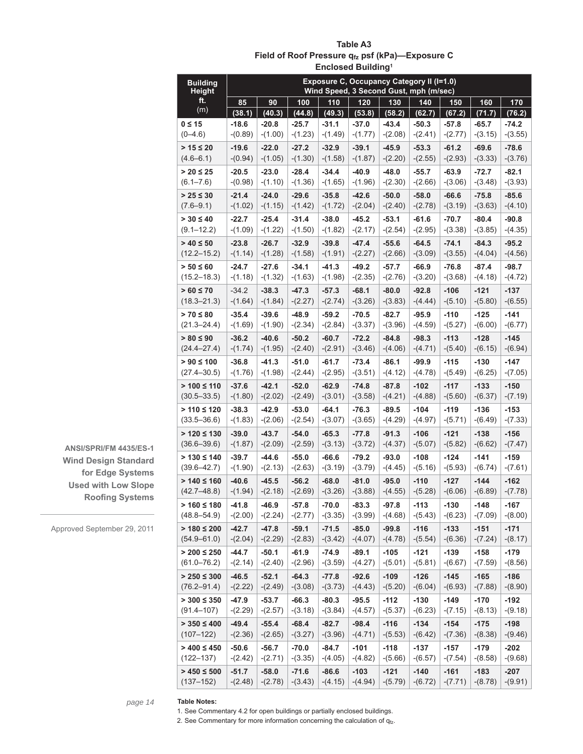# Table A3
## Field of Roof Pressure $q_{fz}$ psf (kPa)—Exposure C
### Enclosed Building[1]

| Building Height ft. (m) | Exposure C, Occupancy Category II (I=1.0) Wind Speed, 3 Second Gust, mph (m/sec) | | | | | | | | | |
|---|---|---|---|---|---|---|---|---|---|---|
| | 85 (38.1) | 90 (40.3) | 100 (44.8) | 110 (49.3) | 120 (53.8) | 130 (58.2) | 140 (62.7) | 150 (67.2) | 160 (71.7) | 170 (76.2) |
| 0 ≤ 15 (0–4.6) | -18.6 -(0.89) | -20.8 -(1.00) | -25.7 -(1.23) | -31.1 -(1.49) | -37.0 -(1.77) | -43.4 -(2.08) | -50.3 -(2.41) | -57.8 -(2.77) | -65.7 -(3.15) | -74.2 -(3.55) |
| > 15 ≤ 20 (4.6–6.1) | -19.6 -(0.94) | -22.0 -(1.05) | -27.2 -(1.30) | -32.9 -(1.58) | -39.1 -(1.87) | -45.9 -(2.20) | -53.3 -(2.55) | -61.2 -(2.93) | -69.6 -(3.33) | -78.6 -(3.76) |
| > 20 ≤ 25 (6.1–7.6) | -20.5 -(0.98) | -23.0 -(1.10) | -28.4 -(1.36) | -34.4 -(1.65) | -40.9 -(1.96) | -48.0 -(2.30) | -55.7 -(2.66) | -63.9 -(3.06) | -72.7 -(3.48) | -82.1 -(3.93) |
| > 25 ≤ 30 (7.6–9.1) | -21.4 -(1.02) | -24.0 -(1.15) | -29.6 -(1.42) | -35.8 -(1.72) | -42.6 -(2.04) | -50.0 -(2.40) | -58.0 -(2.78) | -66.6 -(3.19) | -75.8 -(3.63) | -85.6 -(4.10) |
| > 30 ≤ 40 (9.1–12.2) | -22.7 -(1.09) | -25.4 -(1.22) | -31.4 -(1.50) | -38.0 -(1.82) | -45.2 -(2.17) | -53.1 -(2.54) | -61.6 -(2.95) | -70.7 -(3.38) | -80.4 -(3.85) | -90.8 -(4.35) |
| > 40 ≤ 50 (12.2–15.2) | -23.8 -(1.14) | -26.7 -(1.28) | -32.9 -(1.58) | -39.8 -(1.91) | -47.4 -(2.27) | -55.6 -(2.66) | -64.5 -(3.09) | -74.1 -(3.55) | -84.3 -(4.04) | -95.2 -(4.56) |
| > 50 ≤ 60 (15.2–18.3) | -24.7 -(1.18) | -27.6 -(1.32) | -34.1 -(1.63) | -41.3 -(1.98) | -49.2 -(2.35) | -57.7 -(2.76) | -66.9 -(3.20) | -76.8 -(3.68) | -87.4 -(4.18) | -98.7 -(4.72) |
| > 60 ≤ 70 (18.3–21.3) | -34.2 -(1.64) | -38.3 -(1.84) | -47.3 -(2.27) | -57.3 -(2.74) | -68.1 -(3.26) | -80.0 -(3.83) | -92.8 -(4.44) | -106 -(5.10) | -121 -(5.80) | -137 -(6.55) |
| > 70 ≤ 80 (21.3–24.4) | -35.4 -(1.69) | -39.6 -(1.90) | -48.9 -(2.34) | -59.2 -(2.84) | -70.5 -(3.37) | -82.7 -(3.96) | -95.9 -(4.59) | -110 -(5.27) | -125 -(6.00) | -141 -(6.77) |
| > 80 ≤ 90 (24.4–27.4) | -36.2 -(1.74) | -40.6 -(1.95) | -50.2 -(2.40) | -60.7 -(2.91) | -72.2 -(3.46) | -84.8 -(4.06) | -98.3 -(4.71) | -113 -(5.40) | -128 -(6.15) | -145 -(6.94) |
| > 90 ≤ 100 (27.4–30.5) | -36.8 -(1.76) | -41.3 -(1.98) | -51.0 -(2.44) | -61.7 -(2.95) | -73.4 -(3.51) | -86.1 -(4.12) | -99.9 -(4.78) | -115 -(5.49) | -130 -(6.25) | -147 -(7.05) |
| > 100 ≤ 110 (30.5–33.5) | -37.6 -(1.80) | -42.1 -(2.02) | -52.0 -(2.49) | -62.9 -(3.01) | -74.8 -(3.58) | -87.8 -(4.21) | -102 -(4.88) | -117 -(5.60) | -133 -(6.37) | -150 -(7.19) |
| > 110 ≤ 120 (33.5–36.6) | -38.3 -(1.83) | -42.9 -(2.06) | -53.0 -(2.54) | -64.1 -(3.07) | -76.3 -(3.65) | -89.5 -(4.29) | -104 -(4.97) | -119 -(5.71) | -136 -(6.49) | -153 -(7.33) |
| > 120 ≤ 130 (36.6–39.6) | -39.0 -(1.87) | -43.7 -(2.09) | -54.0 -(2.59) | -65.3 -(3.13) | -77.8 -(3.72) | -91.3 -(4.37) | -106 -(5.07) | -121 -(5.82) | -138 -(6.62) | -156 -(7.47) |
| > 130 ≤ 140 (39.6–42.7) | -39.7 -(1.90) | -44.6 -(2.13) | -55.0 -(2.63) | -66.6 -(3.19) | -79.2 -(3.79) | -93.0 -(4.45) | -108 -(5.16) | -124 -(5.93) | -141 -(6.74) | -159 -(7.61) |
| > 140 ≤ 160 (42.7–48.8) | -40.6 -(1.94) | -45.5 -(2.18) | -56.2 -(2.69) | -68.0 -(3.26) | -81.0 -(3.88) | -95.0 -(4.55) | -110 -(5.28) | -127 -(6.06) | -144 -(6.89) | -162 -(7.78) |
| > 160 ≤ 180 (48.8–54.9) | -41.8 -(2.00) | -46.9 -(2.24) | -57.8 -(2.77) | -70.0 -(3.35) | -83.3 -(3.99) | -97.8 -(4.68) | -113 -(5.43) | -130 -(6.23) | -148 -(7.09) | -167 -(8.00) |
| > 180 ≤ 200 (54.9–61.0) | -42.7 -(2.04) | -47.8 -(2.29) | -59.1 -(2.83) | -71.5 -(3.42) | -85.0 -(4.07) | -99.8 -(4.78) | -116 -(5.54) | -133 -(6.36) | -151 -(7.24) | -171 -(8.17) |
| > 200 ≤ 250 (61.0–76.2) | -44.7 -(2.14) | -50.1 -(2.40) | -61.9 -(2.96) | -74.9 -(3.59) | -89.1 -(4.27) | -105 -(5.01) | -121 -(5.81) | -139 -(6.67) | -158 -(7.59) | -179 -(8.56) |
| > 250 ≤ 300 (76.2–91.4) | -46.5 -(2.22) | -52.1 -(2.49) | -64.3 -(3.08) | -77.8 -(3.73) | -92.6 -(4.43) | -109 -(5.20) | -126 -(6.04) | -145 -(6.93) | -165 -(7.88) | -186 -(8.90) |
| > 300 ≤ 350 (91.4–107) | -47.9 -(2.29) | -53.7 -(2.57) | -66.3 -(3.18) | -80.3 -(3.84) | -95.5 -(4.57) | -112 -(5.37) | -130 -(6.23) | -149 -(7.15) | -170 -(8.13) | -192 -(9.18) |
| > 350 ≤ 400 (107–122) | -49.4 -(2.36) | -55.4 -(2.65) | -68.4 -(3.27) | -82.7 -(3.96) | -98.4 -(4.71) | -116 -(5.53) | -134 -(6.42) | -154 -(7.36) | -175 -(8.38) | -198 -(9.46) |
| > 400 ≤ 450 (122–137) | -50.6 -(2.42) | -56.7 -(2.71) | -70.0 -(3.35) | -84.7 -(4.05) | -101 -(4.82) | -118 -(5.66) | -137 -(6.57) | -157 -(7.54) | -179 -(8.58) | -202 -(9.68) |
| > 450 ≤ 500 (137–152) | -51.7 -(2.48) | -58.0 -(2.78) | -71.6 -(3.43) | -86.6 -(4.15) | -103 -(4.94) | -121 -(5.79) | -140 -(6.72) | -161 -(7.71) | -183 -(8.78) | -207 -(9.91) |

**Table Notes:**

1. See Commentary 4.2 for open buildings or partially enclosed buildings.
2. See Commentary for more information concerning the calculation of $q_{fz}$.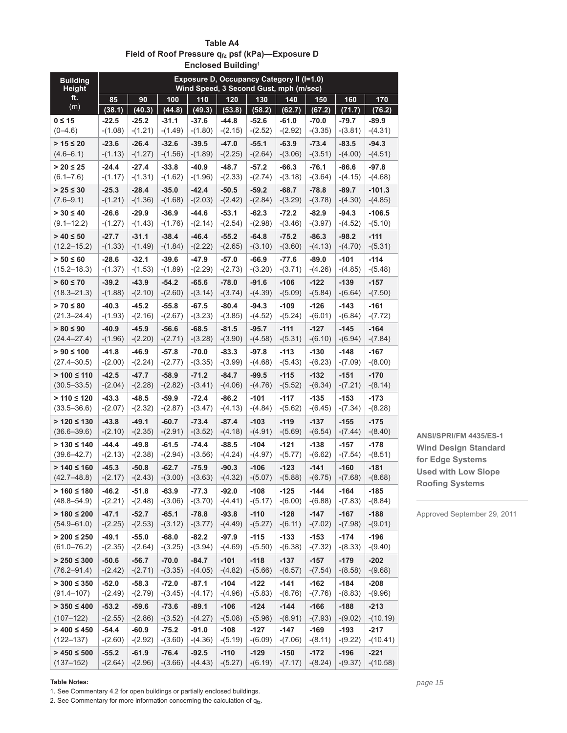**Table A4**
**Field of Roof Pressure $q_{fz}$ psf (kPa)—Exposure D**
**Enclosed Building[1]**

| Building Height ft. (m) | Exposure D, Occupancy Category II (I=1.0) Wind Speed, 3 Second Gust, mph (m/sec) | | | | | | | | | |
|---|---|---|---|---|---|---|---|---|---|---|
| | 85 (38.1) | 90 (40.3) | 100 (44.8) | 110 (49.3) | 120 (53.8) | 130 (58.2) | 140 (62.7) | 150 (67.2) | 160 (71.7) | 170 (76.2) |
| 0 ≤ 15 (0–4.6) | -22.5 -(1.08) | -25.2 -(1.21) | -31.1 -(1.49) | -37.6 -(1.80) | -44.8 -(2.15) | -52.6 -(2.52) | -61.0 -(2.92) | -70.0 -(3.35) | -79.7 -(3.81) | -89.9 -(4.31) |
| > 15 ≤ 20 (4.6–6.1) | -23.6 -(1.13) | -26.4 -(1.27) | -32.6 -(1.56) | -39.5 -(1.89) | -47.0 -(2.25) | -55.1 -(2.64) | -63.9 -(3.06) | -73.4 -(3.51) | -83.5 -(4.00) | -94.3 -(4.51) |
| > 20 ≤ 25 (6.1–7.6) | -24.4 -(1.17) | -27.4 -(1.31) | -33.8 -(1.62) | -40.9 -(1.96) | -48.7 -(2.33) | -57.2 -(2.74) | -66.3 -(3.18) | -76.1 -(3.64) | -86.6 -(4.15) | -97.8 -(4.68) |
| > 25 ≤ 30 (7.6–9.1) | -25.3 -(1.21) | -28.4 -(1.36) | -35.0 -(1.68) | -42.4 -(2.03) | -50.5 -(2.42) | -59.2 -(2.84) | -68.7 -(3.29) | -78.8 -(3.78) | -89.7 -(4.30) | -101.3 -(4.85) |
| > 30 ≤ 40 (9.1–12.2) | -26.6 -(1.27) | -29.9 -(1.43) | -36.9 -(1.76) | -44.6 -(2.14) | -53.1 -(2.54) | -62.3 -(2.98) | -72.2 -(3.46) | -82.9 -(3.97) | -94.3 -(4.52) | -106.5 -(5.10) |
| > 40 ≤ 50 (12.2–15.2) | -27.7 -(1.33) | -31.1 -(1.49) | -38.4 -(1.84) | -46.4 -(2.22) | -55.2 -(2.65) | -64.8 -(3.10) | -75.2 -(3.60) | -86.3 -(4.13) | -98.2 -(4.70) | -111 -(5.31) |
| > 50 ≤ 60 (15.2–18.3) | -28.6 -(1.37) | -32.1 -(1.53) | -39.6 -(1.89) | -47.9 -(2.29) | -57.0 -(2.73) | -66.9 -(3.20) | -77.6 -(3.71) | -89.0 -(4.26) | -101 -(4.85) | -114 -(5.48) |
| > 60 ≤ 70 (18.3–21.3) | -39.2 -(1.88) | -43.9 -(2.10) | -54.2 -(2.60) | -65.6 -(3.14) | -78.0 -(3.74) | -91.6 -(4.39) | -106 -(5.09) | -122 -(5.84) | -139 -(6.64) | -157 -(7.50) |
| > 70 ≤ 80 (21.3–24.4) | -40.3 -(1.93) | -45.2 -(2.16) | -55.8 -(2.67) | -67.5 -(3.23) | -80.4 -(3.85) | -94.3 -(4.52) | -109 -(5.24) | -126 -(6.01) | -143 -(6.84) | -161 -(7.72) |
| > 80 ≤ 90 (24.4–27.4) | -40.9 -(1.96) | -45.9 -(2.20) | -56.6 -(2.71) | -68.5 -(3.28) | -81.5 -(3.90) | -95.7 -(4.58) | -111 -(5.31) | -127 -(6.10) | -145 -(6.94) | -164 -(7.84) |
| > 90 ≤ 100 (27.4–30.5) | -41.8 -(2.00) | -46.9 -(2.24) | -57.8 -(2.77) | -70.0 -(3.35) | -83.3 -(3.99) | -97.8 -(4.68) | -113 -(5.43) | -130 -(6.23) | -148 -(7.09) | -167 -(8.00) |
| > 100 ≤ 110 (30.5–33.5) | -42.5 -(2.04) | -47.7 -(2.28) | -58.9 -(2.82) | -71.2 -(3.41) | -84.7 -(4.06) | -99.5 -(4.76) | -115 -(5.52) | -132 -(6.34) | -151 -(7.21) | -170 -(8.14) |
| > 110 ≤ 120 (33.5–36.6) | -43.3 -(2.07) | -48.5 -(2.32) | -59.9 -(2.87) | -72.4 -(3.47) | -86.2 -(4.13) | -101 -(4.84) | -117 -(5.62) | -135 -(6.45) | -153 -(7.34) | -173 -(8.28) |
| > 120 ≤ 130 (36.6–39.6) | -43.8 -(2.10) | -49.1 -(2.35) | -60.7 -(2.91) | -73.4 -(3.52) | -87.4 -(4.18) | -103 -(4.91) | -119 -(5.69) | -137 -(6.54) | -155 -(7.44) | -175 -(8.40) |
| > 130 ≤ 140 (39.6–42.7) | -44.4 -(2.13) | -49.8 -(2.38) | -61.5 -(2.94) | -74.4 -(3.56) | -88.5 -(4.24) | -104 -(4.97) | -121 -(5.77) | -138 -(6.62) | -157 -(7.54) | -178 -(8.51) |
| > 140 ≤ 160 (42.7–48.8) | -45.3 -(2.17) | -50.8 -(2.43) | -62.7 -(3.00) | -75.9 -(3.63) | -90.3 -(4.32) | -106 -(5.07) | -123 -(5.88) | -141 -(6.75) | -160 -(7.68) | -181 -(8.68) |
| > 160 ≤ 180 (48.8–54.9) | -46.2 -(2.21) | -51.8 -(2.48) | -63.9 -(3.06) | -77.3 -(3.70) | -92.0 -(4.41) | -108 -(5.17) | -125 -(6.00) | -144 -(6.88) | -164 -(7.83) | -185 -(8.84) |
| > 180 ≤ 200 (54.9–61.0) | -47.1 -(2.25) | -52.7 -(2.53) | -65.1 -(3.12) | -78.8 -(3.77) | -93.8 -(4.49) | -110 -(5.27) | -128 -(6.11) | -147 -(7.02) | -167 -(7.98) | -188 -(9.01) |
| > 200 ≤ 250 (61.0–76.2) | -49.1 -(2.35) | -55.0 -(2.64) | -68.0 -(3.25) | -82.2 -(3.94) | -97.9 -(4.69) | -115 -(5.50) | -133 -(6.38) | -153 -(7.32) | -174 -(8.33) | -196 -(9.40) |
| > 250 ≤ 300 (76.2–91.4) | -50.6 -(2.42) | -56.7 -(2.71) | -70.0 -(3.35) | -84.7 -(4.05) | -101 -(4.82) | -118 -(5.66) | -137 -(6.57) | -157 -(7.54) | -179 -(8.58) | -202 -(9.68) |
| > 300 ≤ 350 (91.4–107) | -52.0 -(2.49) | -58.3 -(2.79) | -72.0 -(3.45) | -87.1 -(4.17) | -104 -(4.96) | -122 -(5.83) | -141 -(6.76) | -162 -(7.76) | -184 -(8.83) | -208 -(9.96) |
| > 350 ≤ 400 (107–122) | -53.2 -(2.55) | -59.6 -(2.86) | -73.6 -(3.52) | -89.1 -(4.27) | -106 -(5.08) | -124 -(5.96) | -144 -(6.91) | -166 -(7.93) | -188 -(9.02) | -213 -(10.19) |
| > 400 ≤ 450 (122–137) | -54.4 -(2.60) | -60.9 -(2.92) | -75.2 -(3.60) | -91.0 -(4.36) | -108 -(5.19) | -127 -(6.09) | -147 -(7.06) | -169 -(8.11) | -193 -(9.22) | -217 -(10.41) |
| > 450 ≤ 500 (137–152) | -55.2 -(2.64) | -61.9 -(2.96) | -76.4 -(3.66) | -92.5 -(4.43) | -110 -(5.27) | -129 -(6.19) | -150 -(7.17) | -172 -(8.24) | -196 -(9.37) | -221 -(10.58) |

**Table Notes:**

1. See Commentary 4.2 for open buildings or partially enclosed buildings.
2. See Commentary for more information concerning the calculation of $q_{fz}$.

**ANSI/SPRI/FM 4435/ES-1 Wind Design Standard for Edge Systems Used with Low Slope Roofing Systems**

Approved September 29, 2011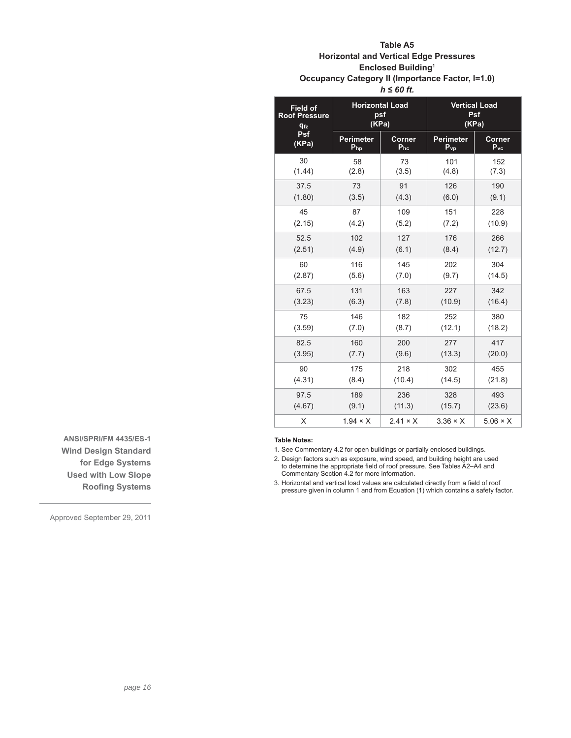**Table A5**
**Horizontal and Vertical Edge Pressures**
**Enclosed Building[1]**
**Occupancy Category II (Importance Factor, I=1.0)**
***h ≤ 60 ft.***

| Field of Roof Pressure $q_{fz}$ Psf (KPa) | Horizontal Load psf (KPa) | | Vertical Load Psf (KPa) | |
|---|---|---|---|---|
| | Perimeter $P_{hp}$ | Corner $P_{hc}$ | Perimeter $P_{vp}$ | Corner $P_{vc}$ |
| 30 (1.44) | 58 (2.8) | 73 (3.5) | 101 (4.8) | 152 (7.3) |
| 37.5 (1.80) | 73 (3.5) | 91 (4.3) | 126 (6.0) | 190 (9.1) |
| 45 (2.15) | 87 (4.2) | 109 (5.2) | 151 (7.2) | 228 (10.9) |
| 52.5 (2.51) | 102 (4.9) | 127 (6.1) | 176 (8.4) | 266 (12.7) |
| 60 (2.87) | 116 (5.6) | 145 (7.0) | 202 (9.7) | 304 (14.5) |
| 67.5 (3.23) | 131 (6.3) | 163 (7.8) | 227 (10.9) | 342 (16.4) |
| 75 (3.59) | 146 (7.0) | 182 (8.7) | 252 (12.1) | 380 (18.2) |
| 82.5 (3.95) | 160 (7.7) | 200 (9.6) | 277 (13.3) | 417 (20.0) |
| 90 (4.31) | 175 (8.4) | 218 (10.4) | 302 (14.5) | 455 (21.8) |
| 97.5 (4.67) | 189 (9.1) | 236 (11.3) | 328 (15.7) | 493 (23.6) |
| X | 1.94 × X | 2.41 × X | 3.36 × X | 5.06 × X |

**Table Notes:**

1. See Commentary 4.2 for open buildings or partially enclosed buildings.
2. Design factors such as exposure, wind speed, and building height are used to determine the appropriate field of roof pressure. See Tables A2–A4 and Commentary Section 4.2 for more information.
3. Horizontal and vertical load values are calculated directly from a field of roof pressure given in column 1 and from Equation (1) which contains a safety factor.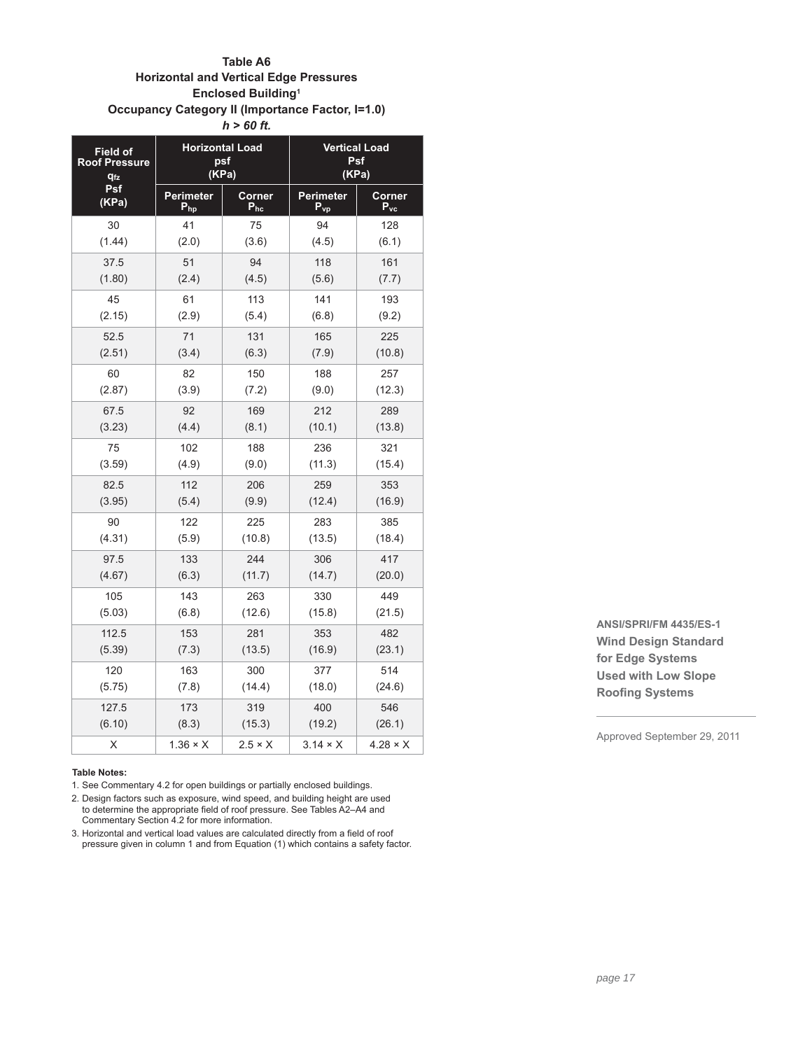**Table A6**
**Horizontal and Vertical Edge Pressures**
**Enclosed Building[1]**
**Occupancy Category II (Importance Factor, I=1.0)**
***h > 60 ft.***

| Field of Roof Pressure $q_{fz}$ Psf (KPa) | Horizontal Load psf (KPa) | | Vertical Load Psf (KPa) | |
|---|---|---|---|---|
| | Perimeter $P_{hp}$ | Corner $P_{hc}$ | Perimeter $P_{vp}$ | Corner $P_{vc}$ |
| 30 (1.44) | 41 (2.0) | 75 (3.6) | 94 (4.5) | 128 (6.1) |
| 37.5 (1.80) | 51 (2.4) | 94 (4.5) | 118 (5.6) | 161 (7.7) |
| 45 (2.15) | 61 (2.9) | 113 (5.4) | 141 (6.8) | 193 (9.2) |
| 52.5 (2.51) | 71 (3.4) | 131 (6.3) | 165 (7.9) | 225 (10.8) |
| 60 (2.87) | 82 (3.9) | 150 (7.2) | 188 (9.0) | 257 (12.3) |
| 67.5 (3.23) | 92 (4.4) | 169 (8.1) | 212 (10.1) | 289 (13.8) |
| 75 (3.59) | 102 (4.9) | 188 (9.0) | 236 (11.3) | 321 (15.4) |
| 82.5 (3.95) | 112 (5.4) | 206 (9.9) | 259 (12.4) | 353 (16.9) |
| 90 (4.31) | 122 (5.9) | 225 (10.8) | 283 (13.5) | 385 (18.4) |
| 97.5 (4.67) | 133 (6.3) | 244 (11.7) | 306 (14.7) | 417 (20.0) |
| 105 (5.03) | 143 (6.8) | 263 (12.6) | 330 (15.8) | 449 (21.5) |
| 112.5 (5.39) | 153 (7.3) | 281 (13.5) | 353 (16.9) | 482 (23.1) |
| 120 (5.75) | 163 (7.8) | 300 (14.4) | 377 (18.0) | 514 (24.6) |
| 127.5 (6.10) | 173 (8.3) | 319 (15.3) | 400 (19.2) | 546 (26.1) |
| X | 1.36 × X | 2.5 × X | 3.14 × X | 4.28 × X |

**Table Notes:**

1. See Commentary 4.2 for open buildings or partially enclosed buildings.
2. Design factors such as exposure, wind speed, and building height are used to determine the appropriate field of roof pressure. See Tables A2–A4 and Commentary Section 4.2 for more information.
3. Horizontal and vertical load values are calculated directly from a field of roof pressure given in column 1 and from Equation (1) which contains a safety factor.

**ANSI/SPRI/FM 4435/ES-1**
**Wind Design Standard for Edge Systems Used with Low Slope Roofing Systems**

Approved September 29, 2011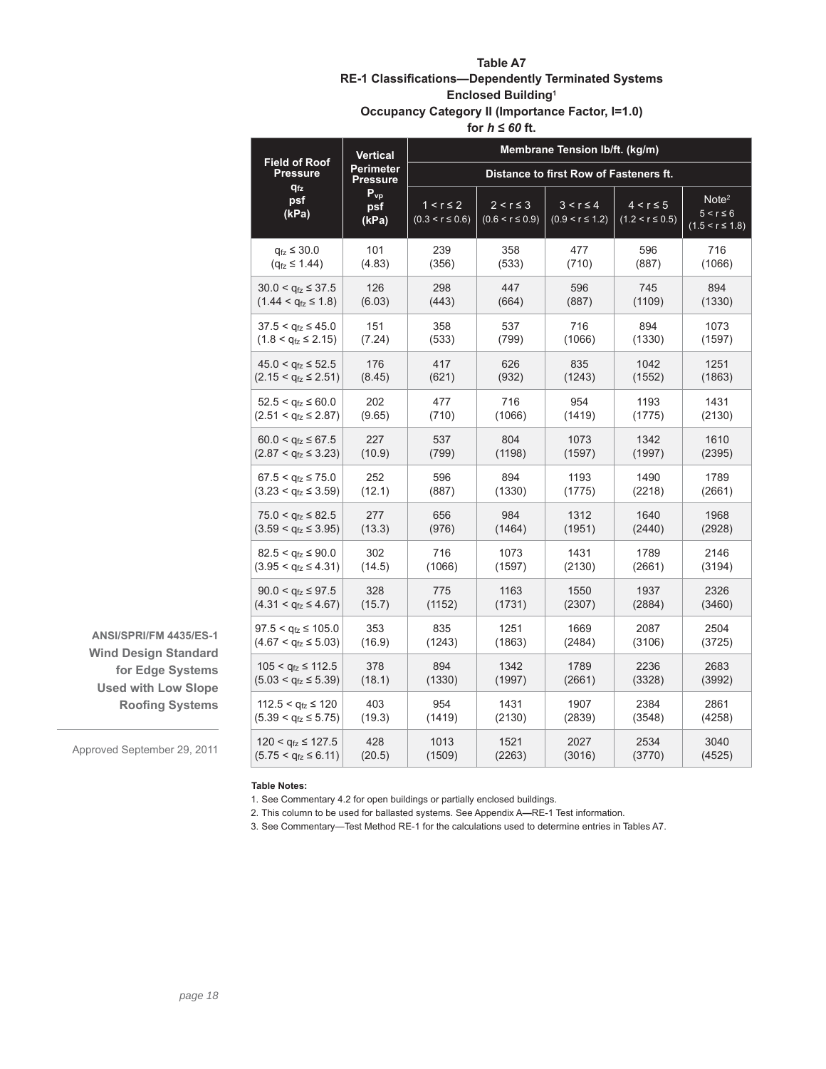**Table A7**
**RE-1 Classifications—Dependently Terminated Systems**
**Enclosed Building[1]**
**Occupancy Category II (Importance Factor, I=1.0)**
**for *h* ≤ *60* ft.**

| Field of Roof Pressure $q_{fz}$ psf (kPa) | Vertical Perimeter Pressure $P_{vp}$ psf (kPa) | Membrane Tension lb/ft. (kg/m) | | | | |
|---|---|---|---|---|---|---|
| | | Distance to first Row of Fasteners ft. | | | | |
| | | $1 < r \leq 2$ ($0.3 < r \leq 0.6$) | $2 < r \leq 3$ ($0.6 < r \leq 0.9$) | $3 < r \leq 4$ ($0.9 < r \leq 1.2$) | $4 < r \leq 5$ ($1.2 < r \leq 0.5$) | Note[2] $5 < r \leq 6$ ($1.5 < r \leq 1.8$) |
| $q_{fz} \leq 30.0$ ($q_{fz} \leq 1.44$) | 101 (4.83) | 239 (356) | 358 (533) | 477 (710) | 596 (887) | 716 (1066) |
| $30.0 < q_{fz} \leq 37.5$ ($1.44 < q_{fz} \leq 1.8$) | 126 (6.03) | 298 (443) | 447 (664) | 596 (887) | 745 (1109) | 894 (1330) |
| $37.5 < q_{fz} \leq 45.0$ ($1.8 < q_{fz} \leq 2.15$) | 151 (7.24) | 358 (533) | 537 (799) | 716 (1066) | 894 (1330) | 1073 (1597) |
| $45.0 < q_{fz} \leq 52.5$ ($2.15 < q_{fz} \leq 2.51$) | 176 (8.45) | 417 (621) | 626 (932) | 835 (1243) | 1042 (1552) | 1251 (1863) |
| $52.5 < q_{fz} \leq 60.0$ ($2.51 < q_{fz} \leq 2.87$) | 202 (9.65) | 477 (710) | 716 (1066) | 954 (1419) | 1193 (1775) | 1431 (2130) |
| $60.0 < q_{fz} \leq 67.5$ ($2.87 < q_{fz} \leq 3.23$) | 227 (10.9) | 537 (799) | 804 (1198) | 1073 (1597) | 1342 (1997) | 1610 (2395) |
| $67.5 < q_{fz} \leq 75.0$ ($3.23 < q_{fz} \leq 3.59$) | 252 (12.1) | 596 (887) | 894 (1330) | 1193 (1775) | 1490 (2218) | 1789 (2661) |
| $75.0 < q_{fz} \leq 82.5$ ($3.59 < q_{fz} \leq 3.95$) | 277 (13.3) | 656 (976) | 984 (1464) | 1312 (1951) | 1640 (2440) | 1968 (2928) |
| $82.5 < q_{fz} \leq 90.0$ ($3.95 < q_{fz} \leq 4.31$) | 302 (14.5) | 716 (1066) | 1073 (1597) | 1431 (2130) | 1789 (2661) | 2146 (3194) |
| $90.0 < q_{fz} \leq 97.5$ ($4.31 < q_{fz} \leq 4.67$) | 328 (15.7) | 775 (1152) | 1163 (1731) | 1550 (2307) | 1937 (2884) | 2326 (3460) |
| $97.5 < q_{fz} \leq 105.0$ ($4.67 < q_{fz} \leq 5.03$) | 353 (16.9) | 835 (1243) | 1251 (1863) | 1669 (2484) | 2087 (3106) | 2504 (3725) |
| $105 < q_{fz} \leq 112.5$ ($5.03 < q_{fz} \leq 5.39$) | 378 (18.1) | 894 (1330) | 1342 (1997) | 1789 (2661) | 2236 (3328) | 2683 (3992) |
| $112.5 < q_{fz} \leq 120$ ($5.39 < q_{fz} \leq 5.75$) | 403 (19.3) | 954 (1419) | 1431 (2130) | 1907 (2839) | 2384 (3548) | 2861 (4258) |
| $120 < q_{fz} \leq 127.5$ ($5.75 < q_{fz} \leq 6.11$) | 428 (20.5) | 1013 (1509) | 1521 (2263) | 2027 (3016) | 2534 (3770) | 3040 (4525) |

**Table Notes:**

1. See Commentary 4.2 for open buildings or partially enclosed buildings.
2. This column to be used for ballasted systems. See Appendix A—RE-1 Test information.
3. See Commentary—Test Method RE-1 for the calculations used to determine entries in Tables A7.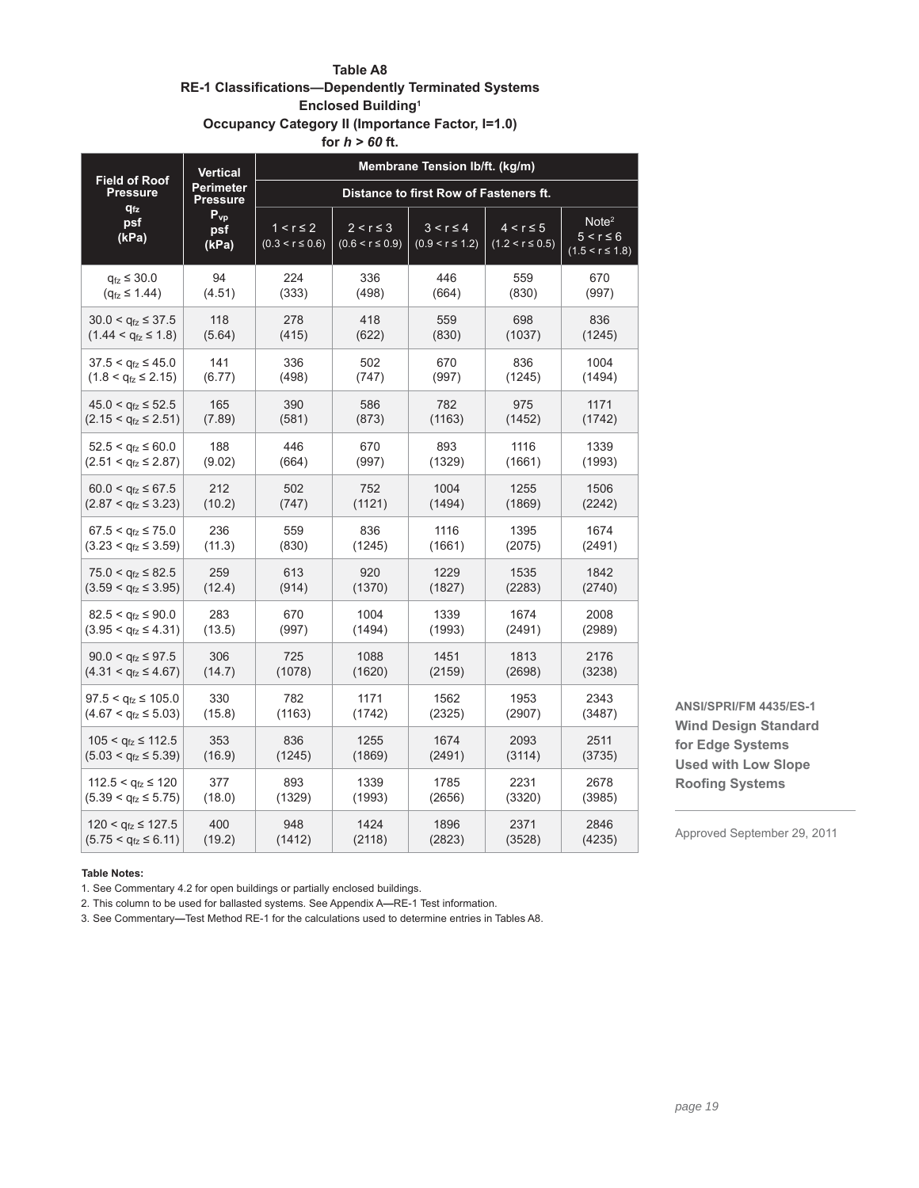**Table A8**
**RE-1 Classifications—Dependently Terminated Systems**
**Enclosed Building[1]**
**Occupancy Category II (Importance Factor, I=1.0)**
**for $h > 60$ ft.**

| Field of Roof Pressure $q_{fz}$ psf (kPa) | Vertical Perimeter Pressure $P_{vp}$ psf (kPa) | Membrane Tension lb/ft. (kg/m) | | | | |
|---|---|---|---|---|---|---|
| | | Distance to first Row of Fasteners ft. | | | | |
| | | $1 < r \leq 2$ $(0.3 < r \leq 0.6)$ | $2 < r \leq 3$ $(0.6 < r \leq 0.9)$ | $3 < r \leq 4$ $(0.9 < r \leq 1.2)$ | $4 < r \leq 5$ $(1.2 < r \leq 0.5)$ | Note[2] $5 < r \leq 6$ $(1.5 < r \leq 1.8)$ |
| $q_{fz} \leq 30.0$ $(q_{fz} \leq 1.44)$ | 94 (4.51) | 224 (333) | 336 (498) | 446 (664) | 559 (830) | 670 (997) |
| $30.0 < q_{fz} \leq 37.5$ $(1.44 < q_{fz} \leq 1.8)$ | 118 (5.64) | 278 (415) | 418 (622) | 559 (830) | 698 (1037) | 836 (1245) |
| $37.5 < q_{fz} \leq 45.0$ $(1.8 < q_{fz} \leq 2.15)$ | 141 (6.77) | 336 (498) | 502 (747) | 670 (997) | 836 (1245) | 1004 (1494) |
| $45.0 < q_{fz} \leq 52.5$ $(2.15 < q_{fz} \leq 2.51)$ | 165 (7.89) | 390 (581) | 586 (873) | 782 (1163) | 975 (1452) | 1171 (1742) |
| $52.5 < q_{fz} \leq 60.0$ $(2.51 < q_{fz} \leq 2.87)$ | 188 (9.02) | 446 (664) | 670 (997) | 893 (1329) | 1116 (1661) | 1339 (1993) |
| $60.0 < q_{fz} \leq 67.5$ $(2.87 < q_{fz} \leq 3.23)$ | 212 (10.2) | 502 (747) | 752 (1121) | 1004 (1494) | 1255 (1869) | 1506 (2242) |
| $67.5 < q_{fz} \leq 75.0$ $(3.23 < q_{fz} \leq 3.59)$ | 236 (11.3) | 559 (830) | 836 (1245) | 1116 (1661) | 1395 (2075) | 1674 (2491) |
| $75.0 < q_{fz} \leq 82.5$ $(3.59 < q_{fz} \leq 3.95)$ | 259 (12.4) | 613 (914) | 920 (1370) | 1229 (1827) | 1535 (2283) | 1842 (2740) |
| $82.5 < q_{fz} \leq 90.0$ $(3.95 < q_{fz} \leq 4.31)$ | 283 (13.5) | 670 (997) | 1004 (1494) | 1339 (1993) | 1674 (2491) | 2008 (2989) |
| $90.0 < q_{fz} \leq 97.5$ $(4.31 < q_{fz} \leq 4.67)$ | 306 (14.7) | 725 (1078) | 1088 (1620) | 1451 (2159) | 1813 (2698) | 2176 (3238) |
| $97.5 < q_{fz} \leq 105.0$ $(4.67 < q_{fz} \leq 5.03)$ | 330 (15.8) | 782 (1163) | 1171 (1742) | 1562 (2325) | 1953 (2907) | 2343 (3487) |
| $105 < q_{fz} \leq 112.5$ $(5.03 < q_{fz} \leq 5.39)$ | 353 (16.9) | 836 (1245) | 1255 (1869) | 1674 (2491) | 2093 (3114) | 2511 (3735) |
| $112.5 < q_{fz} \leq 120$ $(5.39 < q_{fz} \leq 5.75)$ | 377 (18.0) | 893 (1329) | 1339 (1993) | 1785 (2656) | 2231 (3320) | 2678 (3985) |
| $120 < q_{fz} \leq 127.5$ $(5.75 < q_{fz} \leq 6.11)$ | 400 (19.2) | 948 (1412) | 1424 (2118) | 1896 (2823) | 2371 (3528) | 2846 (4235) |

**Table Notes:**

1. See Commentary 4.2 for open buildings or partially enclosed buildings.
2. This column to be used for ballasted systems. See Appendix A—RE-1 Test information.
3. See Commentary—Test Method RE-1 for the calculations used to determine entries in Tables A8.

**ANSI/SPRI/FM 4435/ES-1**
**Wind Design Standard for Edge Systems Used with Low Slope Roofing Systems**

Approved September 29, 2011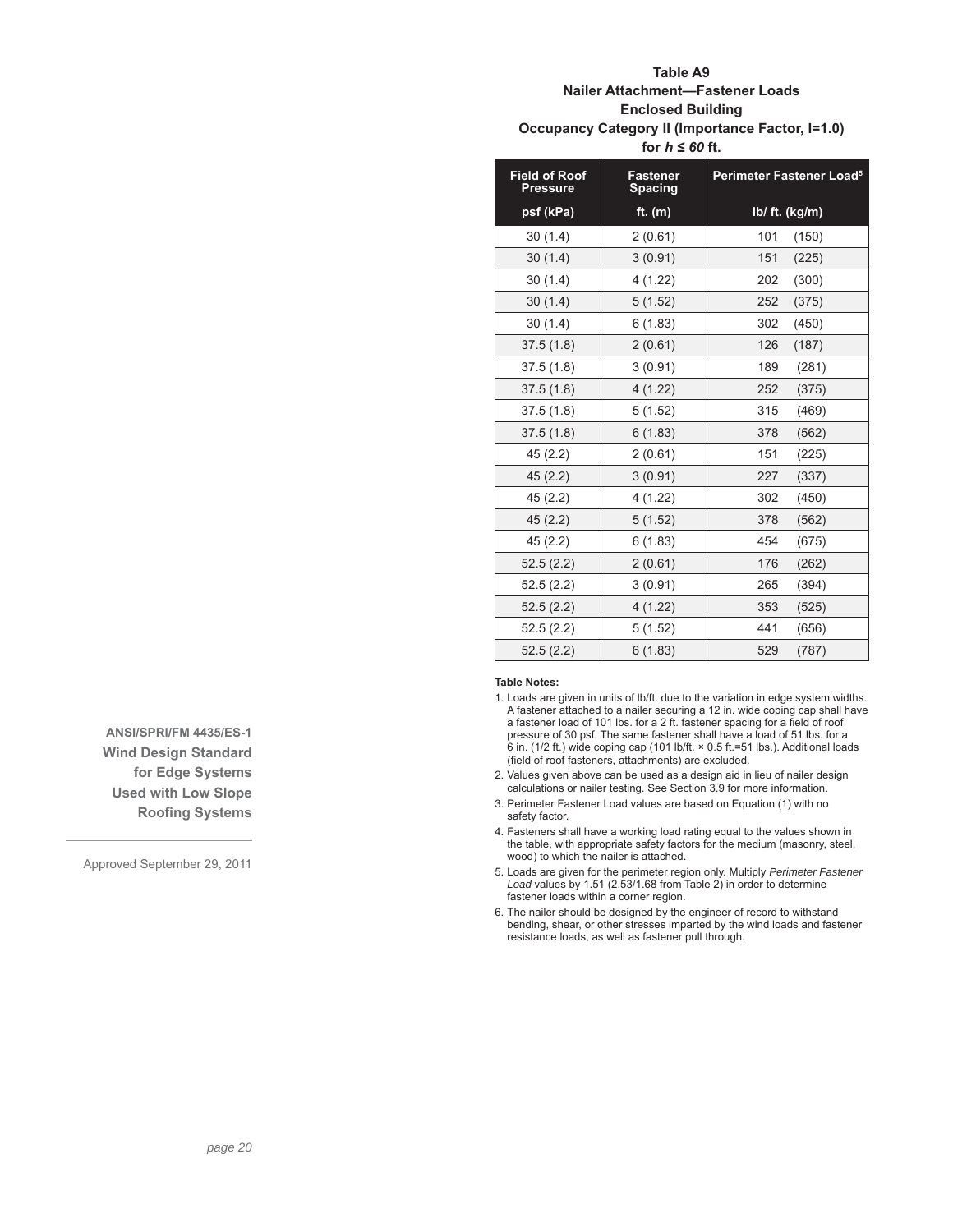### Table A9
### Nailer Attachment—Fastener Loads
### Enclosed Building
### Occupancy Category II (Importance Factor, I=1.0)
### for *h* ≤ *60* ft.

| Field of Roof Pressure | Fastener Spacing | Perimeter Fastener Load[5] |
|---|---|---|
| psf (kPa) | ft. (m) | lb/ ft. (kg/m) |
| 30 (1.4) | 2 (0.61) | 101 (150) |
| 30 (1.4) | 3 (0.91) | 151 (225) |
| 30 (1.4) | 4 (1.22) | 202 (300) |
| 30 (1.4) | 5 (1.52) | 252 (375) |
| 30 (1.4) | 6 (1.83) | 302 (450) |
| 37.5 (1.8) | 2 (0.61) | 126 (187) |
| 37.5 (1.8) | 3 (0.91) | 189 (281) |
| 37.5 (1.8) | 4 (1.22) | 252 (375) |
| 37.5 (1.8) | 5 (1.52) | 315 (469) |
| 37.5 (1.8) | 6 (1.83) | 378 (562) |
| 45 (2.2) | 2 (0.61) | 151 (225) |
| 45 (2.2) | 3 (0.91) | 227 (337) |
| 45 (2.2) | 4 (1.22) | 302 (450) |
| 45 (2.2) | 5 (1.52) | 378 (562) |
| 45 (2.2) | 6 (1.83) | 454 (675) |
| 52.5 (2.2) | 2 (0.61) | 176 (262) |
| 52.5 (2.2) | 3 (0.91) | 265 (394) |
| 52.5 (2.2) | 4 (1.22) | 353 (525) |
| 52.5 (2.2) | 5 (1.52) | 441 (656) |
| 52.5 (2.2) | 6 (1.83) | 529 (787) |

**Table Notes:**

1. Loads are given in units of lb/ft. due to the variation in edge system widths. A fastener attached to a nailer securing a 12 in. wide coping cap shall have a fastener load of 101 lbs. for a 2 ft. fastener spacing for a field of roof pressure of 30 psf. The same fastener shall have a load of 51 lbs. for a 6 in. (1/2 ft.) wide coping cap (101 lb/ft. × 0.5 ft.=51 lbs.). Additional loads (field of roof fasteners, attachments) are excluded.
2. Values given above can be used as a design aid in lieu of nailer design calculations or nailer testing. See Section 3.9 for more information.
3. Perimeter Fastener Load values are based on Equation (1) with no safety factor.
4. Fasteners shall have a working load rating equal to the values shown in the table, with appropriate safety factors for the medium (masonry, steel, wood) to which the nailer is attached.
5. Loads are given for the perimeter region only. Multiply *Perimeter Fastener Load* values by 1.51 (2.53/1.68 from Table 2) in order to determine fastener loads within a corner region.
6. The nailer should be designed by the engineer of record to withstand bending, shear, or other stresses imparted by the wind loads and fastener resistance loads, as well as fastener pull through.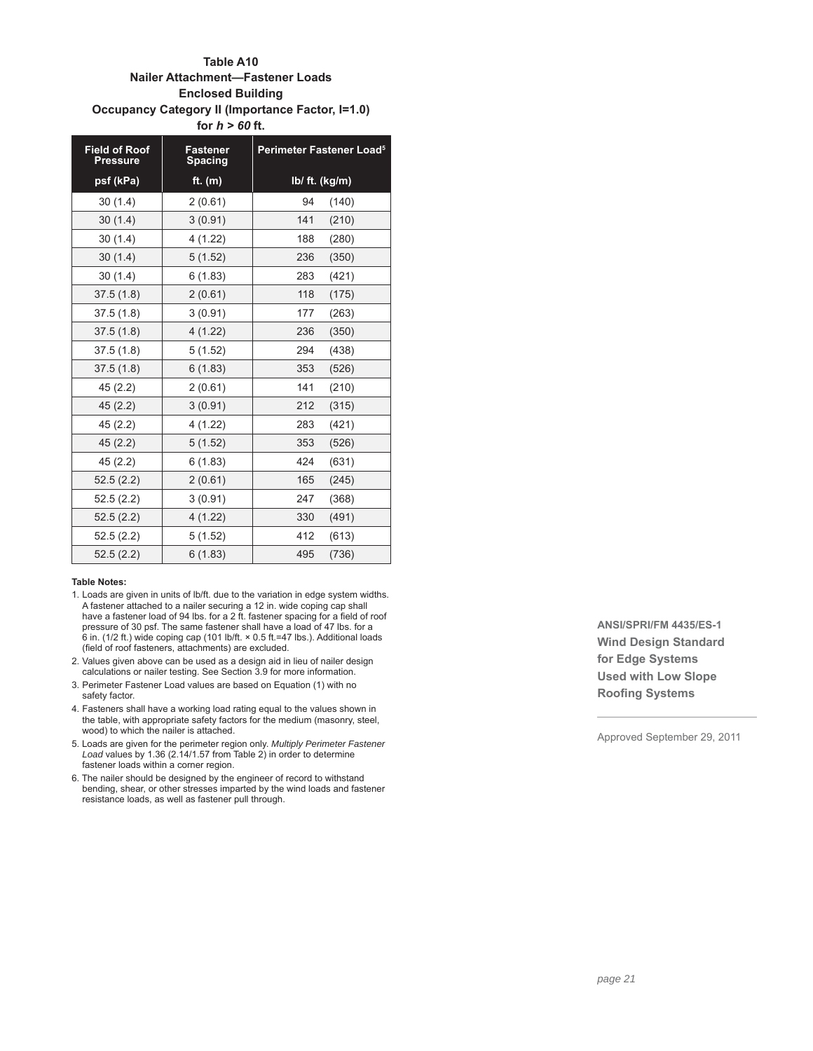**Table A10**
**Nailer Attachment—Fastener Loads**
**Enclosed Building**
**Occupancy Category II (Importance Factor, I=1.0)**
**for *h > 60* ft.**

| Field of Roof Pressure | Fastener Spacing | Perimeter Fastener Load[5] |
|---|---|---|
| psf (kPa) | ft. (m) | lb/ ft. (kg/m) |
| 30 (1.4) | 2 (0.61) | 94 (140) |
| 30 (1.4) | 3 (0.91) | 141 (210) |
| 30 (1.4) | 4 (1.22) | 188 (280) |
| 30 (1.4) | 5 (1.52) | 236 (350) |
| 30 (1.4) | 6 (1.83) | 283 (421) |
| 37.5 (1.8) | 2 (0.61) | 118 (175) |
| 37.5 (1.8) | 3 (0.91) | 177 (263) |
| 37.5 (1.8) | 4 (1.22) | 236 (350) |
| 37.5 (1.8) | 5 (1.52) | 294 (438) |
| 37.5 (1.8) | 6 (1.83) | 353 (526) |
| 45 (2.2) | 2 (0.61) | 141 (210) |
| 45 (2.2) | 3 (0.91) | 212 (315) |
| 45 (2.2) | 4 (1.22) | 283 (421) |
| 45 (2.2) | 5 (1.52) | 353 (526) |
| 45 (2.2) | 6 (1.83) | 424 (631) |
| 52.5 (2.2) | 2 (0.61) | 165 (245) |
| 52.5 (2.2) | 3 (0.91) | 247 (368) |
| 52.5 (2.2) | 4 (1.22) | 330 (491) |
| 52.5 (2.2) | 5 (1.52) | 412 (613) |
| 52.5 (2.2) | 6 (1.83) | 495 (736) |

**Table Notes:**

1. Loads are given in units of lb/ft. due to the variation in edge system widths. A fastener attached to a nailer securing a 12 in. wide coping cap shall have a fastener load of 94 lbs. for a 2 ft. fastener spacing for a field of roof pressure of 30 psf. The same fastener shall have a load of 47 lbs. for a 6 in. (1/2 ft.) wide coping cap (101 lb/ft. × 0.5 ft.=47 lbs.). Additional loads (field of roof fasteners, attachments) are excluded.
2. Values given above can be used as a design aid in lieu of nailer design calculations or nailer testing. See Section 3.9 for more information.
3. Perimeter Fastener Load values are based on Equation (1) with no safety factor.
4. Fasteners shall have a working load rating equal to the values shown in the table, with appropriate safety factors for the medium (masonry, steel, wood) to which the nailer is attached.
5. Loads are given for the perimeter region only. *Multiply Perimeter Fastener Load* values by 1.36 (2.14/1.57 from Table 2) in order to determine fastener loads within a corner region.
6. The nailer should be designed by the engineer of record to withstand bending, shear, or other stresses imparted by the wind loads and fastener resistance loads, as well as fastener pull through.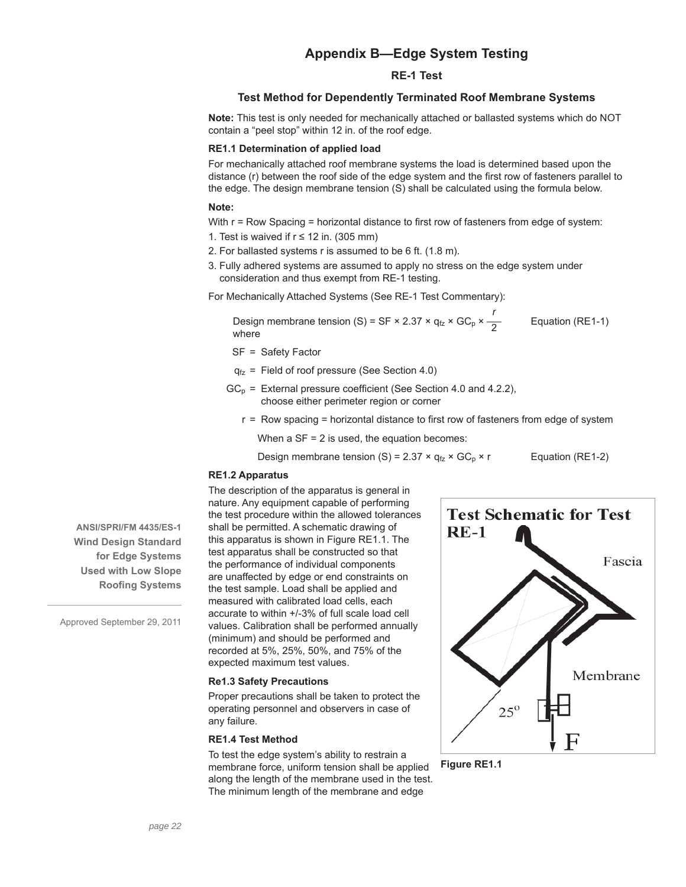## Appendix B—Edge System Testing

### RE-1 Test

### Test Method for Dependently Terminated Roof Membrane Systems

**Note:** This test is only needed for mechanically attached or ballasted systems which do NOT contain a "peel stop" within 12 in. of the roof edge.

**RE1.1 Determination of applied load**

For mechanically attached roof membrane systems the load is determined based upon the distance (r) between the roof side of the edge system and the first row of fasteners parallel to the edge. The design membrane tension (S) shall be calculated using the formula below.

**Note:**

With r = Row Spacing = horizontal distance to first row of fasteners from edge of system:

1. Test is waived if r ≤ 12 in. (305 mm)
2. For ballasted systems r is assumed to be 6 ft. (1.8 m).
3. Fully adhered systems are assumed to apply no stress on the edge system under consideration and thus exempt from RE-1 testing.

For Mechanically Attached Systems (See RE-1 Test Commentary):

$$\text{Design membrane tension (S)} = SF \times 2.37 \times q_{fz} \times GC_p \times \frac{r}{2} \qquad \text{Equation (RE1-1)}$$

where

SF = Safety Factor

$q_{fz}$ = Field of roof pressure (See Section 4.0)

$GC_p$ = External pressure coefficient (See Section 4.0 and 4.2.2), choose either perimeter region or corner

r = Row spacing = horizontal distance to first row of fasteners from edge of system

When a SF = 2 is used, the equation becomes:

$$\text{Design membrane tension (S)} = 2.37 \times q_{fz} \times GC_p \times r \qquad \text{Equation (RE1-2)}$$

**RE1.2 Apparatus**

The description of the apparatus is general in nature. Any equipment capable of performing the test procedure within the allowed tolerances shall be permitted. A schematic drawing of this apparatus is shown in Figure RE1.1. The test apparatus shall be constructed so that the performance of individual components are unaffected by edge or end constraints on the test sample. Load shall be applied and measured with calibrated load cells, each accurate to within +/-3% of full scale load cell values. Calibration shall be performed annually (minimum) and should be performed and recorded at 5%, 25%, 50%, and 75% of the expected maximum test values.

**Re1.3 Safety Precautions**

Proper precautions shall be taken to protect the operating personnel and observers in case of any failure.

**RE1.4 Test Method**

To test the edge system's ability to restrain a membrane force, uniform tension shall be applied along the length of the membrane used in the test. The minimum length of the membrane and edge

**Test Schematic for Test RE-1**

Fascia

Membrane

25°

F

**Figure RE1.1**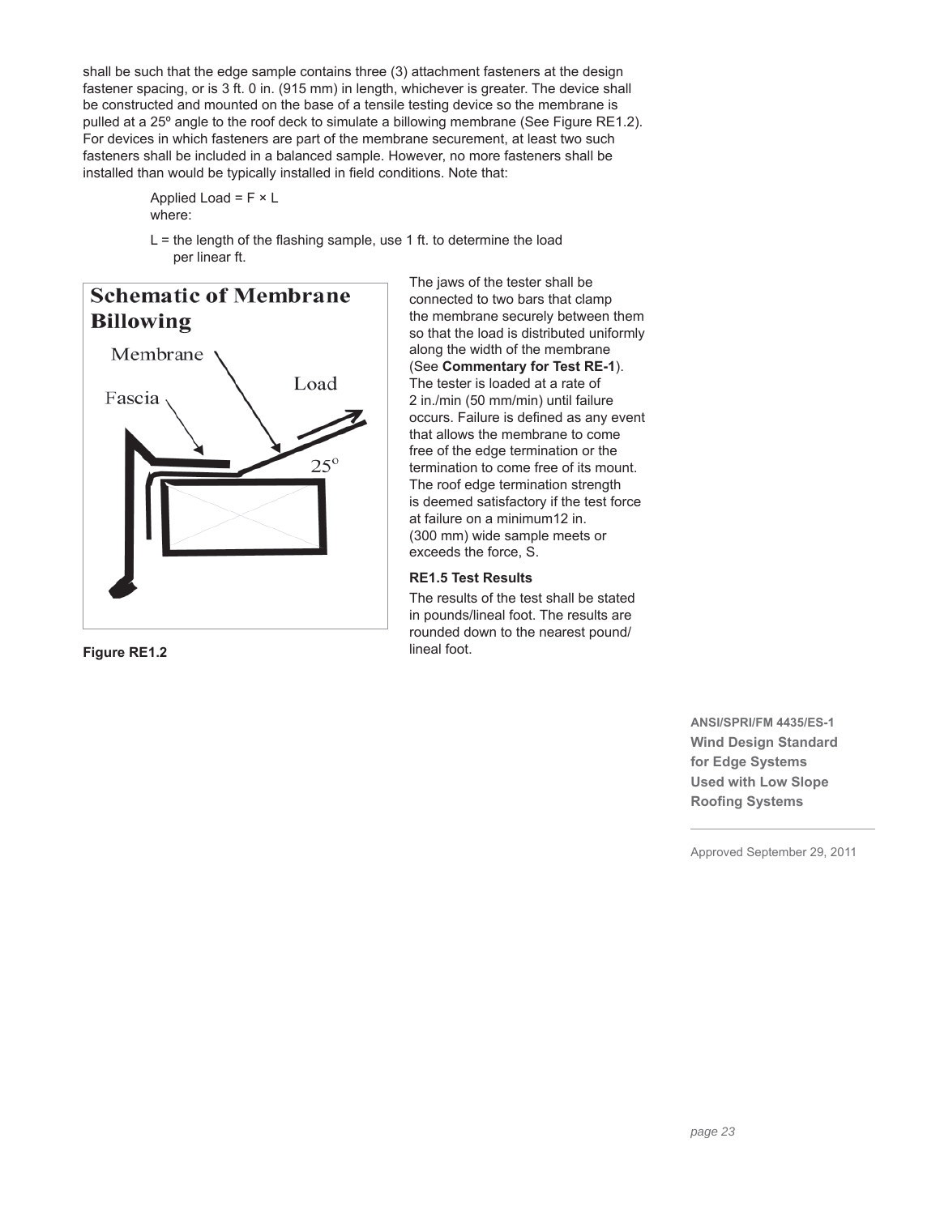shall be such that the edge sample contains three (3) attachment fasteners at the design fastener spacing, or is 3 ft. 0 in. (915 mm) in length, whichever is greater. The device shall be constructed and mounted on the base of a tensile testing device so the membrane is pulled at a 25º angle to the roof deck to simulate a billowing membrane (See Figure RE1.2). For devices in which fasteners are part of the membrane securement, at least two such fasteners shall be included in a balanced sample. However, no more fasteners shall be installed than would be typically installed in field conditions. Note that:

Applied Load = F × L
where:

L = the length of the flashing sample, use 1 ft. to determine the load per linear ft.

**Schematic of Membrane Billowing**

Membrane
Load
Fascia
25°

**Figure RE1.2**

The jaws of the tester shall be connected to two bars that clamp the membrane securely between them so that the load is distributed uniformly along the width of the membrane (See **Commentary for Test RE-1**). The tester is loaded at a rate of 2 in./min (50 mm/min) until failure occurs. Failure is defined as any event that allows the membrane to come free of the edge termination or the termination to come free of its mount. The roof edge termination strength is deemed satisfactory if the test force at failure on a minimum12 in. (300 mm) wide sample meets or exceeds the force, S.

### RE1.5 Test Results

The results of the test shall be stated in pounds/lineal foot. The results are rounded down to the nearest pound/ lineal foot.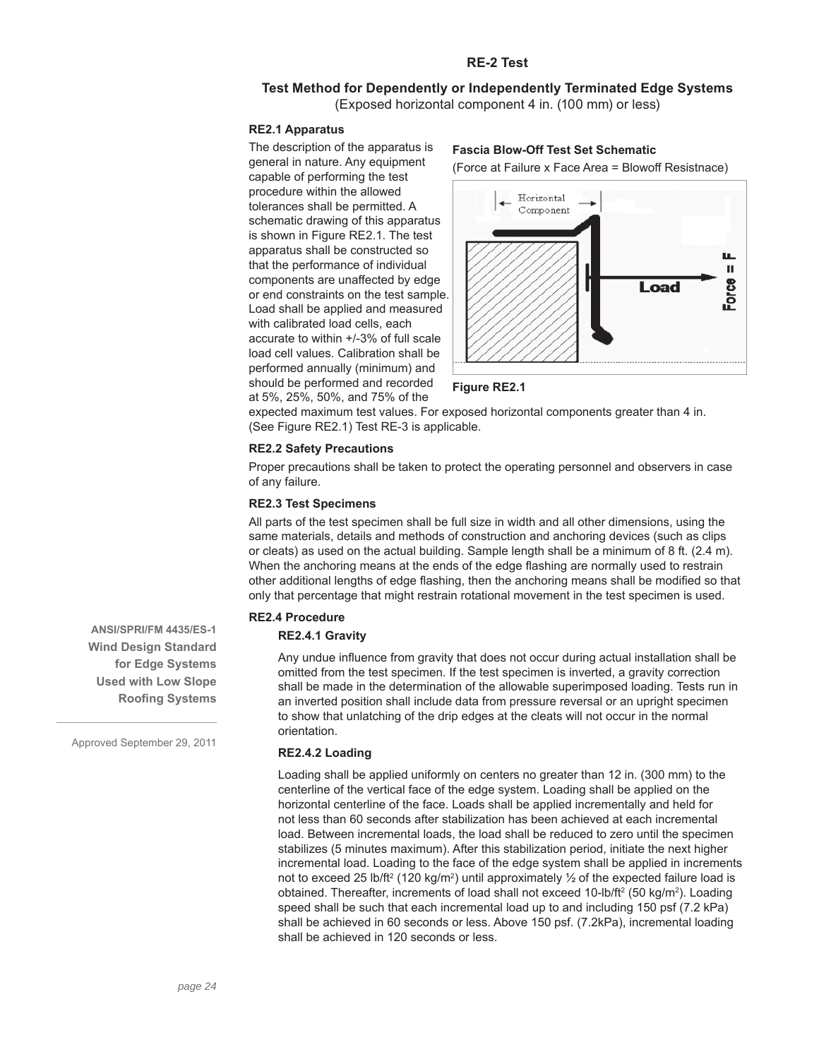# RE-2 Test

## Test Method for Dependently or Independently Terminated Edge Systems

(Exposed horizontal component 4 in. (100 mm) or less)

### RE2.1 Apparatus

The description of the apparatus is general in nature. Any equipment capable of performing the test procedure within the allowed tolerances shall be permitted. A schematic drawing of this apparatus is shown in Figure RE2.1. The test apparatus shall be constructed so that the performance of individual components are unaffected by edge or end constraints on the test sample. Load shall be applied and measured with calibrated load cells, each accurate to within +/-3% of full scale load cell values. Calibration shall be performed annually (minimum) and should be performed and recorded at 5%, 25%, 50%, and 75% of the expected maximum test values. For exposed horizontal components greater than 4 in. (See Figure RE2.1) Test RE-3 is applicable.

**Fascia Blow-Off Test Set Schematic**

(Force at Failure x Face Area = Blowoff Resistnace)

Horizontal Component

Load

Force = F

**Figure RE2.1**

### RE2.2 Safety Precautions

Proper precautions shall be taken to protect the operating personnel and observers in case of any failure.

### RE2.3 Test Specimens

All parts of the test specimen shall be full size in width and all other dimensions, using the same materials, details and methods of construction and anchoring devices (such as clips or cleats) as used on the actual building. Sample length shall be a minimum of 8 ft. (2.4 m). When the anchoring means at the ends of the edge flashing are normally used to restrain other additional lengths of edge flashing, then the anchoring means shall be modified so that only that percentage that might restrain rotational movement in the test specimen is used.

### RE2.4 Procedure

#### RE2.4.1 Gravity

Any undue influence from gravity that does not occur during actual installation shall be omitted from the test specimen. If the test specimen is inverted, a gravity correction shall be made in the determination of the allowable superimposed loading. Tests run in an inverted position shall include data from pressure reversal or an upright specimen to show that unlatching of the drip edges at the cleats will not occur in the normal orientation.

#### RE2.4.2 Loading

Loading shall be applied uniformly on centers no greater than 12 in. (300 mm) to the centerline of the vertical face of the edge system. Loading shall be applied on the horizontal centerline of the face. Loads shall be applied incrementally and held for not less than 60 seconds after stabilization has been achieved at each incremental load. Between incremental loads, the load shall be reduced to zero until the specimen stabilizes (5 minutes maximum). After this stabilization period, initiate the next higher incremental load. Loading to the face of the edge system shall be applied in increments not to exceed 25 lb/ft$^2$ (120 kg/m$^2$) until approximately ½ of the expected failure load is obtained. Thereafter, increments of load shall not exceed 10-lb/ft$^2$ (50 kg/m$^2$). Loading speed shall be such that each incremental load up to and including 150 psf (7.2 kPa) shall be achieved in 60 seconds or less. Above 150 psf. (7.2kPa), incremental loading shall be achieved in 120 seconds or less.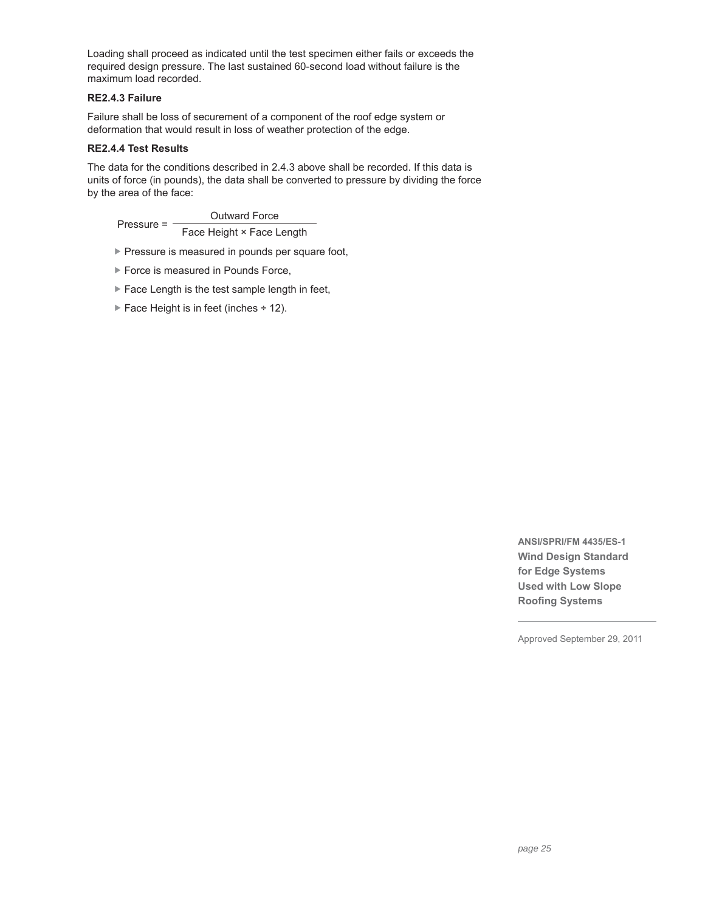Loading shall proceed as indicated until the test specimen either fails or exceeds the required design pressure. The last sustained 60-second load without failure is the maximum load recorded.

**RE2.4.3 Failure**

Failure shall be loss of securement of a component of the roof edge system or deformation that would result in loss of weather protection of the edge.

**RE2.4.4 Test Results**

The data for the conditions described in 2.4.3 above shall be recorded. If this data is units of force (in pounds), the data shall be converted to pressure by dividing the force by the area of the face:

$$\text{Pressure} = \frac{\text{Outward Force}}{\text{Face Height} \times \text{Face Length}}$$

- Pressure is measured in pounds per square foot,
- Force is measured in Pounds Force,
- Face Length is the test sample length in feet,
- Face Height is in feet (inches ÷ 12).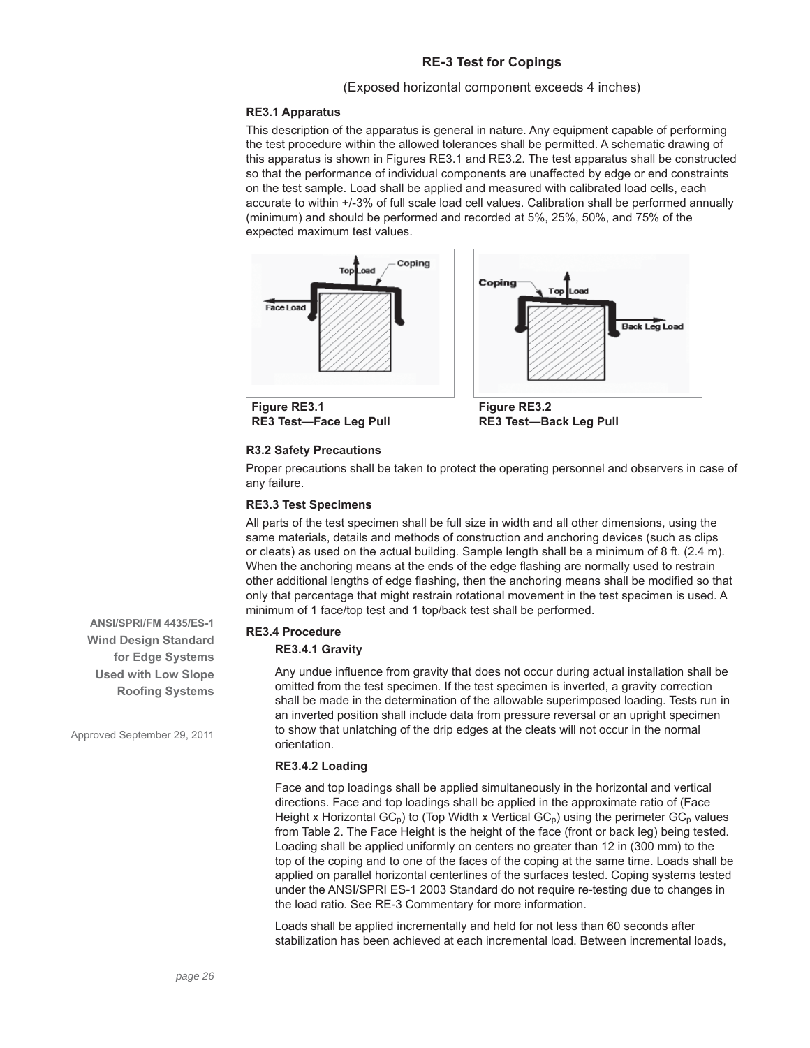## RE-3 Test for Copings

(Exposed horizontal component exceeds 4 inches)

### RE3.1 Apparatus

This description of the apparatus is general in nature. Any equipment capable of performing the test procedure within the allowed tolerances shall be permitted. A schematic drawing of this apparatus is shown in Figures RE3.1 and RE3.2. The test apparatus shall be constructed so that the performance of individual components are unaffected by edge or end constraints on the test sample. Load shall be applied and measured with calibrated load cells, each accurate to within +/-3% of full scale load cell values. Calibration shall be performed annually (minimum) and should be performed and recorded at 5%, 25%, 50%, and 75% of the expected maximum test values.

**Figure RE3.1**
**RE3 Test—Face Leg Pull**

**Figure RE3.2**
**RE3 Test—Back Leg Pull**

### R3.2 Safety Precautions

Proper precautions shall be taken to protect the operating personnel and observers in case of any failure.

### RE3.3 Test Specimens

All parts of the test specimen shall be full size in width and all other dimensions, using the same materials, details and methods of construction and anchoring devices (such as clips or cleats) as used on the actual building. Sample length shall be a minimum of 8 ft. (2.4 m). When the anchoring means at the ends of the edge flashing are normally used to restrain other additional lengths of edge flashing, then the anchoring means shall be modified so that only that percentage that might restrain rotational movement in the test specimen is used. A minimum of 1 face/top test and 1 top/back test shall be performed.

### RE3.4 Procedure

#### RE3.4.1 Gravity

Any undue influence from gravity that does not occur during actual installation shall be omitted from the test specimen. If the test specimen is inverted, a gravity correction shall be made in the determination of the allowable superimposed loading. Tests run in an inverted position shall include data from pressure reversal or an upright specimen to show that unlatching of the drip edges at the cleats will not occur in the normal orientation.

#### RE3.4.2 Loading

Face and top loadings shall be applied simultaneously in the horizontal and vertical directions. Face and top loadings shall be applied in the approximate ratio of (Face Height x Horizontal $GC_p$) to (Top Width x Vertical $GC_p$) using the perimeter $GC_p$ values from Table 2. The Face Height is the height of the face (front or back leg) being tested. Loading shall be applied uniformly on centers no greater than 12 in (300 mm) to the top of the coping and to one of the faces of the coping at the same time. Loads shall be applied on parallel horizontal centerlines of the surfaces tested. Coping systems tested under the ANSI/SPRI ES-1 2003 Standard do not require re-testing due to changes in the load ratio. See RE-3 Commentary for more information.

Loads shall be applied incrementally and held for not less than 60 seconds after stabilization has been achieved at each incremental load. Between incremental loads,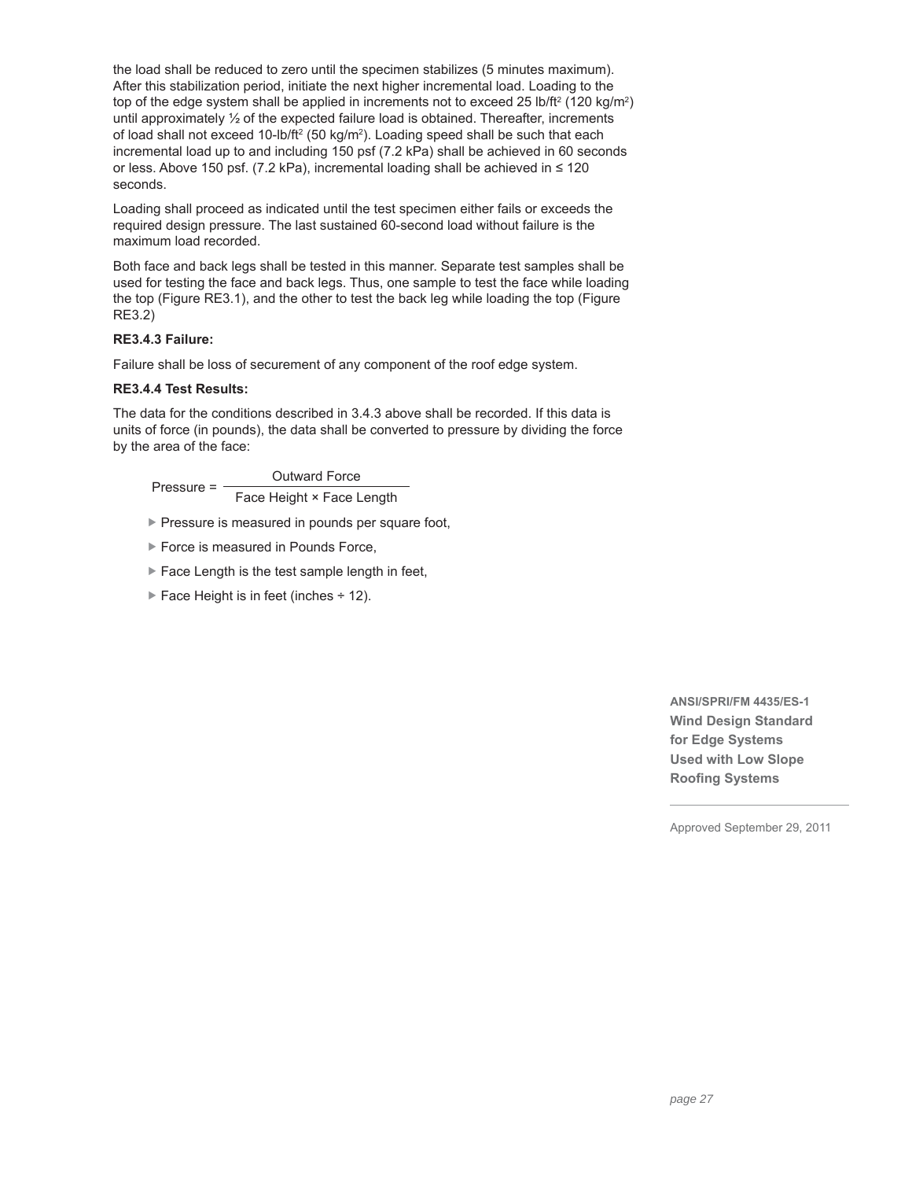the load shall be reduced to zero until the specimen stabilizes (5 minutes maximum). After this stabilization period, initiate the next higher incremental load. Loading to the top of the edge system shall be applied in increments not to exceed 25 lb/ft$^2$ (120 kg/m$^2$) until approximately ½ of the expected failure load is obtained. Thereafter, increments of load shall not exceed 10-lb/ft$^2$ (50 kg/m$^2$). Loading speed shall be such that each incremental load up to and including 150 psf (7.2 kPa) shall be achieved in 60 seconds or less. Above 150 psf. (7.2 kPa), incremental loading shall be achieved in ≤ 120 seconds.

Loading shall proceed as indicated until the test specimen either fails or exceeds the required design pressure. The last sustained 60-second load without failure is the maximum load recorded.

Both face and back legs shall be tested in this manner. Separate test samples shall be used for testing the face and back legs. Thus, one sample to test the face while loading the top (Figure RE3.1), and the other to test the back leg while loading the top (Figure RE3.2)

**RE3.4.3 Failure:**

Failure shall be loss of securement of any component of the roof edge system.

**RE3.4.4 Test Results:**

The data for the conditions described in 3.4.3 above shall be recorded. If this data is units of force (in pounds), the data shall be converted to pressure by dividing the force by the area of the face:

$$\text{Pressure} = \frac{\text{Outward Force}}{\text{Face Height} \times \text{Face Length}}$$

- Pressure is measured in pounds per square foot,
- Force is measured in Pounds Force,
- Face Length is the test sample length in feet,
- Face Height is in feet (inches ÷ 12).

**ANSI/SPRI/FM 4435/ES-1**
**Wind Design Standard for Edge Systems Used with Low Slope Roofing Systems**

Approved September 29, 2011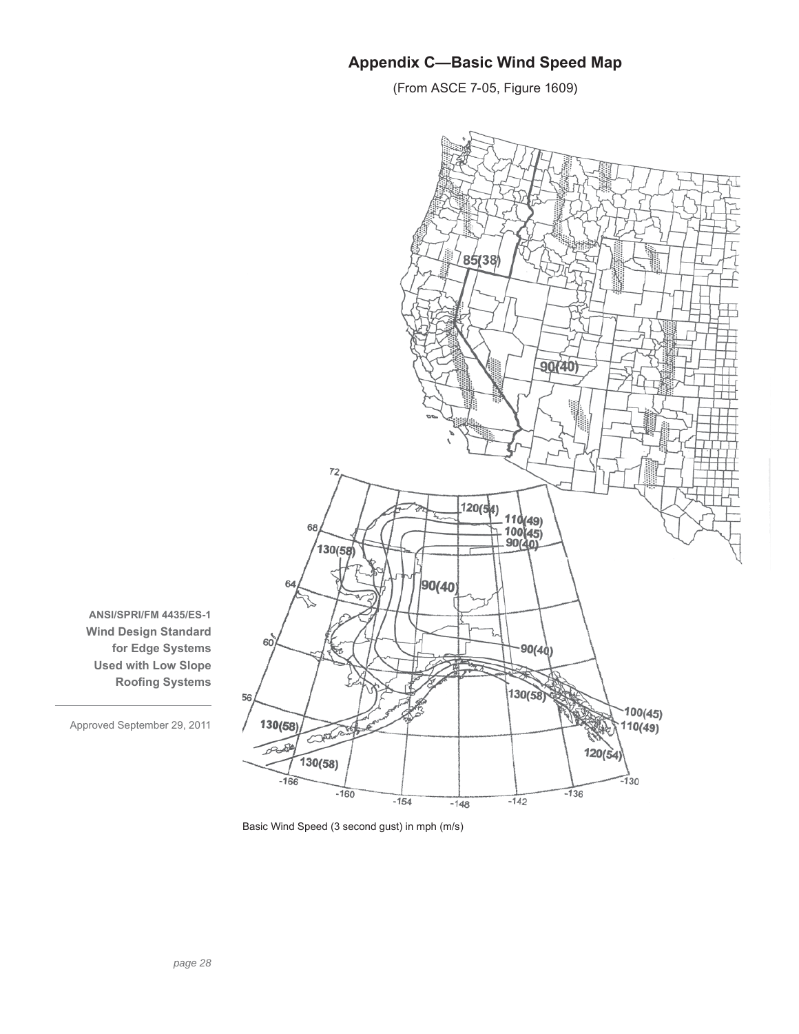# Appendix C—Basic Wind Speed Map

(From ASCE 7-05, Figure 1609)

Basic Wind Speed (3 second gust) in mph (m/s)

**ANSI/SPRI/FM 4435/ES-1**
**Wind Design Standard for Edge Systems Used with Low Slope Roofing Systems**

Approved September 29, 2011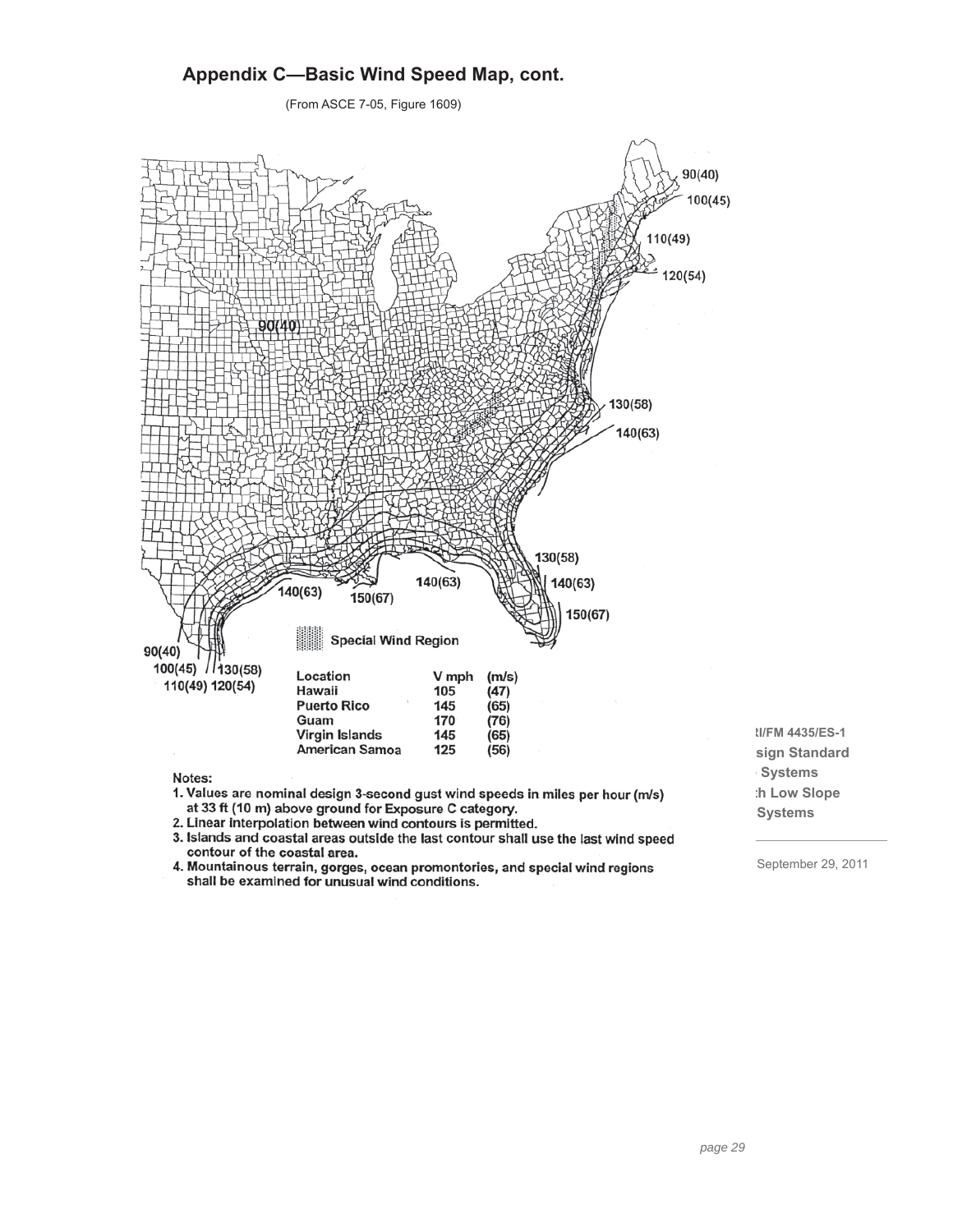## Appendix C—Basic Wind Speed Map, cont.

(From ASCE 7-05, Figure 1609)

90(40)
100(45)
110(49)
120(54)
90(40)
130(58)
140(63)
130(58)
140(63)
140(63)
140(63)
150(67)
150(67)
90(40)
100(45)
130(58)
110(49) 120(54)

Special Wind Region

| Location | V mph | (m/s) |
|---|---|---|
| Hawaii | 105 | (47) |
| Puerto Rico | 145 | (65) |
| Guam | 170 | (76) |
| Virgin Islands | 145 | (65) |
| American Samoa | 125 | (56) |

Notes:

1. Values are nominal design 3-second gust wind speeds in miles per hour (m/s) at 33 ft (10 m) above ground for Exposure C category.
2. Linear interpolation between wind contours is permitted.
3. Islands and coastal areas outside the last contour shall use the last wind speed contour of the coastal area.
4. Mountainous terrain, gorges, ocean promontories, and special wind regions shall be examined for unusual wind conditions.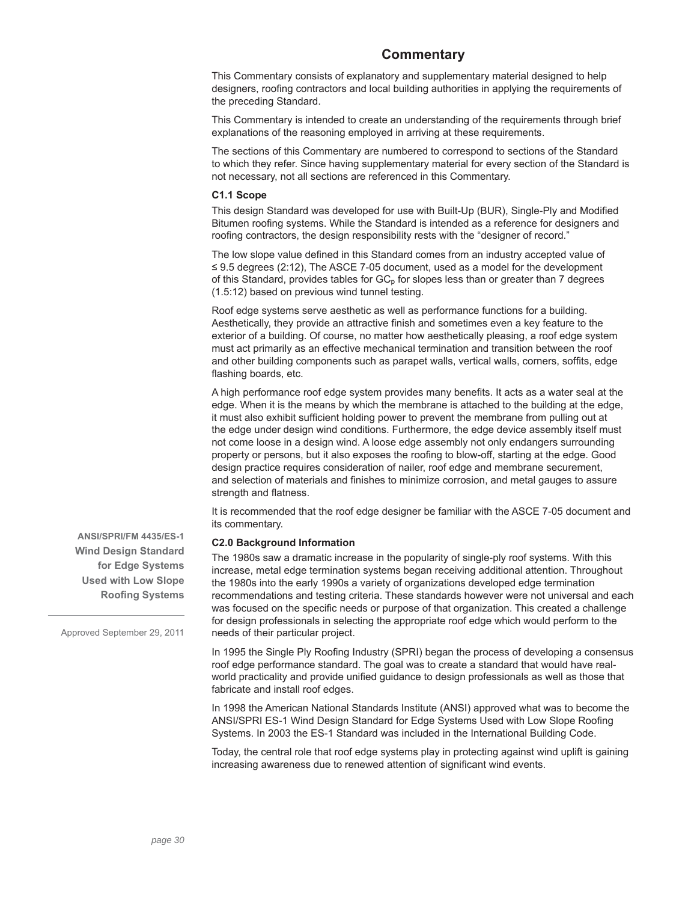# Commentary

This Commentary consists of explanatory and supplementary material designed to help designers, roofing contractors and local building authorities in applying the requirements of the preceding Standard.

This Commentary is intended to create an understanding of the requirements through brief explanations of the reasoning employed in arriving at these requirements.

The sections of this Commentary are numbered to correspond to sections of the Standard to which they refer. Since having supplementary material for every section of the Standard is not necessary, not all sections are referenced in this Commentary.

**C1.1 Scope**

This design Standard was developed for use with Built-Up (BUR), Single-Ply and Modified Bitumen roofing systems. While the Standard is intended as a reference for designers and roofing contractors, the design responsibility rests with the "designer of record."

The low slope value defined in this Standard comes from an industry accepted value of ≤ 9.5 degrees (2:12), The ASCE 7-05 document, used as a model for the development of this Standard, provides tables for $GC_p$ for slopes less than or greater than 7 degrees (1.5:12) based on previous wind tunnel testing.

Roof edge systems serve aesthetic as well as performance functions for a building. Aesthetically, they provide an attractive finish and sometimes even a key feature to the exterior of a building. Of course, no matter how aesthetically pleasing, a roof edge system must act primarily as an effective mechanical termination and transition between the roof and other building components such as parapet walls, vertical walls, corners, soffits, edge flashing boards, etc.

A high performance roof edge system provides many benefits. It acts as a water seal at the edge. When it is the means by which the membrane is attached to the building at the edge, it must also exhibit sufficient holding power to prevent the membrane from pulling out at the edge under design wind conditions. Furthermore, the edge device assembly itself must not come loose in a design wind. A loose edge assembly not only endangers surrounding property or persons, but it also exposes the roofing to blow-off, starting at the edge. Good design practice requires consideration of nailer, roof edge and membrane securement, and selection of materials and finishes to minimize corrosion, and metal gauges to assure strength and flatness.

It is recommended that the roof edge designer be familiar with the ASCE 7-05 document and its commentary.

**C2.0 Background Information**

The 1980s saw a dramatic increase in the popularity of single-ply roof systems. With this increase, metal edge termination systems began receiving additional attention. Throughout the 1980s into the early 1990s a variety of organizations developed edge termination recommendations and testing criteria. These standards however were not universal and each was focused on the specific needs or purpose of that organization. This created a challenge for design professionals in selecting the appropriate roof edge which would perform to the needs of their particular project.

In 1995 the Single Ply Roofing Industry (SPRI) began the process of developing a consensus roof edge performance standard. The goal was to create a standard that would have real-world practicality and provide unified guidance to design professionals as well as those that fabricate and install roof edges.

In 1998 the American National Standards Institute (ANSI) approved what was to become the ANSI/SPRI ES-1 Wind Design Standard for Edge Systems Used with Low Slope Roofing Systems. In 2003 the ES-1 Standard was included in the International Building Code.

Today, the central role that roof edge systems play in protecting against wind uplift is gaining increasing awareness due to renewed attention of significant wind events.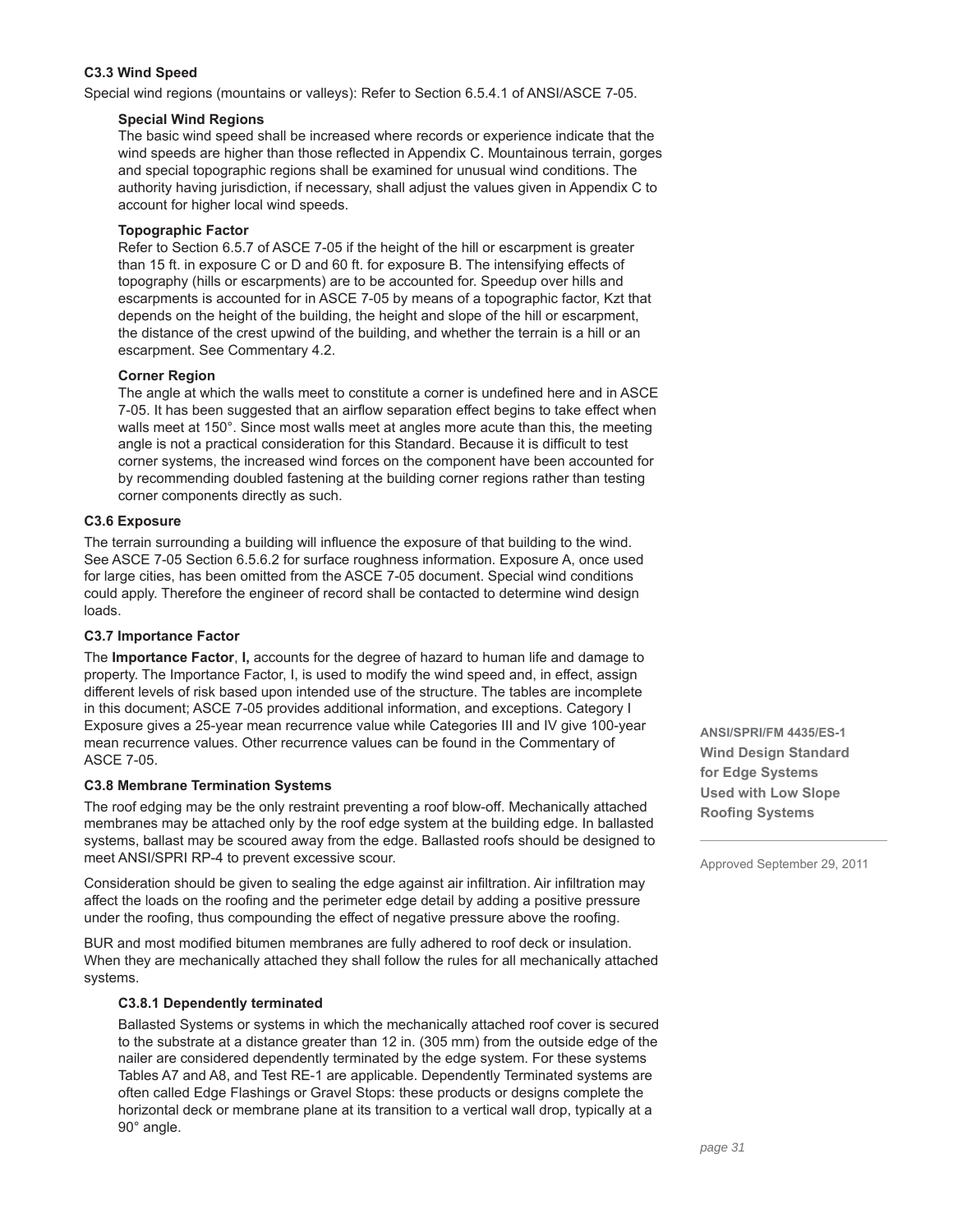### C3.3 Wind Speed

Special wind regions (mountains or valleys): Refer to Section 6.5.4.1 of ANSI/ASCE 7-05.

#### Special Wind Regions

The basic wind speed shall be increased where records or experience indicate that the wind speeds are higher than those reflected in Appendix C. Mountainous terrain, gorges and special topographic regions shall be examined for unusual wind conditions. The authority having jurisdiction, if necessary, shall adjust the values given in Appendix C to account for higher local wind speeds.

#### Topographic Factor

Refer to Section 6.5.7 of ASCE 7-05 if the height of the hill or escarpment is greater than 15 ft. in exposure C or D and 60 ft. for exposure B. The intensifying effects of topography (hills or escarpments) are to be accounted for. Speedup over hills and escarpments is accounted for in ASCE 7-05 by means of a topographic factor, Kzt that depends on the height of the building, the height and slope of the hill or escarpment, the distance of the crest upwind of the building, and whether the terrain is a hill or an escarpment. See Commentary 4.2.

#### Corner Region

The angle at which the walls meet to constitute a corner is undefined here and in ASCE 7-05. It has been suggested that an airflow separation effect begins to take effect when walls meet at 150°. Since most walls meet at angles more acute than this, the meeting angle is not a practical consideration for this Standard. Because it is difficult to test corner systems, the increased wind forces on the component have been accounted for by recommending doubled fastening at the building corner regions rather than testing corner components directly as such.

### C3.6 Exposure

The terrain surrounding a building will influence the exposure of that building to the wind. See ASCE 7-05 Section 6.5.6.2 for surface roughness information. Exposure A, once used for large cities, has been omitted from the ASCE 7-05 document. Special wind conditions could apply. Therefore the engineer of record shall be contacted to determine wind design loads.

### C3.7 Importance Factor

The **Importance Factor**, **I,** accounts for the degree of hazard to human life and damage to property. The Importance Factor, I, is used to modify the wind speed and, in effect, assign different levels of risk based upon intended use of the structure. The tables are incomplete in this document; ASCE 7-05 provides additional information, and exceptions. Category I Exposure gives a 25-year mean recurrence value while Categories III and IV give 100-year mean recurrence values. Other recurrence values can be found in the Commentary of ASCE 7-05.

### C3.8 Membrane Termination Systems

The roof edging may be the only restraint preventing a roof blow-off. Mechanically attached membranes may be attached only by the roof edge system at the building edge. In ballasted systems, ballast may be scoured away from the edge. Ballasted roofs should be designed to meet ANSI/SPRI RP-4 to prevent excessive scour.

Consideration should be given to sealing the edge against air infiltration. Air infiltration may affect the loads on the roofing and the perimeter edge detail by adding a positive pressure under the roofing, thus compounding the effect of negative pressure above the roofing.

BUR and most modified bitumen membranes are fully adhered to roof deck or insulation. When they are mechanically attached they shall follow the rules for all mechanically attached systems.

#### C3.8.1 Dependently terminated

Ballasted Systems or systems in which the mechanically attached roof cover is secured to the substrate at a distance greater than 12 in. (305 mm) from the outside edge of the nailer are considered dependently terminated by the edge system. For these systems Tables A7 and A8, and Test RE-1 are applicable. Dependently Terminated systems are often called Edge Flashings or Gravel Stops: these products or designs complete the horizontal deck or membrane plane at its transition to a vertical wall drop, typically at a 90° angle.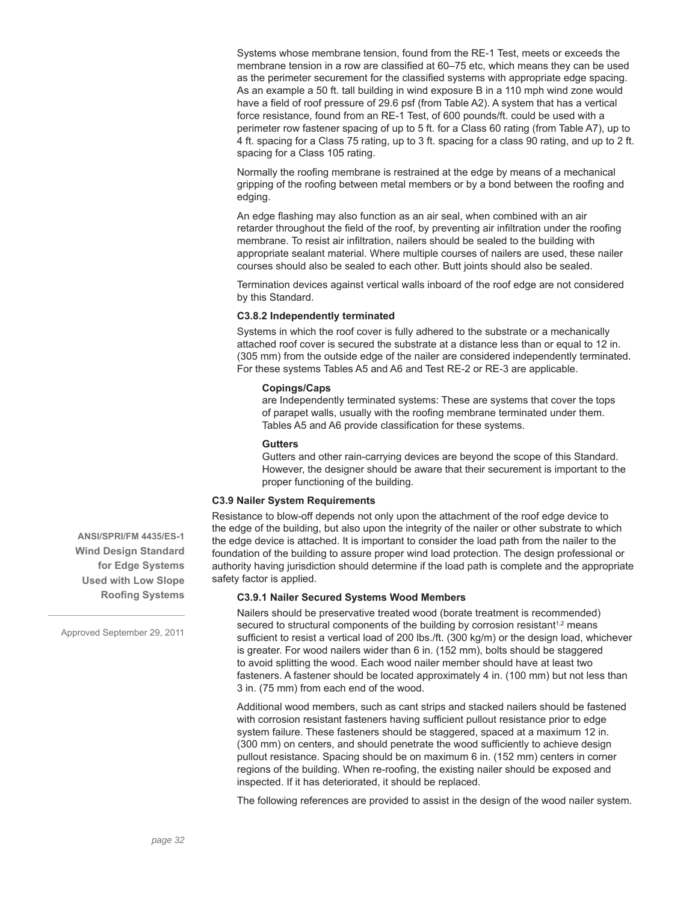Systems whose membrane tension, found from the RE-1 Test, meets or exceeds the membrane tension in a row are classified at 60–75 etc, which means they can be used as the perimeter securement for the classified systems with appropriate edge spacing. As an example a 50 ft. tall building in wind exposure B in a 110 mph wind zone would have a field of roof pressure of 29.6 psf (from Table A2). A system that has a vertical force resistance, found from an RE-1 Test, of 600 pounds/ft. could be used with a perimeter row fastener spacing of up to 5 ft. for a Class 60 rating (from Table A7), up to 4 ft. spacing for a Class 75 rating, up to 3 ft. spacing for a class 90 rating, and up to 2 ft. spacing for a Class 105 rating.

Normally the roofing membrane is restrained at the edge by means of a mechanical gripping of the roofing between metal members or by a bond between the roofing and edging.

An edge flashing may also function as an air seal, when combined with an air retarder throughout the field of the roof, by preventing air infiltration under the roofing membrane. To resist air infiltration, nailers should be sealed to the building with appropriate sealant material. Where multiple courses of nailers are used, these nailer courses should also be sealed to each other. Butt joints should also be sealed.

Termination devices against vertical walls inboard of the roof edge are not considered by this Standard.

#### C3.8.2 Independently terminated

Systems in which the roof cover is fully adhered to the substrate or a mechanically attached roof cover is secured the substrate at a distance less than or equal to 12 in. (305 mm) from the outside edge of the nailer are considered independently terminated. For these systems Tables A5 and A6 and Test RE-2 or RE-3 are applicable.

**Copings/Caps**
are Independently terminated systems: These are systems that cover the tops of parapet walls, usually with the roofing membrane terminated under them. Tables A5 and A6 provide classification for these systems.

**Gutters**
Gutters and other rain-carrying devices are beyond the scope of this Standard. However, the designer should be aware that their securement is important to the proper functioning of the building.

### C3.9 Nailer System Requirements

Resistance to blow-off depends not only upon the attachment of the roof edge device to the edge of the building, but also upon the integrity of the nailer or other substrate to which the edge device is attached. It is important to consider the load path from the nailer to the foundation of the building to assure proper wind load protection. The design professional or authority having jurisdiction should determine if the load path is complete and the appropriate safety factor is applied.

#### C3.9.1 Nailer Secured Systems Wood Members

Nailers should be preservative treated wood (borate treatment is recommended) secured to structural components of the building by corrosion resistant[1,2] means sufficient to resist a vertical load of 200 lbs./ft. (300 kg/m) or the design load, whichever is greater. For wood nailers wider than 6 in. (152 mm), bolts should be staggered to avoid splitting the wood. Each wood nailer member should have at least two fasteners. A fastener should be located approximately 4 in. (100 mm) but not less than 3 in. (75 mm) from each end of the wood.

Additional wood members, such as cant strips and stacked nailers should be fastened with corrosion resistant fasteners having sufficient pullout resistance prior to edge system failure. These fasteners should be staggered, spaced at a maximum 12 in. (300 mm) on centers, and should penetrate the wood sufficiently to achieve design pullout resistance. Spacing should be on maximum 6 in. (152 mm) centers in corner regions of the building. When re-roofing, the existing nailer should be exposed and inspected. If it has deteriorated, it should be replaced.

The following references are provided to assist in the design of the wood nailer system.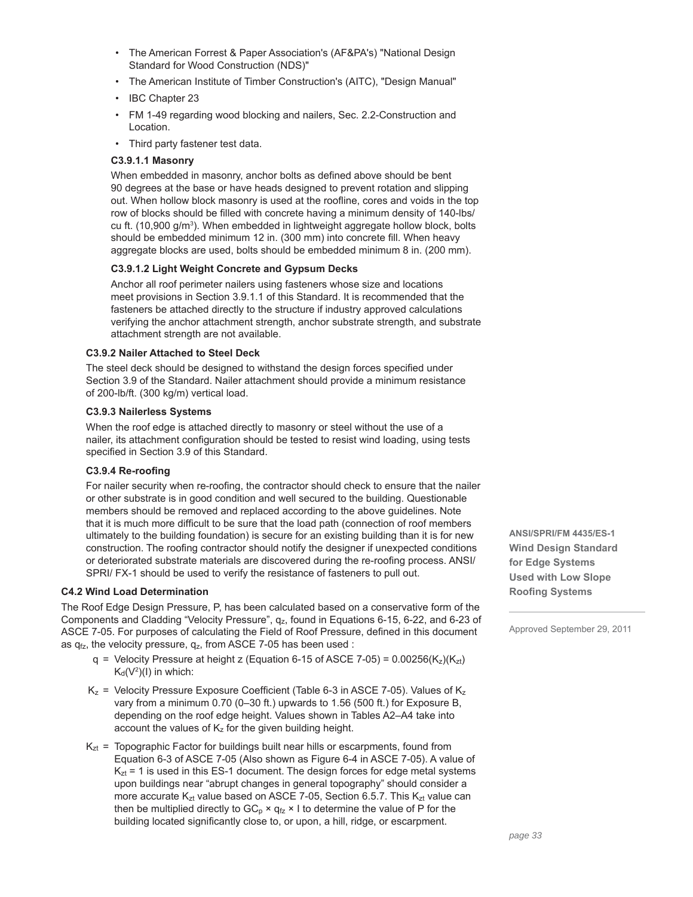- The American Forrest & Paper Association's (AF&PA's) "National Design Standard for Wood Construction (NDS)"
- The American Institute of Timber Construction's (AITC), "Design Manual"
- IBC Chapter 23
- FM 1-49 regarding wood blocking and nailers, Sec. 2.2-Construction and Location.
- Third party fastener test data.

#### C3.9.1.1 Masonry

When embedded in masonry, anchor bolts as defined above should be bent 90 degrees at the base or have heads designed to prevent rotation and slipping out. When hollow block masonry is used at the roofline, cores and voids in the top row of blocks should be filled with concrete having a minimum density of 140-lbs/cu ft. (10,900 g/$m^3$). When embedded in lightweight aggregate hollow block, bolts should be embedded minimum 12 in. (300 mm) into concrete fill. When heavy aggregate blocks are used, bolts should be embedded minimum 8 in. (200 mm).

#### C3.9.1.2 Light Weight Concrete and Gypsum Decks

Anchor all roof perimeter nailers using fasteners whose size and locations meet provisions in Section 3.9.1.1 of this Standard. It is recommended that the fasteners be attached directly to the structure if industry approved calculations verifying the anchor attachment strength, anchor substrate strength, and substrate attachment strength are not available.

### C3.9.2 Nailer Attached to Steel Deck

The steel deck should be designed to withstand the design forces specified under Section 3.9 of the Standard. Nailer attachment should provide a minimum resistance of 200-lb/ft. (300 kg/m) vertical load.

### C3.9.3 Nailerless Systems

When the roof edge is attached directly to masonry or steel without the use of a nailer, its attachment configuration should be tested to resist wind loading, using tests specified in Section 3.9 of this Standard.

### C3.9.4 Re-roofing

For nailer security when re-roofing, the contractor should check to ensure that the nailer or other substrate is in good condition and well secured to the building. Questionable members should be removed and replaced according to the above guidelines. Note that it is much more difficult to be sure that the load path (connection of roof members ultimately to the building foundation) is secure for an existing building than it is for new construction. The roofing contractor should notify the designer if unexpected conditions or deteriorated substrate materials are discovered during the re-roofing process. ANSI/ SPRI/ FX-1 should be used to verify the resistance of fasteners to pull out.

## C4.2 Wind Load Design Determination

The Roof Edge Design Pressure, P, has been calculated based on a conservative form of the Components and Cladding "Velocity Pressure", $q_z$, found in Equations 6-15, 6-22, and 6-23 of ASCE 7-05. For purposes of calculating the Field of Roof Pressure, defined in this document as $q_{fz}$, the velocity pressure, $q_z$, from ASCE 7-05 has been used :

- $q$ = Velocity Pressure at height z (Equation 6-15 of ASCE 7-05) = $0.00256(K_z)(K_{zt})K_d(V^2)(I)$ in which:
- $K_z$ = Velocity Pressure Exposure Coefficient (Table 6-3 in ASCE 7-05). Values of $K_z$ vary from a minimum 0.70 (0–30 ft.) upwards to 1.56 (500 ft.) for Exposure B, depending on the roof edge height. Values shown in Tables A2–A4 take into account the values of $K_z$ for the given building height.
- $K_{zt}$ = Topographic Factor for buildings built near hills or escarpments, found from Equation 6-3 of ASCE 7-05 (Also shown as Figure 6-4 in ASCE 7-05). A value of $K_{zt}$ = 1 is used in this ES-1 document. The design forces for edge metal systems upon buildings near "abrupt changes in general topography" should consider a more accurate $K_{zt}$ value based on ASCE 7-05, Section 6.5.7. This $K_{zt}$ value can then be multiplied directly to $GC_p \times q_{fz} \times I$ to determine the value of P for the building located significantly close to, or upon, a hill, ridge, or escarpment.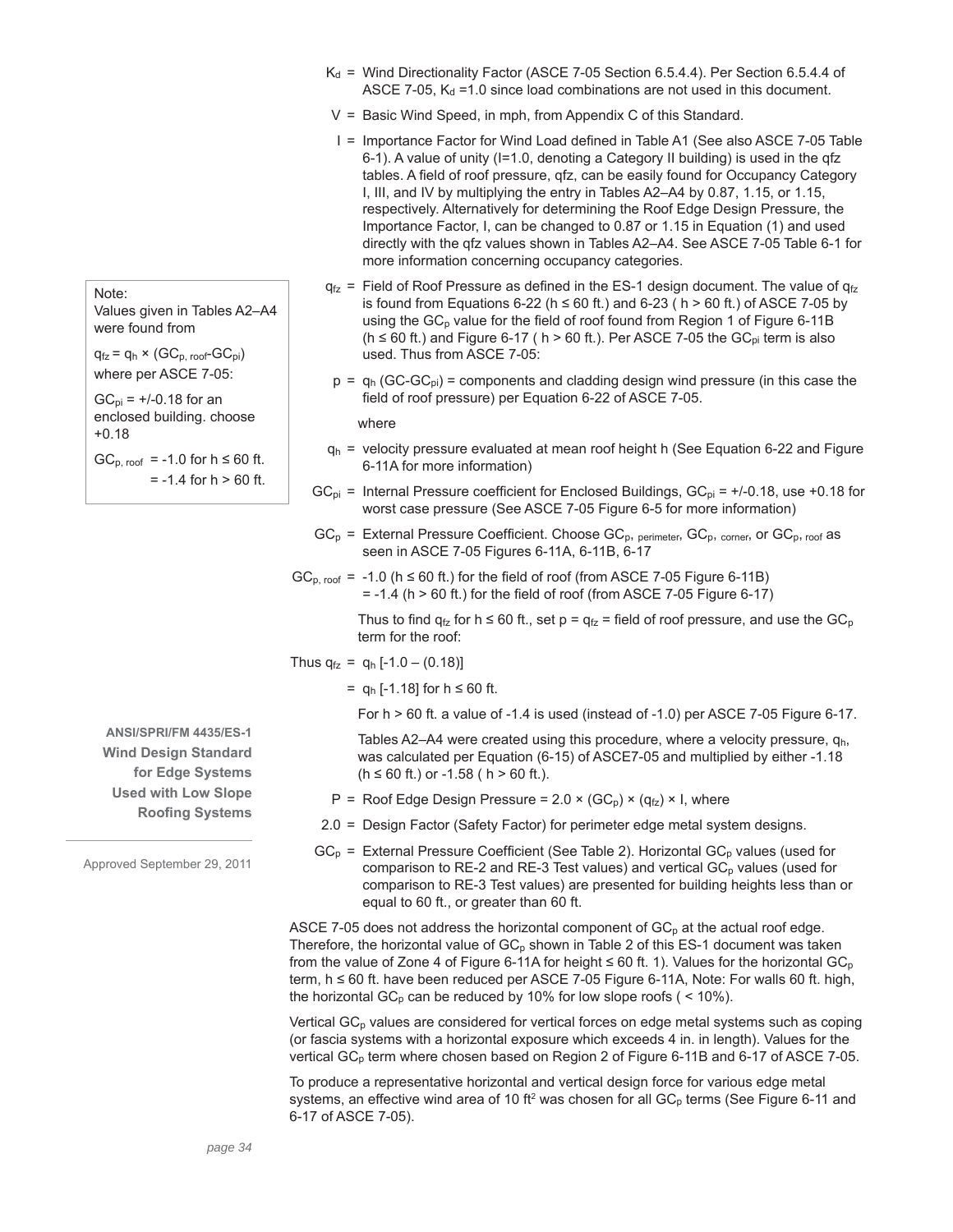$K_d$ = Wind Directionality Factor (ASCE 7-05 Section 6.5.4.4). Per Section 6.5.4.4 of ASCE 7-05, $K_d$ =1.0 since load combinations are not used in this document.

V = Basic Wind Speed, in mph, from Appendix C of this Standard.

I = Importance Factor for Wind Load defined in Table A1 (See also ASCE 7-05 Table 6-1). A value of unity (I=1.0, denoting a Category II building) is used in the qfz tables. A field of roof pressure, qfz, can be easily found for Occupancy Category I, III, and IV by multiplying the entry in Tables A2–A4 by 0.87, 1.15, or 1.15, respectively. Alternatively for determining the Roof Edge Design Pressure, the Importance Factor, I, can be changed to 0.87 or 1.15 in Equation (1) and used directly with the qfz values shown in Tables A2–A4. See ASCE 7-05 Table 6-1 for more information concerning occupancy categories.

> Note:
> Values given in Tables A2–A4 were found from
>
> $q_{fz} = q_h \times (GC_{p,\,roof} - GC_{pi})$
>
> where per ASCE 7-05:
>
> $GC_{pi}$ = +/-0.18 for an enclosed building. choose +0.18
>
> $GC_{p,\,roof}$ = -1.0 for h ≤ 60 ft.
> = -1.4 for h > 60 ft.

$q_{fz}$ = Field of Roof Pressure as defined in the ES-1 design document. The value of $q_{fz}$ is found from Equations 6-22 (h ≤ 60 ft.) and 6-23 ( h > 60 ft.) of ASCE 7-05 by using the $GC_p$ value for the field of roof found from Region 1 of Figure 6-11B (h ≤ 60 ft.) and Figure 6-17 ( h > 60 ft.). Per ASCE 7-05 the $GC_{pi}$ term is also used. Thus from ASCE 7-05:

p = $q_h$ (GC-$GC_{pi}$) = components and cladding design wind pressure (in this case the field of roof pressure) per Equation 6-22 of ASCE 7-05.

where

$q_h$ = velocity pressure evaluated at mean roof height h (See Equation 6-22 and Figure 6-11A for more information)

$GC_{pi}$ = Internal Pressure coefficient for Enclosed Buildings, $GC_{pi}$ = +/-0.18, use +0.18 for worst case pressure (See ASCE 7-05 Figure 6-5 for more information)

$GC_p$ = External Pressure Coefficient. Choose $GC_{p,\,perimeter}$, $GC_{p,\,corner}$, or $GC_{p,\,roof}$ as seen in ASCE 7-05 Figures 6-11A, 6-11B, 6-17

$GC_{p,\,roof}$ = -1.0 (h ≤ 60 ft.) for the field of roof (from ASCE 7-05 Figure 6-11B)
= -1.4 (h > 60 ft.) for the field of roof (from ASCE 7-05 Figure 6-17)

Thus to find $q_{fz}$ for h ≤ 60 ft., set p = $q_{fz}$ = field of roof pressure, and use the $GC_p$ term for the roof:

Thus $q_{fz} = q_h\,[-1.0 - (0.18)]$

$= q_h\,[-1.18]$ for h ≤ 60 ft.

For h > 60 ft. a value of -1.4 is used (instead of -1.0) per ASCE 7-05 Figure 6-17.

Tables A2–A4 were created using this procedure, where a velocity pressure, $q_h$, was calculated per Equation (6-15) of ASCE7-05 and multiplied by either -1.18 (h ≤ 60 ft.) or -1.58 ( h > 60 ft.).

P = Roof Edge Design Pressure = 2.0 × ($GC_p$) × ($q_{fz}$) × I, where

2.0 = Design Factor (Safety Factor) for perimeter edge metal system designs.

$GC_p$ = External Pressure Coefficient (See Table 2). Horizontal $GC_p$ values (used for comparison to RE-2 and RE-3 Test values) and vertical $GC_p$ values (used for comparison to RE-3 Test values) are presented for building heights less than or equal to 60 ft., or greater than 60 ft.

ASCE 7-05 does not address the horizontal component of $GC_p$ at the actual roof edge. Therefore, the horizontal value of $GC_p$ shown in Table 2 of this ES-1 document was taken from the value of Zone 4 of Figure 6-11A for height ≤ 60 ft. 1). Values for the horizontal $GC_p$ term, h ≤ 60 ft. have been reduced per ASCE 7-05 Figure 6-11A, Note: For walls 60 ft. high, the horizontal $GC_p$ can be reduced by 10% for low slope roofs ( < 10%).

Vertical $GC_p$ values are considered for vertical forces on edge metal systems such as coping (or fascia systems with a horizontal exposure which exceeds 4 in. in length). Values for the vertical $GC_p$ term where chosen based on Region 2 of Figure 6-11B and 6-17 of ASCE 7-05.

To produce a representative horizontal and vertical design force for various edge metal systems, an effective wind area of 10 ft² was chosen for all $GC_p$ terms (See Figure 6-11 and 6-17 of ASCE 7-05).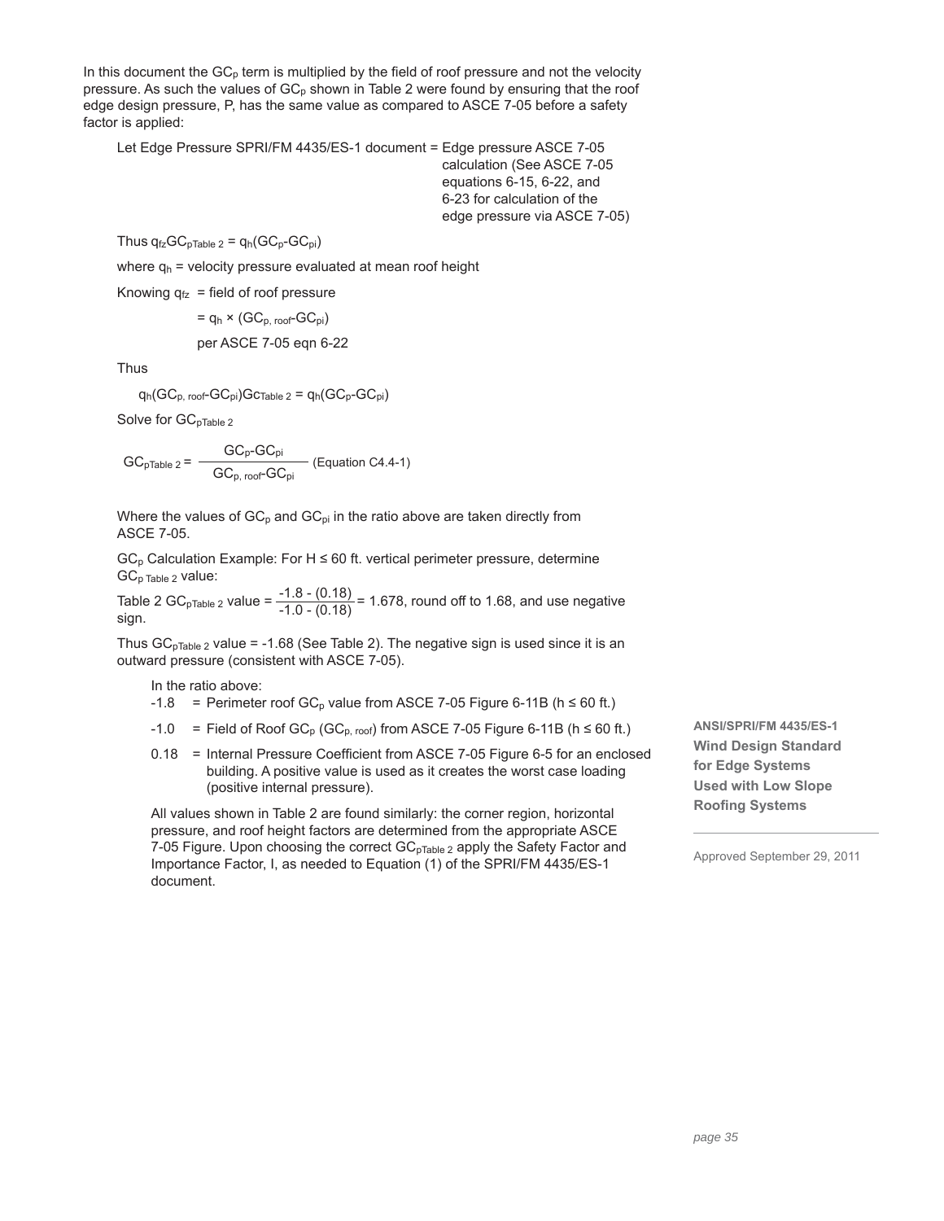In this document the $GC_p$ term is multiplied by the field of roof pressure and not the velocity pressure. As such the values of $GC_p$ shown in Table 2 were found by ensuring that the roof edge design pressure, P, has the same value as compared to ASCE 7-05 before a safety factor is applied:

Let Edge Pressure SPRI/FM 4435/ES-1 document = Edge pressure ASCE 7-05 calculation (See ASCE 7-05 equations 6-15, 6-22, and 6-23 for calculation of the edge pressure via ASCE 7-05)

Thus $q_{fz}GC_{pTable\ 2} = q_h(GC_p\text{-}GC_{pi})$

where $q_h$ = velocity pressure evaluated at mean roof height

Knowing $q_{fz}$ = field of roof pressure

$= q_h \times (GC_{p,\ roof}\text{-}GC_{pi})$

per ASCE 7-05 eqn 6-22

Thus

$q_h(GC_{p,\ roof}\text{-}GC_{pi})Gc_{Table\ 2} = q_h(GC_p\text{-}GC_{pi})$

Solve for $GC_{pTable\ 2}$

$$GC_{pTable\ 2} = \frac{GC_p\text{-}GC_{pi}}{GC_{p,\ roof}\text{-}GC_{pi}} \quad \text{(Equation C4.4-1)}$$

Where the values of $GC_p$ and $GC_{pi}$ in the ratio above are taken directly from ASCE 7-05.

$GC_p$ Calculation Example: For H ≤ 60 ft. vertical perimeter pressure, determine $GC_{p\ Table\ 2}$ value:

Table 2 $GC_{pTable\ 2}$ value = $\frac{-1.8 - (0.18)}{-1.0 - (0.18)}$ = 1.678, round off to 1.68, and use negative sign.

Thus $GC_{pTable\ 2}$ value = -1.68 (See Table 2). The negative sign is used since it is an outward pressure (consistent with ASCE 7-05).

In the ratio above:

- -1.8 = Perimeter roof $GC_p$ value from ASCE 7-05 Figure 6-11B (h ≤ 60 ft.)
- -1.0 = Field of Roof $GC_p$ ($GC_{p,\ roof}$) from ASCE 7-05 Figure 6-11B (h ≤ 60 ft.)
- 0.18 = Internal Pressure Coefficient from ASCE 7-05 Figure 6-5 for an enclosed building. A positive value is used as it creates the worst case loading (positive internal pressure).

All values shown in Table 2 are found similarly: the corner region, horizontal pressure, and roof height factors are determined from the appropriate ASCE 7-05 Figure. Upon choosing the correct $GC_{pTable\ 2}$ apply the Safety Factor and Importance Factor, I, as needed to Equation (1) of the SPRI/FM 4435/ES-1 document.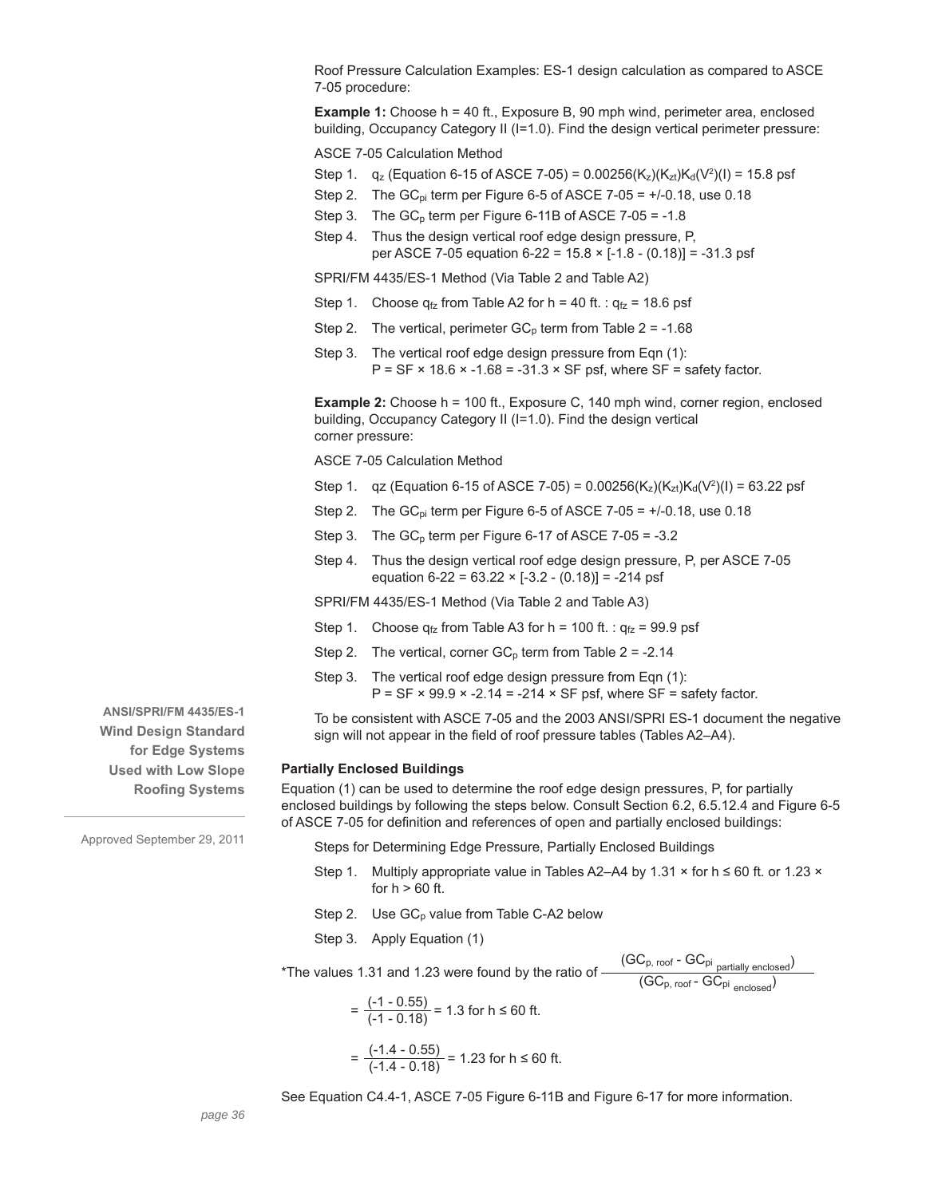Roof Pressure Calculation Examples: ES-1 design calculation as compared to ASCE 7-05 procedure:

**Example 1:** Choose h = 40 ft., Exposure B, 90 mph wind, perimeter area, enclosed building, Occupancy Category II (I=1.0). Find the design vertical perimeter pressure:

ASCE 7-05 Calculation Method

Step 1. $q_z$ (Equation 6-15 of ASCE 7-05) = $0.00256(K_z)(K_{zt})K_d(V^2)(I)$ = 15.8 psf

Step 2. The $GC_{pi}$ term per Figure 6-5 of ASCE 7-05 = +/-0.18, use 0.18

Step 3. The $GC_p$ term per Figure 6-11B of ASCE 7-05 = -1.8

Step 4. Thus the design vertical roof edge design pressure, P, per ASCE 7-05 equation 6-22 = 15.8 × [-1.8 - (0.18)] = -31.3 psf

SPRI/FM 4435/ES-1 Method (Via Table 2 and Table A2)

Step 1. Choose $q_{fz}$ from Table A2 for h = 40 ft. : $q_{fz}$ = 18.6 psf

Step 2. The vertical, perimeter $GC_p$ term from Table 2 = -1.68

Step 3. The vertical roof edge design pressure from Eqn (1): P = SF × 18.6 × -1.68 = -31.3 × SF psf, where SF = safety factor.

**Example 2:** Choose h = 100 ft., Exposure C, 140 mph wind, corner region, enclosed building, Occupancy Category II (I=1.0). Find the design vertical corner pressure:

ASCE 7-05 Calculation Method

Step 1. qz (Equation 6-15 of ASCE 7-05) = $0.00256(K_z)(K_{zt})K_d(V^2)(I)$ = 63.22 psf

Step 2. The $GC_{pi}$ term per Figure 6-5 of ASCE 7-05 = +/-0.18, use 0.18

Step 3. The $GC_p$ term per Figure 6-17 of ASCE 7-05 = -3.2

Step 4. Thus the design vertical roof edge design pressure, P, per ASCE 7-05 equation 6-22 = 63.22 × [-3.2 - (0.18)] = -214 psf

SPRI/FM 4435/ES-1 Method (Via Table 2 and Table A3)

Step 1. Choose $q_{fz}$ from Table A3 for h = 100 ft. : $q_{fz}$ = 99.9 psf

Step 2. The vertical, corner $GC_p$ term from Table 2 = -2.14

Step 3. The vertical roof edge design pressure from Eqn (1): P = SF × 99.9 × -2.14 = -214 × SF psf, where SF = safety factor.

To be consistent with ASCE 7-05 and the 2003 ANSI/SPRI ES-1 document the negative sign will not appear in the field of roof pressure tables (Tables A2–A4).

**Partially Enclosed Buildings**

Equation (1) can be used to determine the roof edge design pressures, P, for partially enclosed buildings by following the steps below. Consult Section 6.2, 6.5.12.4 and Figure 6-5 of ASCE 7-05 for definition and references of open and partially enclosed buildings:

Steps for Determining Edge Pressure, Partially Enclosed Buildings

Step 1. Multiply appropriate value in Tables A2–A4 by 1.31 × for h ≤ 60 ft. or 1.23 × for h > 60 ft.

Step 2. Use $GC_p$ value from Table C-A2 below

Step 3. Apply Equation (1)

*The values 1.31 and 1.23 were found by the ratio of $\dfrac{(GC_{p,\,roof} - GC_{pi\ partially\ enclosed})}{(GC_{p,\,roof} - GC_{pi\ enclosed})}$

$$= \frac{(-1 - 0.55)}{(-1 - 0.18)} = 1.3 \text{ for h} \le 60 \text{ ft.}$$

$$= \frac{(-1.4 - 0.55)}{(-1.4 - 0.18)} = 1.23 \text{ for h} \le 60 \text{ ft.}$$

See Equation C4.4-1, ASCE 7-05 Figure 6-11B and Figure 6-17 for more information.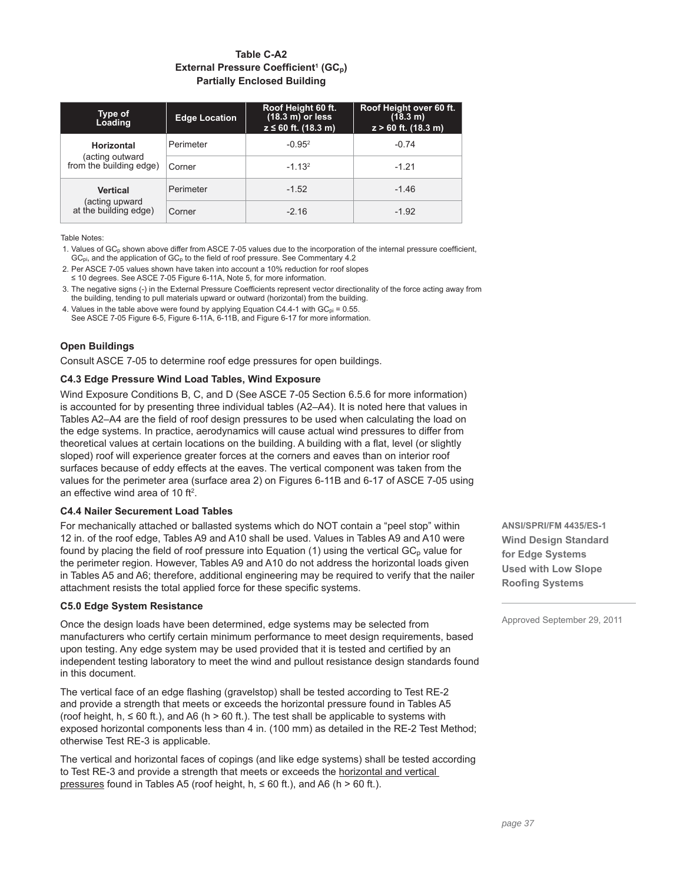**Table C-A2**
**External Pressure Coefficient[1] ($GC_p$)**
**Partially Enclosed Building**

| Type of Loading | Edge Location | Roof Height 60 ft. (18.3 m) or less $z \le 60$ ft. (18.3 m) | Roof Height over 60 ft. (18.3 m) $z > 60$ ft. (18.3 m) |
|---|---|---|---|
| **Horizontal** (acting outward from the building edge) | Perimeter | -0.95[2] | -0.74 |
| | Corner | -1.13[2] | -1.21 |
| **Vertical** (acting upward at the building edge) | Perimeter | -1.52 | -1.46 |
| | Corner | -2.16 | -1.92 |

Table Notes:

1. Values of $GC_p$ shown above differ from ASCE 7-05 values due to the incorporation of the internal pressure coefficient, $GC_{pi}$, and the application of $GC_p$ to the field of roof pressure. See Commentary 4.2
2. Per ASCE 7-05 values shown have taken into account a 10% reduction for roof slopes ≤ 10 degrees. See ASCE 7-05 Figure 6-11A, Note 5, for more information.
3. The negative signs (-) in the External Pressure Coefficients represent vector directionality of the force acting away from the building, tending to pull materials upward or outward (horizontal) from the building.
4. Values in the table above were found by applying Equation C4.4-1 with $GC_{pi}$ = 0.55. See ASCE 7-05 Figure 6-5, Figure 6-11A, 6-11B, and Figure 6-17 for more information.

### Open Buildings

Consult ASCE 7-05 to determine roof edge pressures for open buildings.

### C4.3 Edge Pressure Wind Load Tables, Wind Exposure

Wind Exposure Conditions B, C, and D (See ASCE 7-05 Section 6.5.6 for more information) is accounted for by presenting three individual tables (A2–A4). It is noted here that values in Tables A2–A4 are the field of roof design pressures to be used when calculating the load on the edge systems. In practice, aerodynamics will cause actual wind pressures to differ from theoretical values at certain locations on the building. A building with a flat, level (or slightly sloped) roof will experience greater forces at the corners and eaves than on interior roof surfaces because of eddy effects at the eaves. The vertical component was taken from the values for the perimeter area (surface area 2) on Figures 6-11B and 6-17 of ASCE 7-05 using an effective wind area of 10 $ft^2$.

### C4.4 Nailer Securement Load Tables

For mechanically attached or ballasted systems which do NOT contain a "peel stop" within 12 in. of the roof edge, Tables A9 and A10 shall be used. Values in Tables A9 and A10 were found by placing the field of roof pressure into Equation (1) using the vertical $GC_p$ value for the perimeter region. However, Tables A9 and A10 do not address the horizontal loads given in Tables A5 and A6; therefore, additional engineering may be required to verify that the nailer attachment resists the total applied force for these specific systems.

### C5.0 Edge System Resistance

Once the design loads have been determined, edge systems may be selected from manufacturers who certify certain minimum performance to meet design requirements, based upon testing. Any edge system may be used provided that it is tested and certified by an independent testing laboratory to meet the wind and pullout resistance design standards found in this document.

The vertical face of an edge flashing (gravelstop) shall be tested according to Test RE-2 and provide a strength that meets or exceeds the horizontal pressure found in Tables A5 (roof height, h, ≤ 60 ft.), and A6 (h > 60 ft.). The test shall be applicable to systems with exposed horizontal components less than 4 in. (100 mm) as detailed in the RE-2 Test Method; otherwise Test RE-3 is applicable.

The vertical and horizontal faces of copings (and like edge systems) shall be tested according to Test RE-3 and provide a strength that meets or exceeds the horizontal and vertical pressures found in Tables A5 (roof height, h, ≤ 60 ft.), and A6 (h > 60 ft.).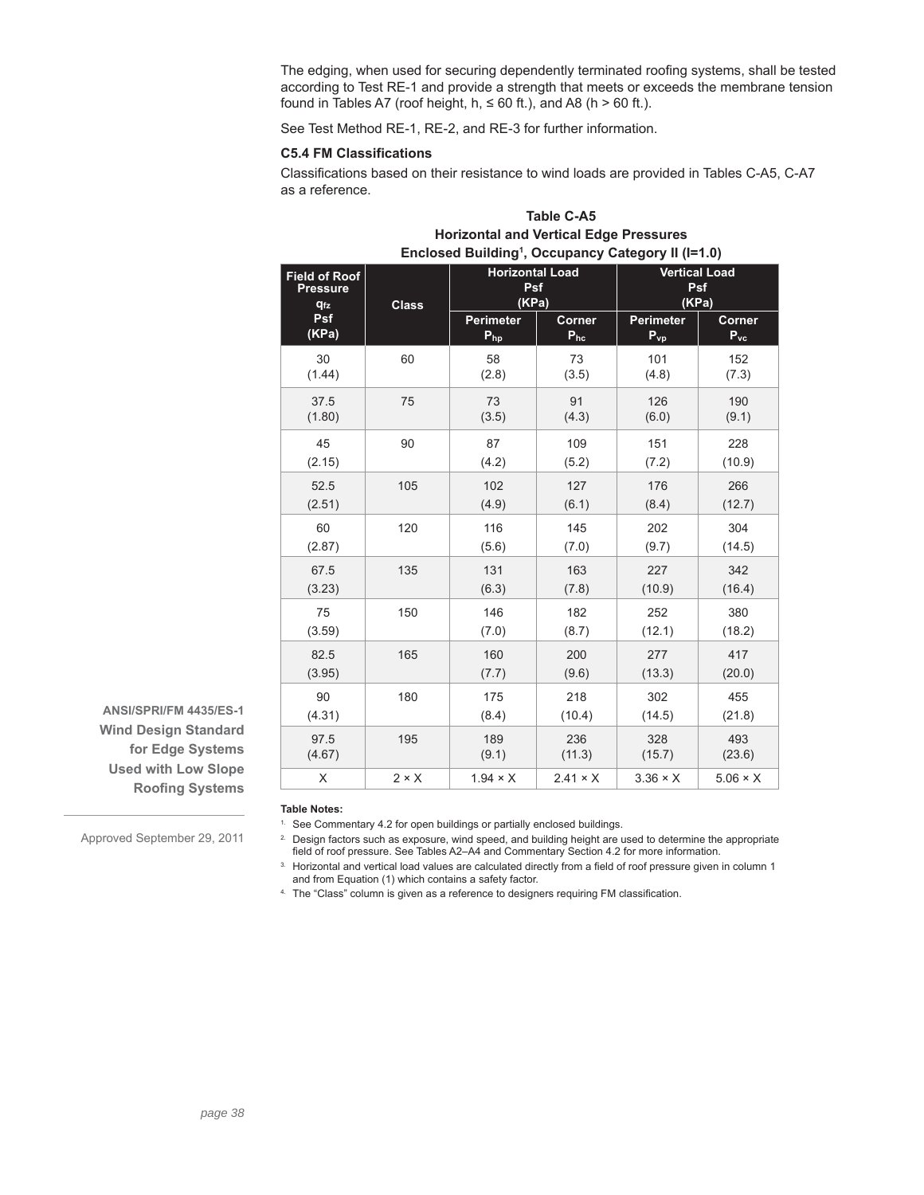The edging, when used for securing dependently terminated roofing systems, shall be tested according to Test RE-1 and provide a strength that meets or exceeds the membrane tension found in Tables A7 (roof height, h, ≤ 60 ft.), and A8 (h > 60 ft.).

See Test Method RE-1, RE-2, and RE-3 for further information.

### C5.4 FM Classifications

Classifications based on their resistance to wind loads are provided in Tables C-A5, C-A7 as a reference.

**Table C-A5**
**Horizontal and Vertical Edge Pressures**
**Enclosed Building[1], Occupancy Category II (I=1.0)**

| Field of Roof Pressure $q_{fz}$ Psf (KPa) | Class | Horizontal Load Psf (KPa) | | Vertical Load Psf (KPa) | |
|---|---|---|---|---|---|
| | | Perimeter $P_{hp}$ | Corner $P_{hc}$ | Perimeter $P_{vp}$ | Corner $P_{vc}$ |
| 30 (1.44) | 60 | 58 (2.8) | 73 (3.5) | 101 (4.8) | 152 (7.3) |
| 37.5 (1.80) | 75 | 73 (3.5) | 91 (4.3) | 126 (6.0) | 190 (9.1) |
| 45 (2.15) | 90 | 87 (4.2) | 109 (5.2) | 151 (7.2) | 228 (10.9) |
| 52.5 (2.51) | 105 | 102 (4.9) | 127 (6.1) | 176 (8.4) | 266 (12.7) |
| 60 (2.87) | 120 | 116 (5.6) | 145 (7.0) | 202 (9.7) | 304 (14.5) |
| 67.5 (3.23) | 135 | 131 (6.3) | 163 (7.8) | 227 (10.9) | 342 (16.4) |
| 75 (3.59) | 150 | 146 (7.0) | 182 (8.7) | 252 (12.1) | 380 (18.2) |
| 82.5 (3.95) | 165 | 160 (7.7) | 200 (9.6) | 277 (13.3) | 417 (20.0) |
| 90 (4.31) | 180 | 175 (8.4) | 218 (10.4) | 302 (14.5) | 455 (21.8) |
| 97.5 (4.67) | 195 | 189 (9.1) | 236 (11.3) | 328 (15.7) | 493 (23.6) |
| X | 2 × X | 1.94 × X | 2.41 × X | 3.36 × X | 5.06 × X |

**Table Notes:**

1. See Commentary 4.2 for open buildings or partially enclosed buildings.
2. Design factors such as exposure, wind speed, and building height are used to determine the appropriate field of roof pressure. See Tables A2–A4 and Commentary Section 4.2 for more information.
3. Horizontal and vertical load values are calculated directly from a field of roof pressure given in column 1 and from Equation (1) which contains a safety factor.
4. The "Class" column is given as a reference to designers requiring FM classification.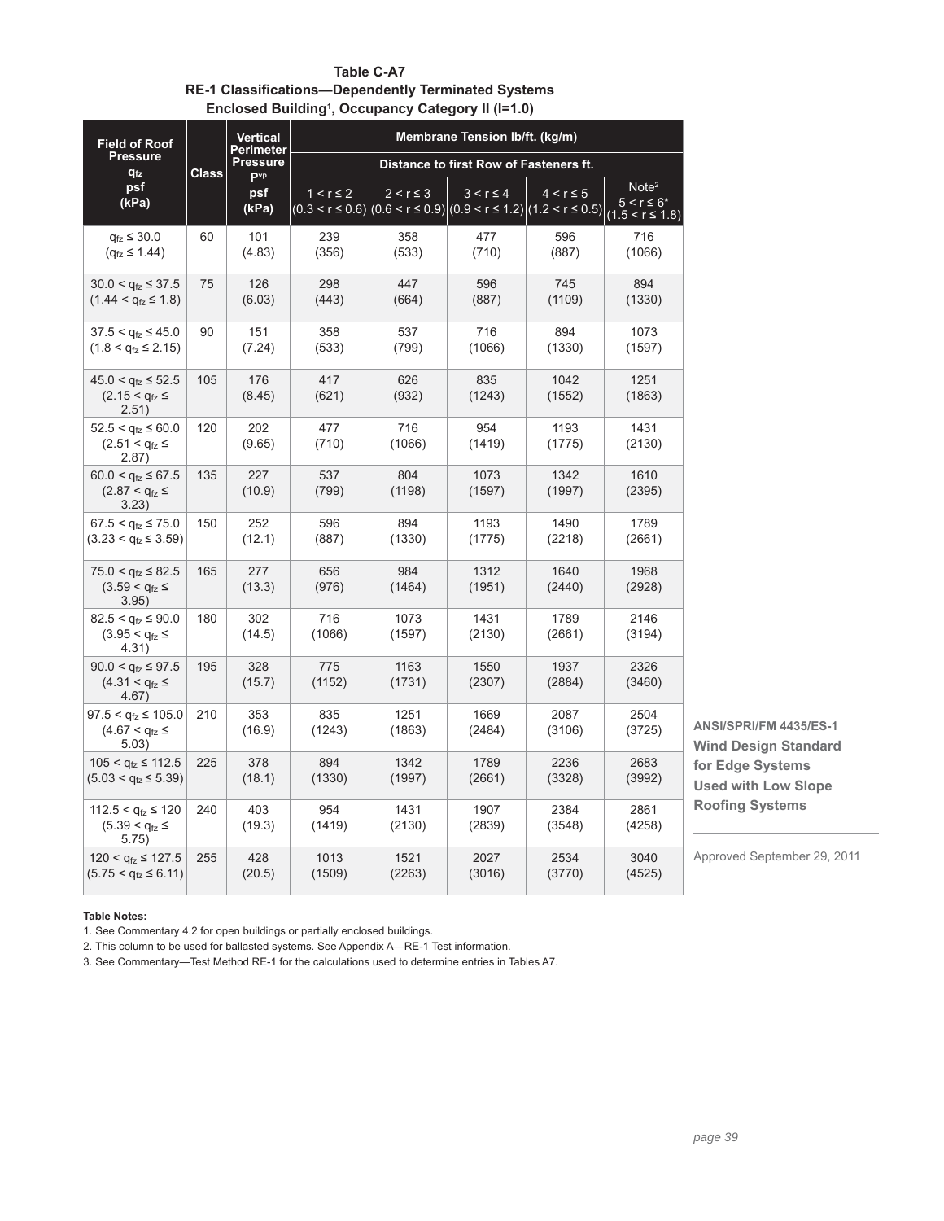**Table C-A7**
**RE-1 Classifications—Dependently Terminated Systems**
**Enclosed Building[1], Occupancy Category II (I=1.0)**

| Field of Roof Pressure $q_{fz}$ psf (kPa) | Class | Vertical Perimeter Pressure $P_{vp}$ psf (kPa) | Membrane Tension lb/ft. (kg/m) | | | | |
|---|---|---|---|---|---|---|---|
| | | | Distance to first Row of Fasteners ft. | | | | |
| | | | $1 < r \le 2$ $(0.3 < r \le 0.6)$ | $2 < r \le 3$ $(0.6 < r \le 0.9)$ | $3 < r \le 4$ $(0.9 < r \le 1.2)$ | $4 < r \le 5$ $(1.2 < r \le 0.5)$ | Note[2] $5 < r \le 6$* $(1.5 < r \le 1.8)$ |
| $q_{fz} \le 30.0$ $(q_{fz} \le 1.44)$ | 60 | 101 (4.83) | 239 (356) | 358 (533) | 477 (710) | 596 (887) | 716 (1066) |
| $30.0 < q_{fz} \le 37.5$ $(1.44 < q_{fz} \le 1.8)$ | 75 | 126 (6.03) | 298 (443) | 447 (664) | 596 (887) | 745 (1109) | 894 (1330) |
| $37.5 < q_{fz} \le 45.0$ $(1.8 < q_{fz} \le 2.15)$ | 90 | 151 (7.24) | 358 (533) | 537 (799) | 716 (1066) | 894 (1330) | 1073 (1597) |
| $45.0 < q_{fz} \le 52.5$ $(2.15 < q_{fz} \le 2.51)$ | 105 | 176 (8.45) | 417 (621) | 626 (932) | 835 (1243) | 1042 (1552) | 1251 (1863) |
| $52.5 < q_{fz} \le 60.0$ $(2.51 < q_{fz} \le 2.87)$ | 120 | 202 (9.65) | 477 (710) | 716 (1066) | 954 (1419) | 1193 (1775) | 1431 (2130) |
| $60.0 < q_{fz} \le 67.5$ $(2.87 < q_{fz} \le 3.23)$ | 135 | 227 (10.9) | 537 (799) | 804 (1198) | 1073 (1597) | 1342 (1997) | 1610 (2395) |
| $67.5 < q_{fz} \le 75.0$ $(3.23 < q_{fz} \le 3.59)$ | 150 | 252 (12.1) | 596 (887) | 894 (1330) | 1193 (1775) | 1490 (2218) | 1789 (2661) |
| $75.0 < q_{fz} \le 82.5$ $(3.59 < q_{fz} \le 3.95)$ | 165 | 277 (13.3) | 656 (976) | 984 (1464) | 1312 (1951) | 1640 (2440) | 1968 (2928) |
| $82.5 < q_{fz} \le 90.0$ $(3.95 < q_{fz} \le 4.31)$ | 180 | 302 (14.5) | 716 (1066) | 1073 (1597) | 1431 (2130) | 1789 (2661) | 2146 (3194) |
| $90.0 < q_{fz} \le 97.5$ $(4.31 < q_{fz} \le 4.67)$ | 195 | 328 (15.7) | 775 (1152) | 1163 (1731) | 1550 (2307) | 1937 (2884) | 2326 (3460) |
| $97.5 < q_{fz} \le 105.0$ $(4.67 < q_{fz} \le 5.03)$ | 210 | 353 (16.9) | 835 (1243) | 1251 (1863) | 1669 (2484) | 2087 (3106) | 2504 (3725) |
| $105 < q_{fz} \le 112.5$ $(5.03 < q_{fz} \le 5.39)$ | 225 | 378 (18.1) | 894 (1330) | 1342 (1997) | 1789 (2661) | 2236 (3328) | 2683 (3992) |
| $112.5 < q_{fz} \le 120$ $(5.39 < q_{fz} \le 5.75)$ | 240 | 403 (19.3) | 954 (1419) | 1431 (2130) | 1907 (2839) | 2384 (3548) | 2861 (4258) |
| $120 < q_{fz} \le 127.5$ $(5.75 < q_{fz} \le 6.11)$ | 255 | 428 (20.5) | 1013 (1509) | 1521 (2263) | 2027 (3016) | 2534 (3770) | 3040 (4525) |

**Table Notes:**

1. See Commentary 4.2 for open buildings or partially enclosed buildings.
2. This column to be used for ballasted systems. See Appendix A—RE-1 Test information.
3. See Commentary—Test Method RE-1 for the calculations used to determine entries in Tables A7.

**ANSI/SPRI/FM 4435/ES-1 Wind Design Standard for Edge Systems Used with Low Slope Roofing Systems**

Approved September 29, 2011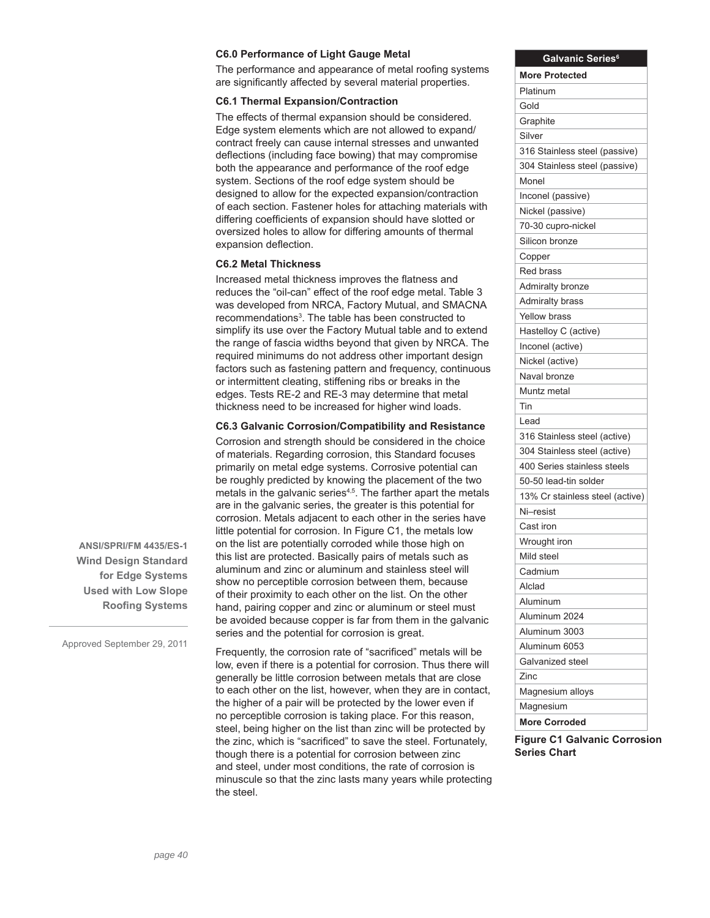### C6.0 Performance of Light Gauge Metal

The performance and appearance of metal roofing systems are significantly affected by several material properties.

### C6.1 Thermal Expansion/Contraction

The effects of thermal expansion should be considered. Edge system elements which are not allowed to expand/contract freely can cause internal stresses and unwanted deflections (including face bowing) that may compromise both the appearance and performance of the roof edge system. Sections of the roof edge system should be designed to allow for the expected expansion/contraction of each section. Fastener holes for attaching materials with differing coefficients of expansion should have slotted or oversized holes to allow for differing amounts of thermal expansion deflection.

### C6.2 Metal Thickness

Increased metal thickness improves the flatness and reduces the "oil-can" effect of the roof edge metal. Table 3 was developed from NRCA, Factory Mutual, and SMACNA recommendations[3]. The table has been constructed to simplify its use over the Factory Mutual table and to extend the range of fascia widths beyond that given by NRCA. The required minimums do not address other important design factors such as fastening pattern and frequency, continuous or intermittent cleating, stiffening ribs or breaks in the edges. Tests RE-2 and RE-3 may determine that metal thickness need to be increased for higher wind loads.

### C6.3 Galvanic Corrosion/Compatibility and Resistance

Corrosion and strength should be considered in the choice of materials. Regarding corrosion, this Standard focuses primarily on metal edge systems. Corrosive potential can be roughly predicted by knowing the placement of the two metals in the galvanic series[4,5]. The farther apart the metals are in the galvanic series, the greater is this potential for corrosion. Metals adjacent to each other in the series have little potential for corrosion. In Figure C1, the metals low on the list are potentially corroded while those high on this list are protected. Basically pairs of metals such as aluminum and zinc or aluminum and stainless steel will show no perceptible corrosion between them, because of their proximity to each other on the list. On the other hand, pairing copper and zinc or aluminum or steel must be avoided because copper is far from them in the galvanic series and the potential for corrosion is great.

Frequently, the corrosion rate of "sacrificed" metals will be low, even if there is a potential for corrosion. Thus there will generally be little corrosion between metals that are close to each other on the list, however, when they are in contact, the higher of a pair will be protected by the lower even if no perceptible corrosion is taking place. For this reason, steel, being higher on the list than zinc will be protected by the zinc, which is "sacrificed" to save the steel. Fortunately, though there is a potential for corrosion between zinc and steel, under most conditions, the rate of corrosion is minuscule so that the zinc lasts many years while protecting the steel.

| Galvanic Series[6] |
|---|
| **More Protected** |
| Platinum |
| Gold |
| Graphite |
| Silver |
| 316 Stainless steel (passive) |
| 304 Stainless steel (passive) |
| Monel |
| Inconel (passive) |
| Nickel (passive) |
| 70-30 cupro-nickel |
| Silicon bronze |
| Copper |
| Red brass |
| Admiralty bronze |
| Admiralty brass |
| Yellow brass |
| Hastelloy C (active) |
| Inconel (active) |
| Nickel (active) |
| Naval bronze |
| Muntz metal |
| Tin |
| Lead |
| 316 Stainless steel (active) |
| 304 Stainless steel (active) |
| 400 Series stainless steels |
| 50-50 lead-tin solder |
| 13% Cr stainless steel (active) |
| Ni–resist |
| Cast iron |
| Wrought iron |
| Mild steel |
| Cadmium |
| Alclad |
| Aluminum |
| Aluminum 2024 |
| Aluminum 3003 |
| Aluminum 6053 |
| Galvanized steel |
| Zinc |
| Magnesium alloys |
| Magnesium |
| **More Corroded** |

**Figure C1 Galvanic Corrosion Series Chart**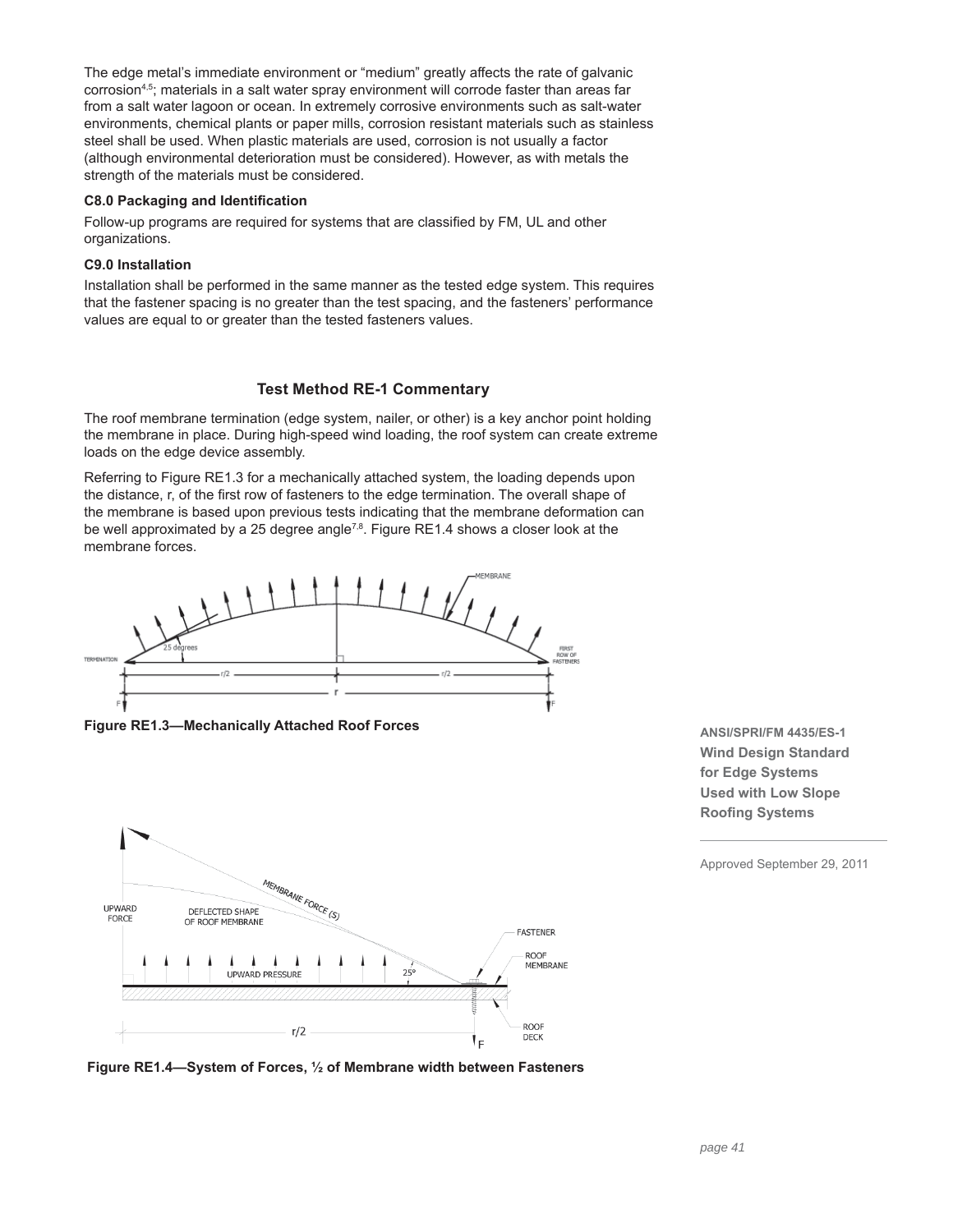The edge metal's immediate environment or "medium" greatly affects the rate of galvanic corrosion[4,5]; materials in a salt water spray environment will corrode faster than areas far from a salt water lagoon or ocean. In extremely corrosive environments such as salt-water environments, chemical plants or paper mills, corrosion resistant materials such as stainless steel shall be used. When plastic materials are used, corrosion is not usually a factor (although environmental deterioration must be considered). However, as with metals the strength of the materials must be considered.

### C8.0 Packaging and Identification

Follow-up programs are required for systems that are classified by FM, UL and other organizations.

### C9.0 Installation

Installation shall be performed in the same manner as the tested edge system. This requires that the fastener spacing is no greater than the test spacing, and the fasteners' performance values are equal to or greater than the tested fasteners values.

## Test Method RE-1 Commentary

The roof membrane termination (edge system, nailer, or other) is a key anchor point holding the membrane in place. During high-speed wind loading, the roof system can create extreme loads on the edge device assembly.

Referring to Figure RE1.3 for a mechanically attached system, the loading depends upon the distance, r, of the first row of fasteners to the edge termination. The overall shape of the membrane is based upon previous tests indicating that the membrane deformation can be well approximated by a 25 degree angle[7,8]. Figure RE1.4 shows a closer look at the membrane forces.

**Figure RE1.3—Mechanically Attached Roof Forces**

**Figure RE1.4—System of Forces, ½ of Membrane width between Fasteners**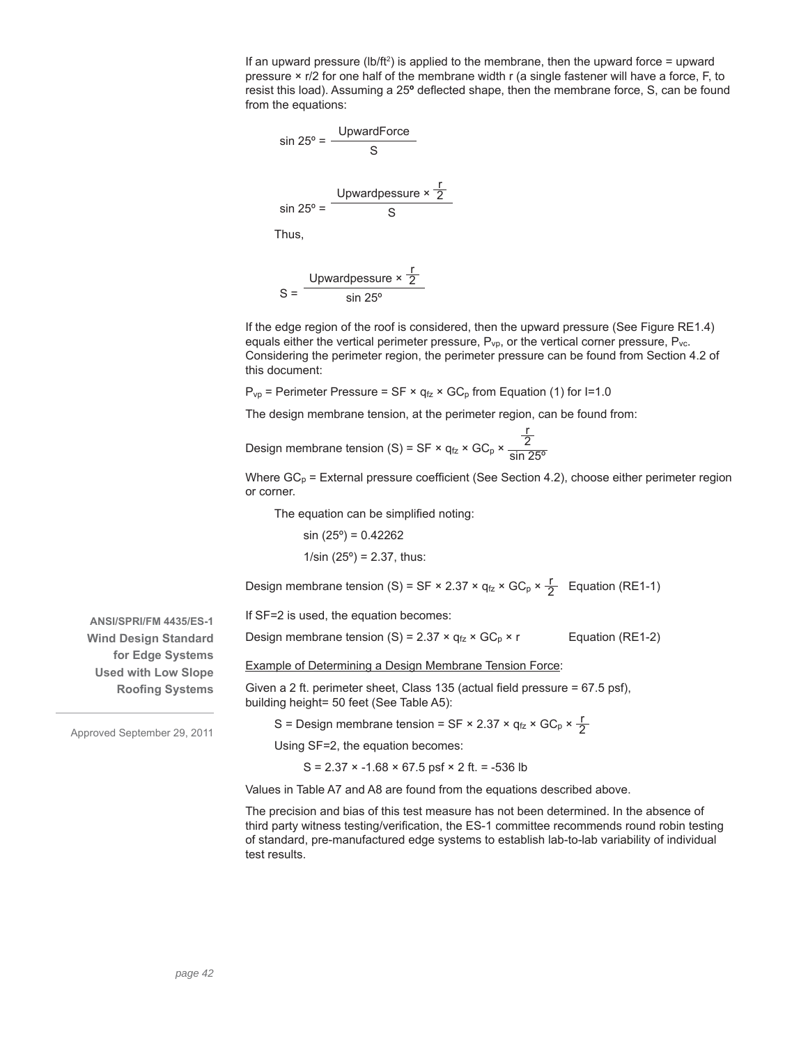If an upward pressure ($lb/ft^2$) is applied to the membrane, then the upward force = upward pressure × r/2 for one half of the membrane width r (a single fastener will have a force, F, to resist this load). Assuming a 25**º** deflected shape, then the membrane force, S, can be found from the equations:

$$\sin 25^\circ = \frac{\text{UpwardForce}}{S}$$

$$\sin 25^\circ = \frac{\text{Upwardpessure} \times \frac{r}{2}}{S}$$

Thus,

$$S = \frac{\text{Upwardpessure} \times \frac{r}{2}}{\sin 25^\circ}$$

If the edge region of the roof is considered, then the upward pressure (See Figure RE1.4) equals either the vertical perimeter pressure, $P_{vp}$, or the vertical corner pressure, $P_{vc}$. Considering the perimeter region, the perimeter pressure can be found from Section 4.2 of this document:

$P_{vp}$ = Perimeter Pressure = SF × $q_{fz}$ × $GC_p$ from Equation (1) for I=1.0

The design membrane tension, at the perimeter region, can be found from:

$$\text{Design membrane tension (S)} = SF \times q_{fz} \times GC_p \times \frac{\frac{r}{2}}{\sin 25^\circ}$$

Where $GC_p$ = External pressure coefficient (See Section 4.2), choose either perimeter region or corner.

The equation can be simplified noting:

$\sin (25^\circ) = 0.42262$

$1/\sin (25^\circ) = 2.37$, thus:

$$\text{Design membrane tension (S)} = SF \times 2.37 \times q_{fz} \times GC_p \times \frac{r}{2} \quad \text{Equation (RE1-1)}$$

If SF=2 is used, the equation becomes:

$$\text{Design membrane tension (S)} = 2.37 \times q_{fz} \times GC_p \times r \quad \text{Equation (RE1-2)}$$

Example of Determining a Design Membrane Tension Force:

Given a 2 ft. perimeter sheet, Class 135 (actual field pressure = 67.5 psf), building height= 50 feet (See Table A5):

$S$ = Design membrane tension = $SF \times 2.37 \times q_{fz} \times GC_p \times \frac{r}{2}$

Using SF=2, the equation becomes:

$S = 2.37 \times -1.68 \times 67.5 \text{ psf} \times 2 \text{ ft.} = -536 \text{ lb}$

Values in Table A7 and A8 are found from the equations described above.

The precision and bias of this test measure has not been determined. In the absence of third party witness testing/verification, the ES-1 committee recommends round robin testing of standard, pre-manufactured edge systems to establish lab-to-lab variability of individual test results.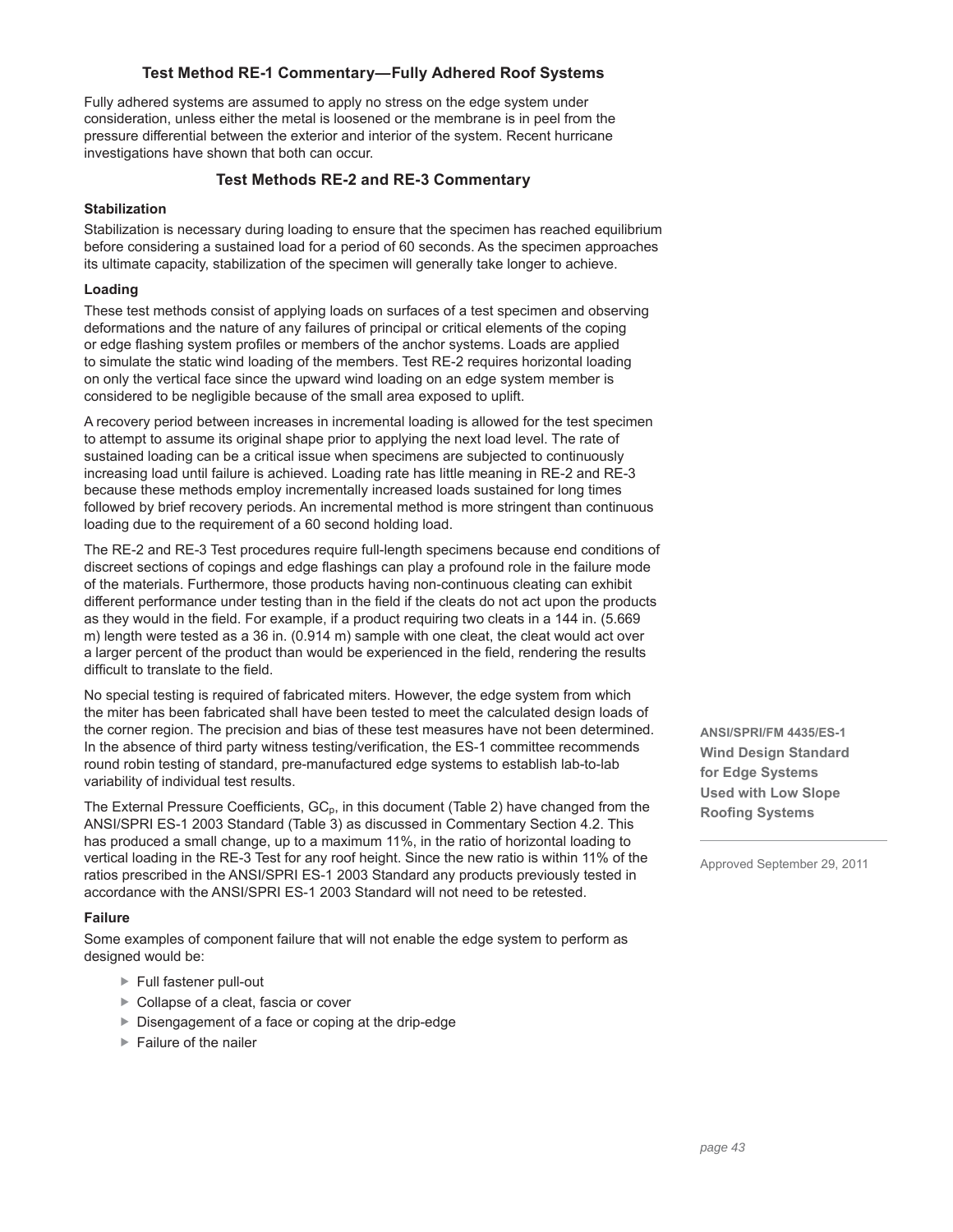## Test Method RE-1 Commentary—Fully Adhered Roof Systems

Fully adhered systems are assumed to apply no stress on the edge system under consideration, unless either the metal is loosened or the membrane is in peel from the pressure differential between the exterior and interior of the system. Recent hurricane investigations have shown that both can occur.

## Test Methods RE-2 and RE-3 Commentary

### Stabilization

Stabilization is necessary during loading to ensure that the specimen has reached equilibrium before considering a sustained load for a period of 60 seconds. As the specimen approaches its ultimate capacity, stabilization of the specimen will generally take longer to achieve.

### Loading

These test methods consist of applying loads on surfaces of a test specimen and observing deformations and the nature of any failures of principal or critical elements of the coping or edge flashing system profiles or members of the anchor systems. Loads are applied to simulate the static wind loading of the members. Test RE-2 requires horizontal loading on only the vertical face since the upward wind loading on an edge system member is considered to be negligible because of the small area exposed to uplift.

A recovery period between increases in incremental loading is allowed for the test specimen to attempt to assume its original shape prior to applying the next load level. The rate of sustained loading can be a critical issue when specimens are subjected to continuously increasing load until failure is achieved. Loading rate has little meaning in RE-2 and RE-3 because these methods employ incrementally increased loads sustained for long times followed by brief recovery periods. An incremental method is more stringent than continuous loading due to the requirement of a 60 second holding load.

The RE-2 and RE-3 Test procedures require full-length specimens because end conditions of discreet sections of copings and edge flashings can play a profound role in the failure mode of the materials. Furthermore, those products having non-continuous cleating can exhibit different performance under testing than in the field if the cleats do not act upon the products as they would in the field. For example, if a product requiring two cleats in a 144 in. (5.669 m) length were tested as a 36 in. (0.914 m) sample with one cleat, the cleat would act over a larger percent of the product than would be experienced in the field, rendering the results difficult to translate to the field.

No special testing is required of fabricated miters. However, the edge system from which the miter has been fabricated shall have been tested to meet the calculated design loads of the corner region. The precision and bias of these test measures have not been determined. In the absence of third party witness testing/verification, the ES-1 committee recommends round robin testing of standard, pre-manufactured edge systems to establish lab-to-lab variability of individual test results.

The External Pressure Coefficients, $GC_p$, in this document (Table 2) have changed from the ANSI/SPRI ES-1 2003 Standard (Table 3) as discussed in Commentary Section 4.2. This has produced a small change, up to a maximum 11%, in the ratio of horizontal loading to vertical loading in the RE-3 Test for any roof height. Since the new ratio is within 11% of the ratios prescribed in the ANSI/SPRI ES-1 2003 Standard any products previously tested in accordance with the ANSI/SPRI ES-1 2003 Standard will not need to be retested.

### Failure

Some examples of component failure that will not enable the edge system to perform as designed would be:

- Full fastener pull-out
- Collapse of a cleat, fascia or cover
- Disengagement of a face or coping at the drip-edge
- Failure of the nailer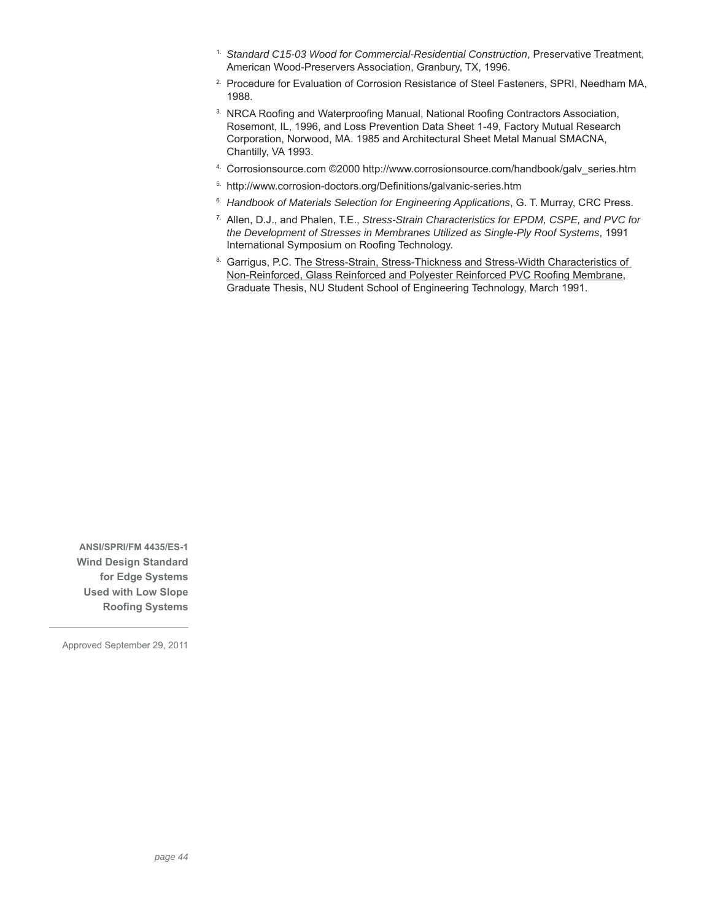1. *Standard C15-03 Wood for Commercial-Residential Construction*, Preservative Treatment, American Wood-Preservers Association, Granbury, TX, 1996.
2. Procedure for Evaluation of Corrosion Resistance of Steel Fasteners, SPRI, Needham MA, 1988.
3. NRCA Roofing and Waterproofing Manual, National Roofing Contractors Association, Rosemont, IL, 1996, and Loss Prevention Data Sheet 1-49, Factory Mutual Research Corporation, Norwood, MA. 1985 and Architectural Sheet Metal Manual SMACNA, Chantilly, VA 1993.
4. Corrosionsource.com ©2000 http://www.corrosionsource.com/handbook/galv_series.htm
5. http://www.corrosion-doctors.org/Definitions/galvanic-series.htm
6. *Handbook of Materials Selection for Engineering Applications*, G. T. Murray, CRC Press.
7. Allen, D.J., and Phalen, T.E., *Stress-Strain Characteristics for EPDM, CSPE, and PVC for the Development of Stresses in Membranes Utilized as Single-Ply Roof Systems*, 1991 International Symposium on Roofing Technology.
8. Garrigus, P.C. The Stress-Strain, Stress-Thickness and Stress-Width Characteristics of Non-Reinforced, Glass Reinforced and Polyester Reinforced PVC Roofing Membrane, Graduate Thesis, NU Student School of Engineering Technology, March 1991.

**ANSI/SPRI/FM 4435/ES-1**
**Wind Design Standard for Edge Systems Used with Low Slope Roofing Systems**

Approved September 29, 2011